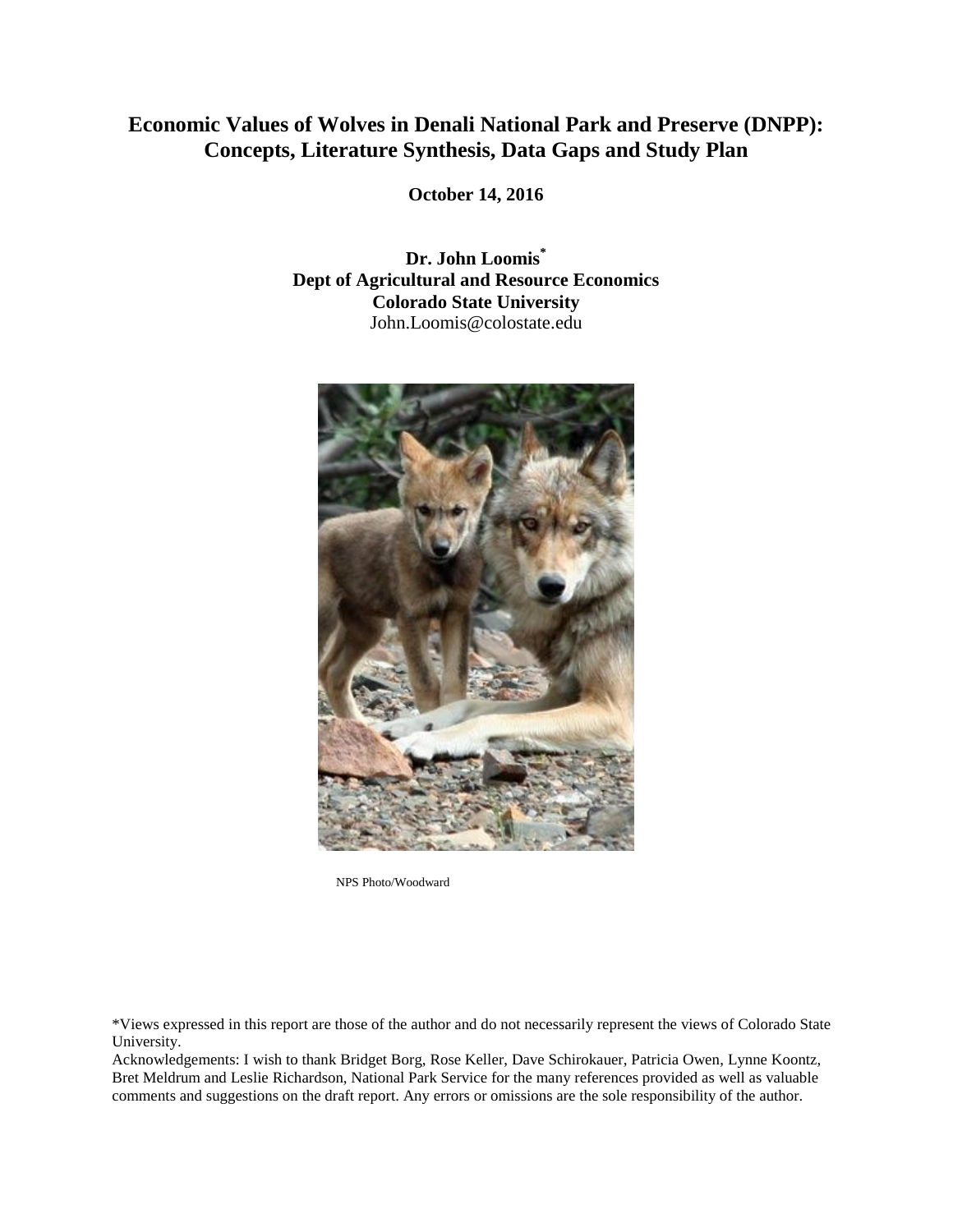# Economic Values of Wolves in Denali National Park and Preserve (DNPP): Concepts, Literature Synthesis, Data Gaps and Study Plan

**October 14, 2016**

**Dr. John Loomis[*]**
**Dept of Agricultural and Resource Economics**
**Colorado State University**
John.Loomis@colostate.edu

NPS Photo/Woodward

*Views expressed in this report are those of the author and do not necessarily represent the views of Colorado State University.

Acknowledgements: I wish to thank Bridget Borg, Rose Keller, Dave Schirokauer, Patricia Owen, Lynne Koontz, Bret Meldrum and Leslie Richardson, National Park Service for the many references provided as well as valuable comments and suggestions on the draft report. Any errors or omissions are the sole responsibility of the author.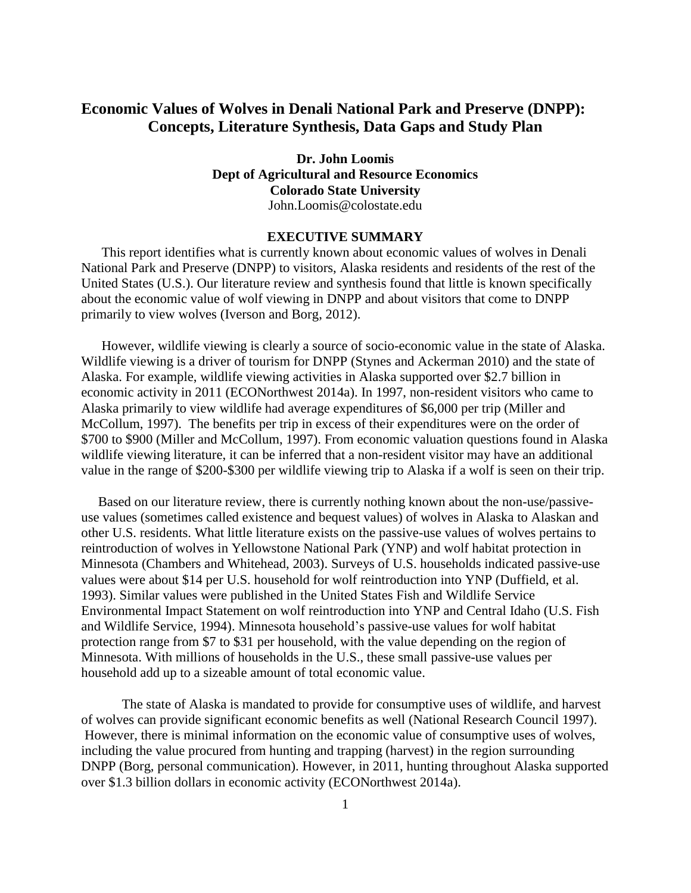# Economic Values of Wolves in Denali National Park and Preserve (DNPP): Concepts, Literature Synthesis, Data Gaps and Study Plan

**Dr. John Loomis**
**Dept of Agricultural and Resource Economics**
**Colorado State University**
John.Loomis@colostate.edu

## EXECUTIVE SUMMARY

This report identifies what is currently known about economic values of wolves in Denali National Park and Preserve (DNPP) to visitors, Alaska residents and residents of the rest of the United States (U.S.). Our literature review and synthesis found that little is known specifically about the economic value of wolf viewing in DNPP and about visitors that come to DNPP primarily to view wolves (Iverson and Borg, 2012).

However, wildlife viewing is clearly a source of socio-economic value in the state of Alaska. Wildlife viewing is a driver of tourism for DNPP (Stynes and Ackerman 2010) and the state of Alaska. For example, wildlife viewing activities in Alaska supported over $2.7 billion in economic activity in 2011 (ECONorthwest 2014a). In 1997, non-resident visitors who came to Alaska primarily to view wildlife had average expenditures of $6,000 per trip (Miller and McCollum, 1997). The benefits per trip in excess of their expenditures were on the order of $700 to $900 (Miller and McCollum, 1997). From economic valuation questions found in Alaska wildlife viewing literature, it can be inferred that a non-resident visitor may have an additional value in the range of $200-$300 per wildlife viewing trip to Alaska if a wolf is seen on their trip.

Based on our literature review, there is currently nothing known about the non-use/passive-use values (sometimes called existence and bequest values) of wolves in Alaska to Alaskan and other U.S. residents. What little literature exists on the passive-use values of wolves pertains to reintroduction of wolves in Yellowstone National Park (YNP) and wolf habitat protection in Minnesota (Chambers and Whitehead, 2003). Surveys of U.S. households indicated passive-use values were about $14 per U.S. household for wolf reintroduction into YNP (Duffield, et al. 1993). Similar values were published in the United States Fish and Wildlife Service Environmental Impact Statement on wolf reintroduction into YNP and Central Idaho (U.S. Fish and Wildlife Service, 1994). Minnesota household's passive-use values for wolf habitat protection range from $7 to $31 per household, with the value depending on the region of Minnesota. With millions of households in the U.S., these small passive-use values per household add up to a sizeable amount of total economic value.

The state of Alaska is mandated to provide for consumptive uses of wildlife, and harvest of wolves can provide significant economic benefits as well (National Research Council 1997). However, there is minimal information on the economic value of consumptive uses of wolves, including the value procured from hunting and trapping (harvest) in the region surrounding DNPP (Borg, personal communication). However, in 2011, hunting throughout Alaska supported over $1.3 billion dollars in economic activity (ECONorthwest 2014a).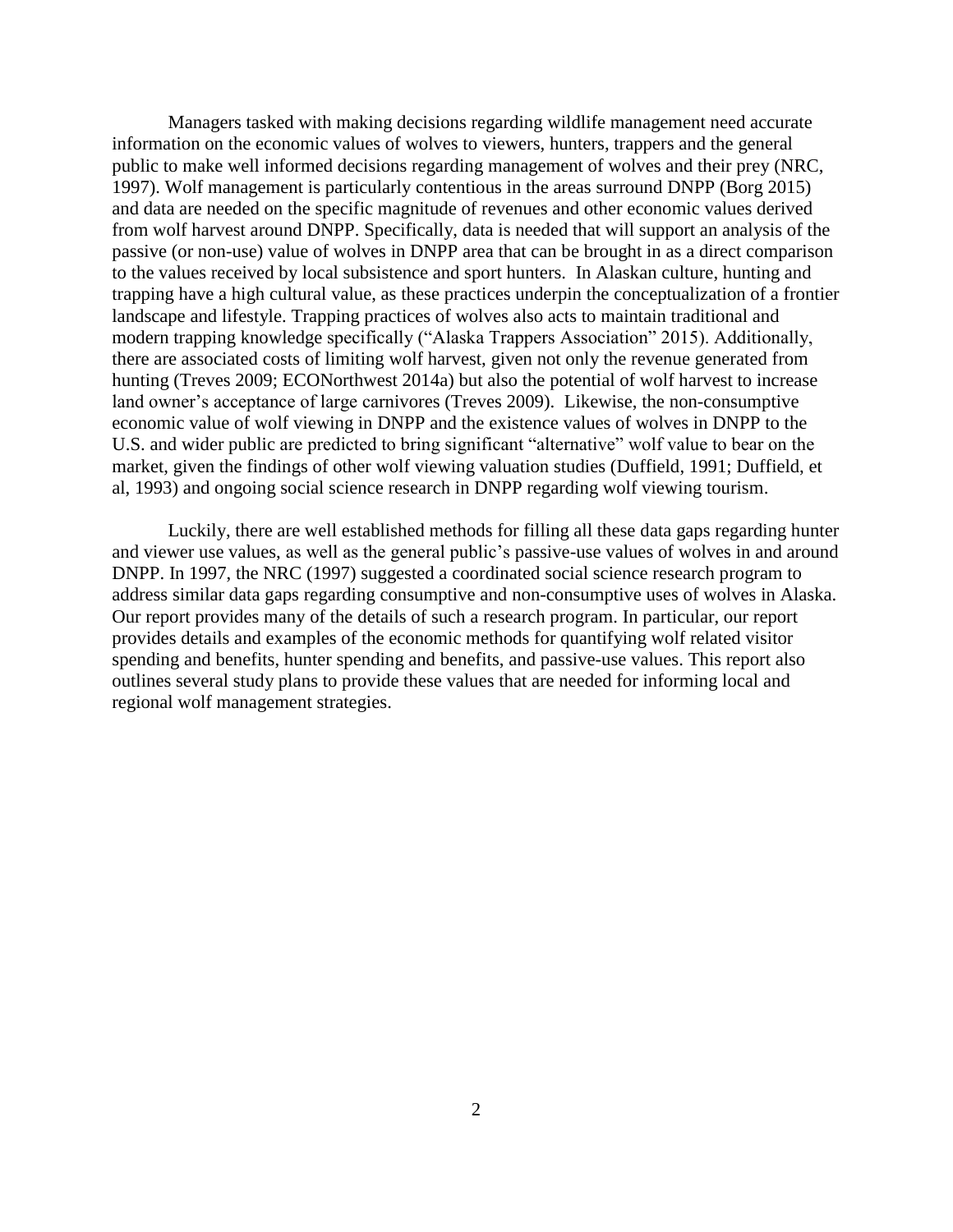Managers tasked with making decisions regarding wildlife management need accurate information on the economic values of wolves to viewers, hunters, trappers and the general public to make well informed decisions regarding management of wolves and their prey (NRC, 1997). Wolf management is particularly contentious in the areas surround DNPP (Borg 2015) and data are needed on the specific magnitude of revenues and other economic values derived from wolf harvest around DNPP. Specifically, data is needed that will support an analysis of the passive (or non-use) value of wolves in DNPP area that can be brought in as a direct comparison to the values received by local subsistence and sport hunters. In Alaskan culture, hunting and trapping have a high cultural value, as these practices underpin the conceptualization of a frontier landscape and lifestyle. Trapping practices of wolves also acts to maintain traditional and modern trapping knowledge specifically ("Alaska Trappers Association" 2015). Additionally, there are associated costs of limiting wolf harvest, given not only the revenue generated from hunting (Treves 2009; ECONorthwest 2014a) but also the potential of wolf harvest to increase land owner's acceptance of large carnivores (Treves 2009). Likewise, the non-consumptive economic value of wolf viewing in DNPP and the existence values of wolves in DNPP to the U.S. and wider public are predicted to bring significant "alternative" wolf value to bear on the market, given the findings of other wolf viewing valuation studies (Duffield, 1991; Duffield, et al, 1993) and ongoing social science research in DNPP regarding wolf viewing tourism.

Luckily, there are well established methods for filling all these data gaps regarding hunter and viewer use values, as well as the general public's passive-use values of wolves in and around DNPP. In 1997, the NRC (1997) suggested a coordinated social science research program to address similar data gaps regarding consumptive and non-consumptive uses of wolves in Alaska. Our report provides many of the details of such a research program. In particular, our report provides details and examples of the economic methods for quantifying wolf related visitor spending and benefits, hunter spending and benefits, and passive-use values. This report also outlines several study plans to provide these values that are needed for informing local and regional wolf management strategies.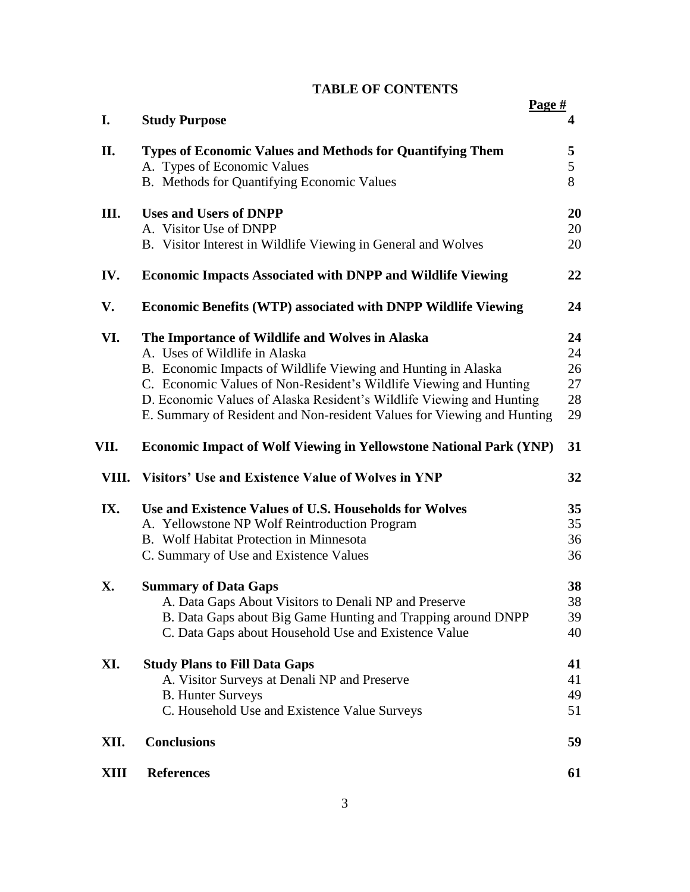# TABLE OF CONTENTS

| | | Page # |
|---|---|---|
| **I.** | **Study Purpose** | **4** |
| **II.** | **Types of Economic Values and Methods for Quantifying Them** | **5** |
| | A. Types of Economic Values | 5 |
| | B. Methods for Quantifying Economic Values | 8 |
| **III.** | **Uses and Users of DNPP** | **20** |
| | A. Visitor Use of DNPP | 20 |
| | B. Visitor Interest in Wildlife Viewing in General and Wolves | 20 |
| **IV.** | **Economic Impacts Associated with DNPP and Wildlife Viewing** | **22** |
| **V.** | **Economic Benefits (WTP) associated with DNPP Wildlife Viewing** | **24** |
| **VI.** | **The Importance of Wildlife and Wolves in Alaska** | **24** |
| | A. Uses of Wildlife in Alaska | 24 |
| | B. Economic Impacts of Wildlife Viewing and Hunting in Alaska | 26 |
| | C. Economic Values of Non-Resident's Wildlife Viewing and Hunting | 27 |
| | D. Economic Values of Alaska Resident's Wildlife Viewing and Hunting | 28 |
| | E. Summary of Resident and Non-resident Values for Viewing and Hunting | 29 |
| **VII.** | **Economic Impact of Wolf Viewing in Yellowstone National Park (YNP)** | **31** |
| **VIII.** | **Visitors' Use and Existence Value of Wolves in YNP** | **32** |
| **IX.** | **Use and Existence Values of U.S. Households for Wolves** | **35** |
| | A. Yellowstone NP Wolf Reintroduction Program | 35 |
| | B. Wolf Habitat Protection in Minnesota | 36 |
| | C. Summary of Use and Existence Values | 36 |
| **X.** | **Summary of Data Gaps** | **38** |
| | A. Data Gaps About Visitors to Denali NP and Preserve | 38 |
| | B. Data Gaps about Big Game Hunting and Trapping around DNPP | 39 |
| | C. Data Gaps about Household Use and Existence Value | 40 |
| **XI.** | **Study Plans to Fill Data Gaps** | **41** |
| | A. Visitor Surveys at Denali NP and Preserve | 41 |
| | B. Hunter Surveys | 49 |
| | C. Household Use and Existence Value Surveys | 51 |
| **XII.** | **Conclusions** | **59** |
| **XIII** | **References** | **61** |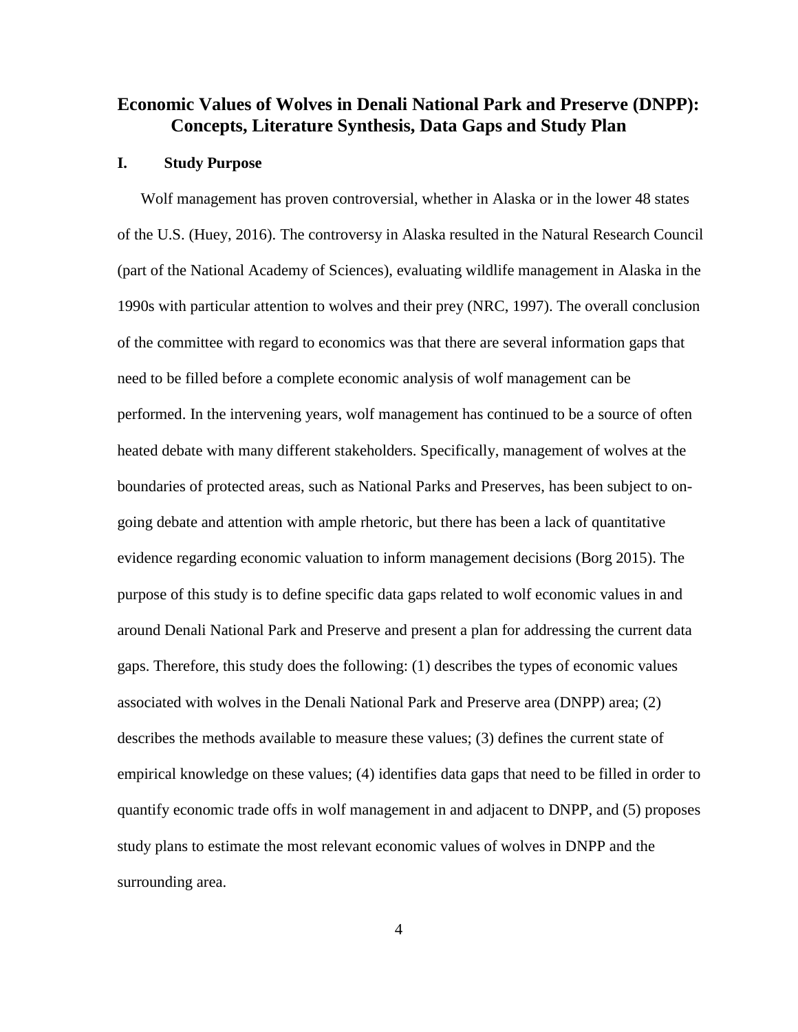# Economic Values of Wolves in Denali National Park and Preserve (DNPP): Concepts, Literature Synthesis, Data Gaps and Study Plan

## I. Study Purpose

Wolf management has proven controversial, whether in Alaska or in the lower 48 states of the U.S. (Huey, 2016). The controversy in Alaska resulted in the Natural Research Council (part of the National Academy of Sciences), evaluating wildlife management in Alaska in the 1990s with particular attention to wolves and their prey (NRC, 1997). The overall conclusion of the committee with regard to economics was that there are several information gaps that need to be filled before a complete economic analysis of wolf management can be performed. In the intervening years, wolf management has continued to be a source of often heated debate with many different stakeholders. Specifically, management of wolves at the boundaries of protected areas, such as National Parks and Preserves, has been subject to on-going debate and attention with ample rhetoric, but there has been a lack of quantitative evidence regarding economic valuation to inform management decisions (Borg 2015). The purpose of this study is to define specific data gaps related to wolf economic values in and around Denali National Park and Preserve and present a plan for addressing the current data gaps. Therefore, this study does the following: (1) describes the types of economic values associated with wolves in the Denali National Park and Preserve area (DNPP) area; (2) describes the methods available to measure these values; (3) defines the current state of empirical knowledge on these values; (4) identifies data gaps that need to be filled in order to quantify economic trade offs in wolf management in and adjacent to DNPP, and (5) proposes study plans to estimate the most relevant economic values of wolves in DNPP and the surrounding area.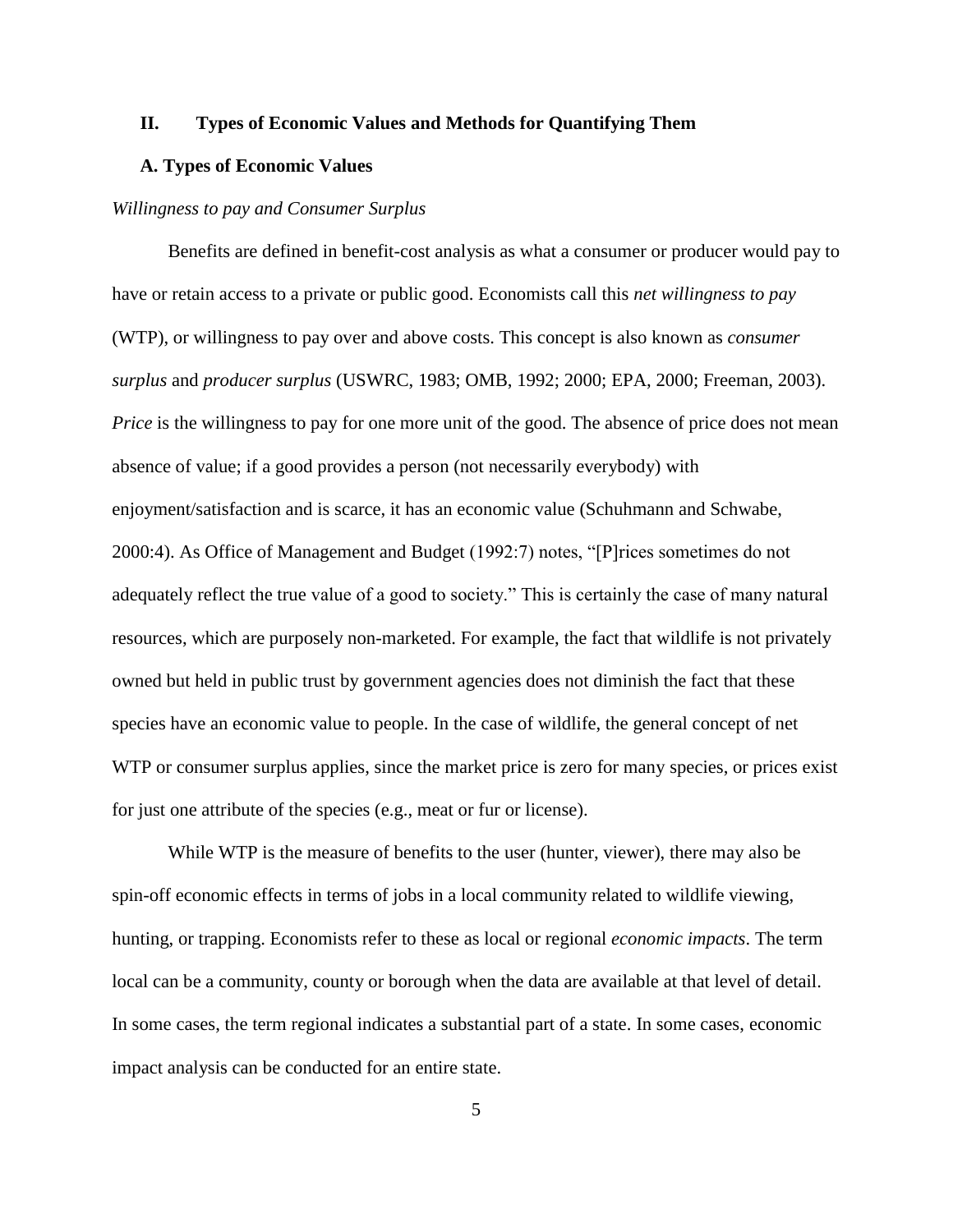## II. Types of Economic Values and Methods for Quantifying Them

### A. Types of Economic Values

*Willingness to pay and Consumer Surplus*

Benefits are defined in benefit-cost analysis as what a consumer or producer would pay to have or retain access to a private or public good. Economists call this *net willingness to pay* (WTP), or willingness to pay over and above costs. This concept is also known as *consumer surplus* and *producer surplus* (USWRC, 1983; OMB, 1992; 2000; EPA, 2000; Freeman, 2003). *Price* is the willingness to pay for one more unit of the good. The absence of price does not mean absence of value; if a good provides a person (not necessarily everybody) with enjoyment/satisfaction and is scarce, it has an economic value (Schuhmann and Schwabe, 2000:4). As Office of Management and Budget (1992:7) notes, "[P]rices sometimes do not adequately reflect the true value of a good to society." This is certainly the case of many natural resources, which are purposely non-marketed. For example, the fact that wildlife is not privately owned but held in public trust by government agencies does not diminish the fact that these species have an economic value to people. In the case of wildlife, the general concept of net WTP or consumer surplus applies, since the market price is zero for many species, or prices exist for just one attribute of the species (e.g., meat or fur or license).

While WTP is the measure of benefits to the user (hunter, viewer), there may also be spin-off economic effects in terms of jobs in a local community related to wildlife viewing, hunting, or trapping. Economists refer to these as local or regional *economic impacts*. The term local can be a community, county or borough when the data are available at that level of detail. In some cases, the term regional indicates a substantial part of a state. In some cases, economic impact analysis can be conducted for an entire state.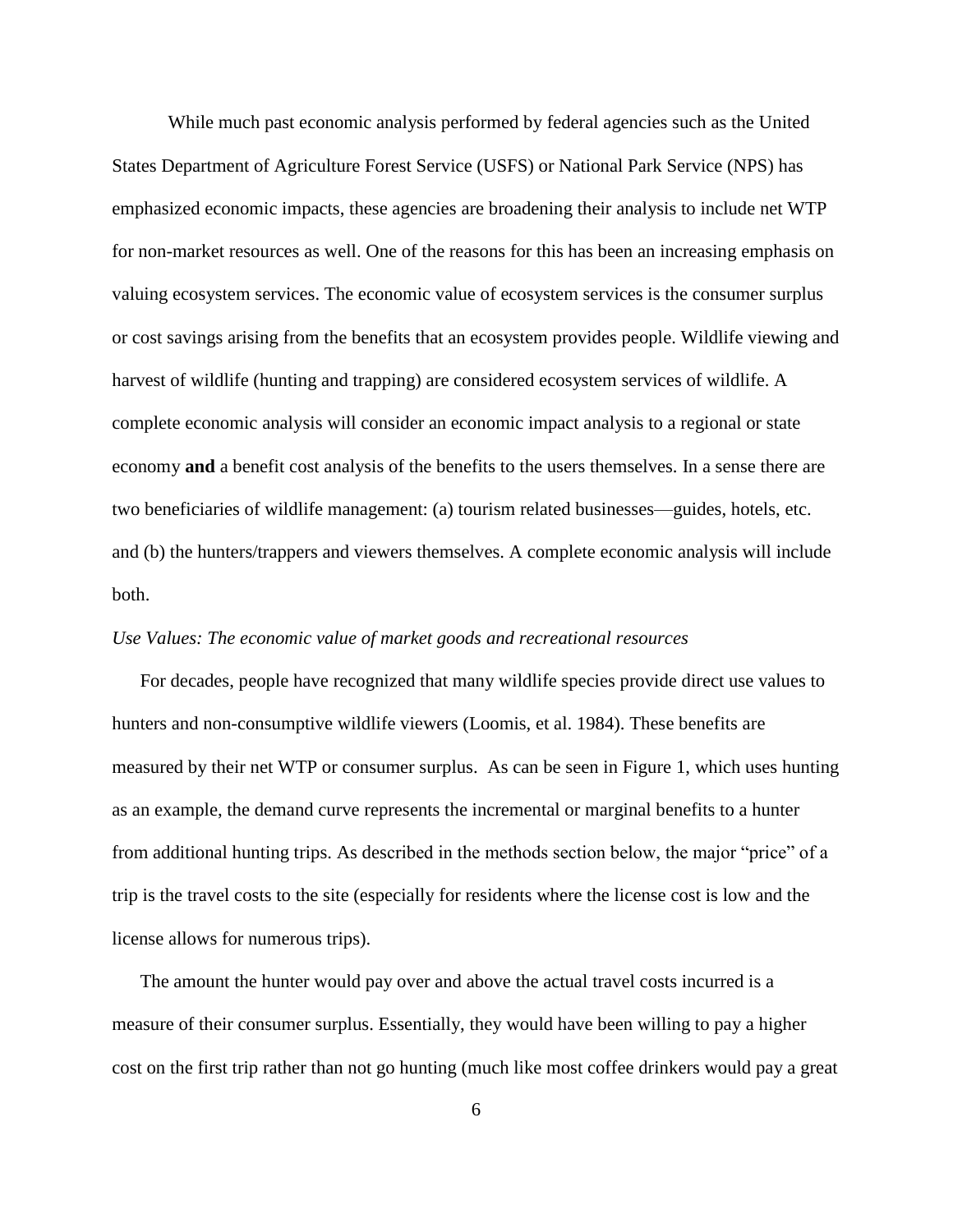While much past economic analysis performed by federal agencies such as the United States Department of Agriculture Forest Service (USFS) or National Park Service (NPS) has emphasized economic impacts, these agencies are broadening their analysis to include net WTP for non-market resources as well. One of the reasons for this has been an increasing emphasis on valuing ecosystem services. The economic value of ecosystem services is the consumer surplus or cost savings arising from the benefits that an ecosystem provides people. Wildlife viewing and harvest of wildlife (hunting and trapping) are considered ecosystem services of wildlife. A complete economic analysis will consider an economic impact analysis to a regional or state economy **and** a benefit cost analysis of the benefits to the users themselves. In a sense there are two beneficiaries of wildlife management: (a) tourism related businesses—guides, hotels, etc. and (b) the hunters/trappers and viewers themselves. A complete economic analysis will include both.

*Use Values: The economic value of market goods and recreational resources*

For decades, people have recognized that many wildlife species provide direct use values to hunters and non-consumptive wildlife viewers (Loomis, et al. 1984). These benefits are measured by their net WTP or consumer surplus. As can be seen in Figure 1, which uses hunting as an example, the demand curve represents the incremental or marginal benefits to a hunter from additional hunting trips. As described in the methods section below, the major "price" of a trip is the travel costs to the site (especially for residents where the license cost is low and the license allows for numerous trips).

The amount the hunter would pay over and above the actual travel costs incurred is a measure of their consumer surplus. Essentially, they would have been willing to pay a higher cost on the first trip rather than not go hunting (much like most coffee drinkers would pay a great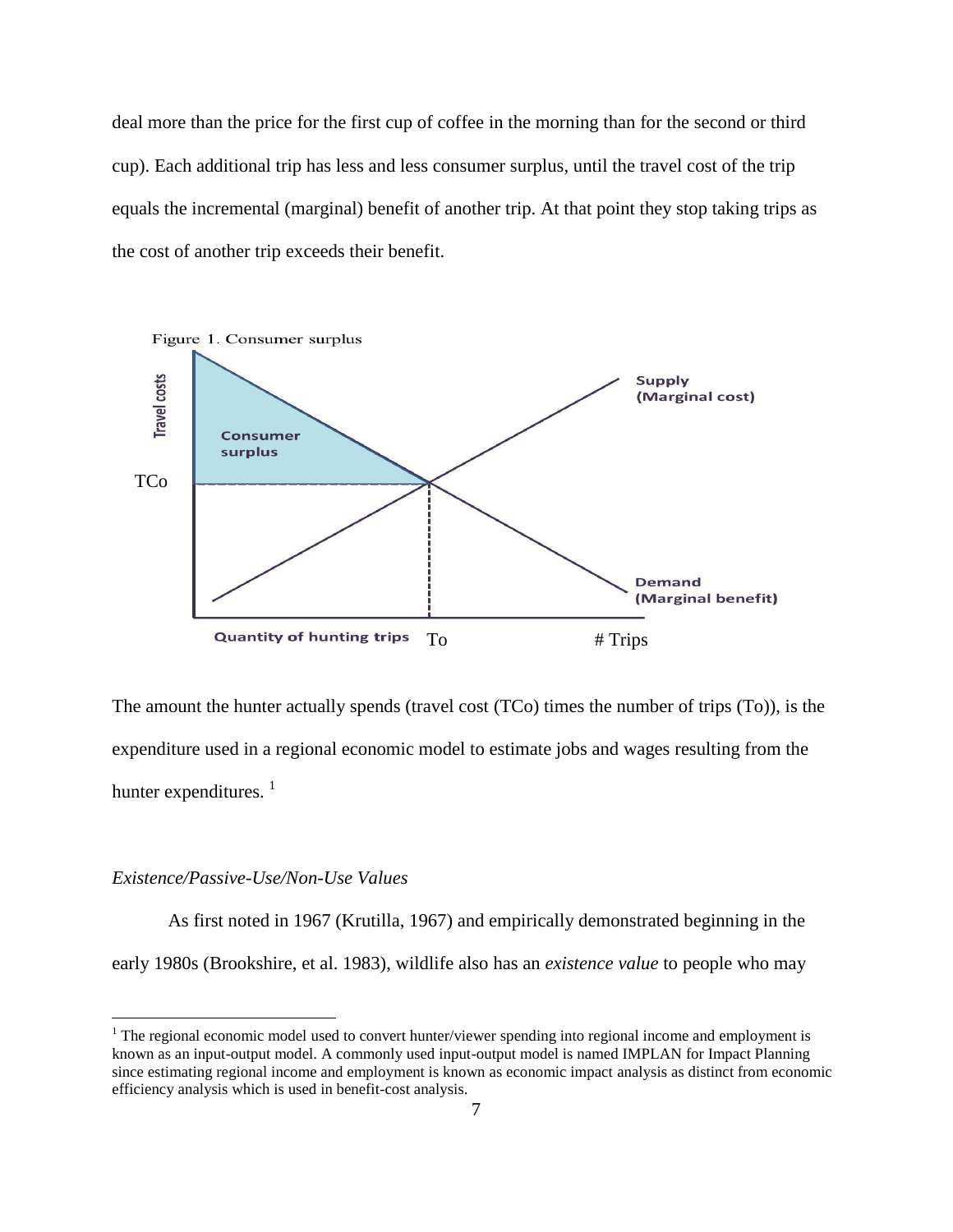deal more than the price for the first cup of coffee in the morning than for the second or third cup). Each additional trip has less and less consumer surplus, until the travel cost of the trip equals the incremental (marginal) benefit of another trip. At that point they stop taking trips as the cost of another trip exceeds their benefit.

Figure 1. Consumer surplus

The amount the hunter actually spends (travel cost (TCo) times the number of trips (To)), is the expenditure used in a regional economic model to estimate jobs and wages resulting from the hunter expenditures. [1]

*Existence/Passive-Use/Non-Use Values*

As first noted in 1967 (Krutilla, 1967) and empirically demonstrated beginning in the early 1980s (Brookshire, et al. 1983), wildlife also has an *existence value* to people who may

---

[1] The regional economic model used to convert hunter/viewer spending into regional income and employment is known as an input-output model. A commonly used input-output model is named IMPLAN for Impact Planning since estimating regional income and employment is known as economic impact analysis as distinct from economic efficiency analysis which is used in benefit-cost analysis.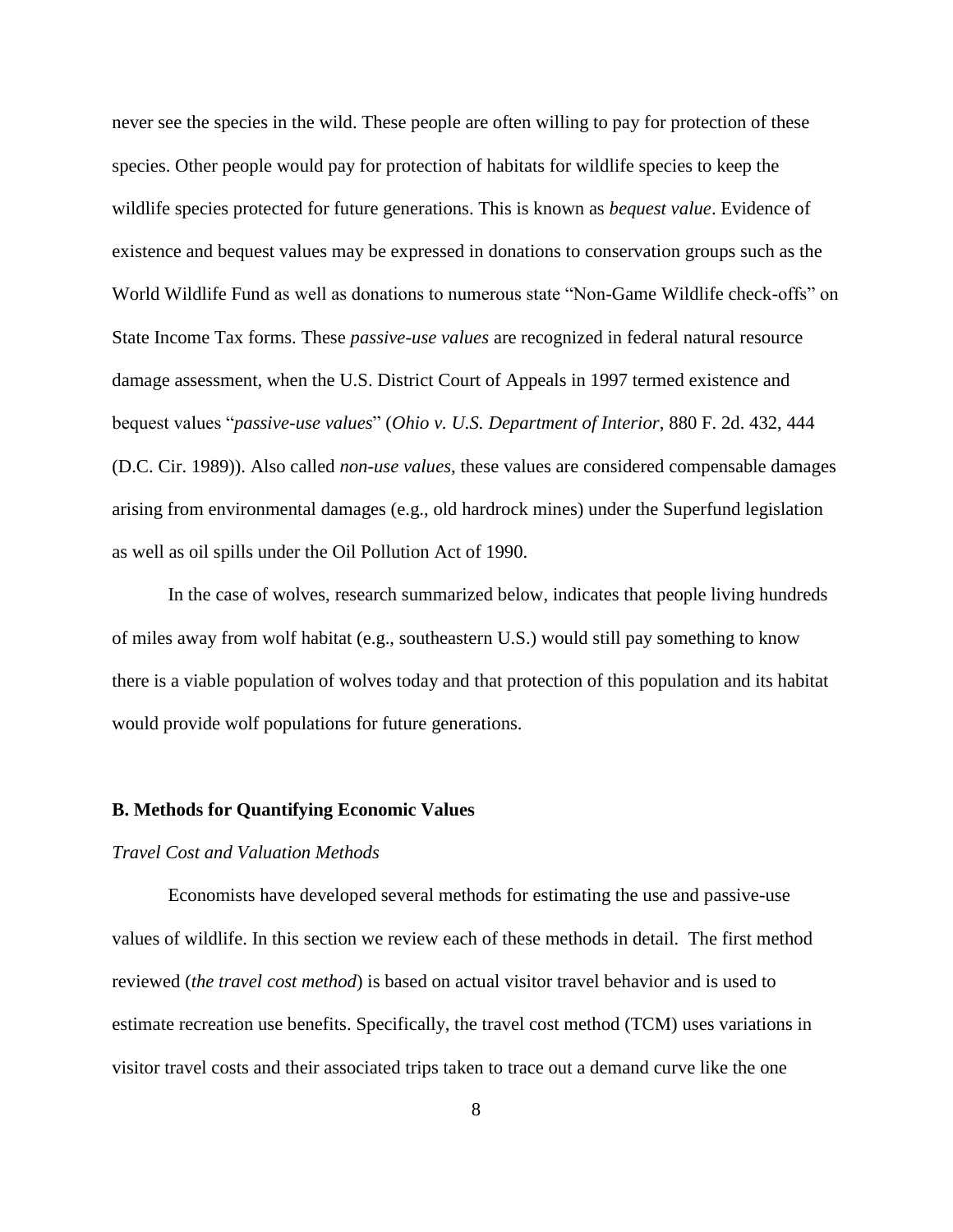never see the species in the wild. These people are often willing to pay for protection of these species. Other people would pay for protection of habitats for wildlife species to keep the wildlife species protected for future generations. This is known as *bequest value*. Evidence of existence and bequest values may be expressed in donations to conservation groups such as the World Wildlife Fund as well as donations to numerous state "Non-Game Wildlife check-offs" on State Income Tax forms. These *passive-use values* are recognized in federal natural resource damage assessment, when the U.S. District Court of Appeals in 1997 termed existence and bequest values "*passive-use values*" (*Ohio v. U.S. Department of Interior*, 880 F. 2d. 432, 444 (D.C. Cir. 1989)). Also called *non-use values*, these values are considered compensable damages arising from environmental damages (e.g., old hardrock mines) under the Superfund legislation as well as oil spills under the Oil Pollution Act of 1990.

In the case of wolves, research summarized below, indicates that people living hundreds of miles away from wolf habitat (e.g., southeastern U.S.) would still pay something to know there is a viable population of wolves today and that protection of this population and its habitat would provide wolf populations for future generations.

### B. Methods for Quantifying Economic Values

*Travel Cost and Valuation Methods*

Economists have developed several methods for estimating the use and passive-use values of wildlife. In this section we review each of these methods in detail. The first method reviewed (*the travel cost method*) is based on actual visitor travel behavior and is used to estimate recreation use benefits. Specifically, the travel cost method (TCM) uses variations in visitor travel costs and their associated trips taken to trace out a demand curve like the one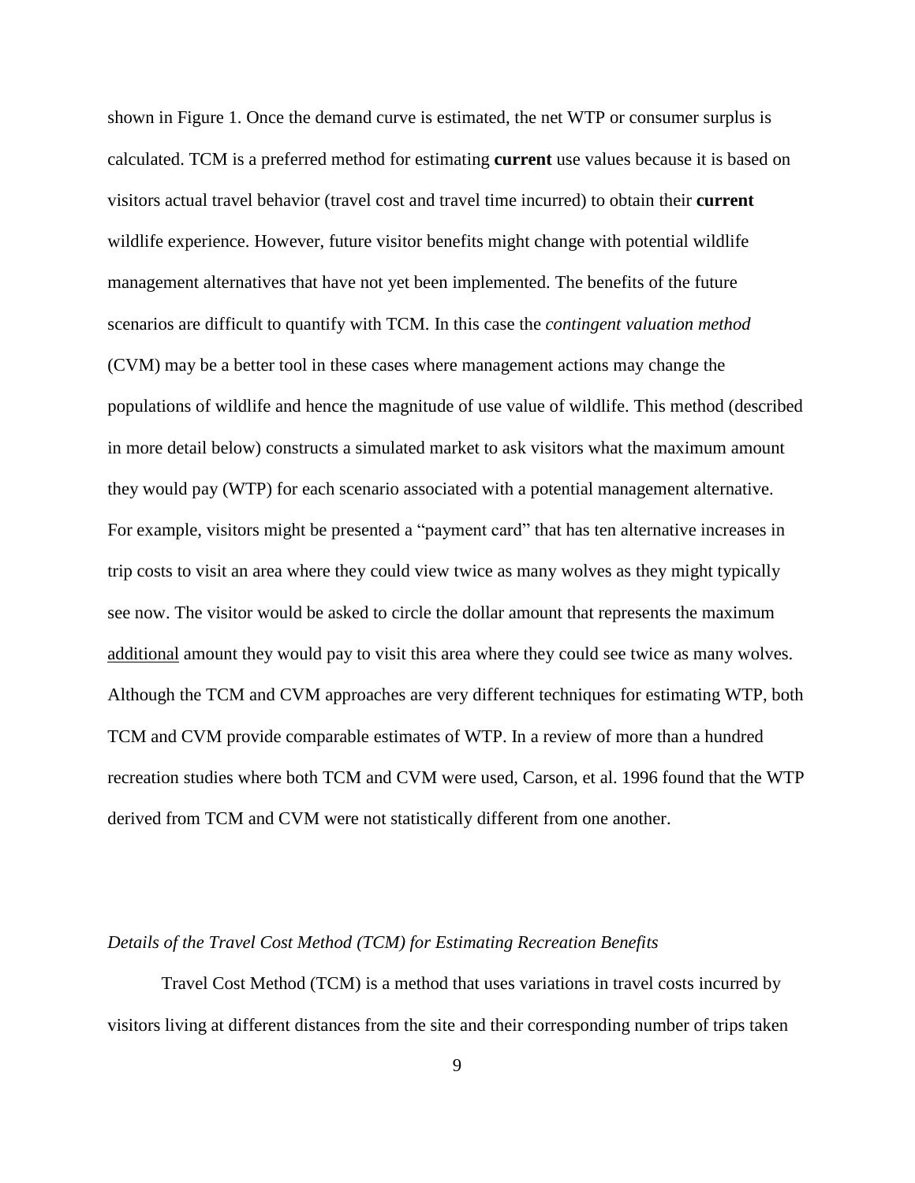shown in Figure 1. Once the demand curve is estimated, the net WTP or consumer surplus is calculated. TCM is a preferred method for estimating **current** use values because it is based on visitors actual travel behavior (travel cost and travel time incurred) to obtain their **current** wildlife experience. However, future visitor benefits might change with potential wildlife management alternatives that have not yet been implemented. The benefits of the future scenarios are difficult to quantify with TCM. In this case the *contingent valuation method* (CVM) may be a better tool in these cases where management actions may change the populations of wildlife and hence the magnitude of use value of wildlife. This method (described in more detail below) constructs a simulated market to ask visitors what the maximum amount they would pay (WTP) for each scenario associated with a potential management alternative. For example, visitors might be presented a "payment card" that has ten alternative increases in trip costs to visit an area where they could view twice as many wolves as they might typically see now. The visitor would be asked to circle the dollar amount that represents the maximum additional amount they would pay to visit this area where they could see twice as many wolves. Although the TCM and CVM approaches are very different techniques for estimating WTP, both TCM and CVM provide comparable estimates of WTP. In a review of more than a hundred recreation studies where both TCM and CVM were used, Carson, et al. 1996 found that the WTP derived from TCM and CVM were not statistically different from one another.

### *Details of the Travel Cost Method (TCM) for Estimating Recreation Benefits*

Travel Cost Method (TCM) is a method that uses variations in travel costs incurred by visitors living at different distances from the site and their corresponding number of trips taken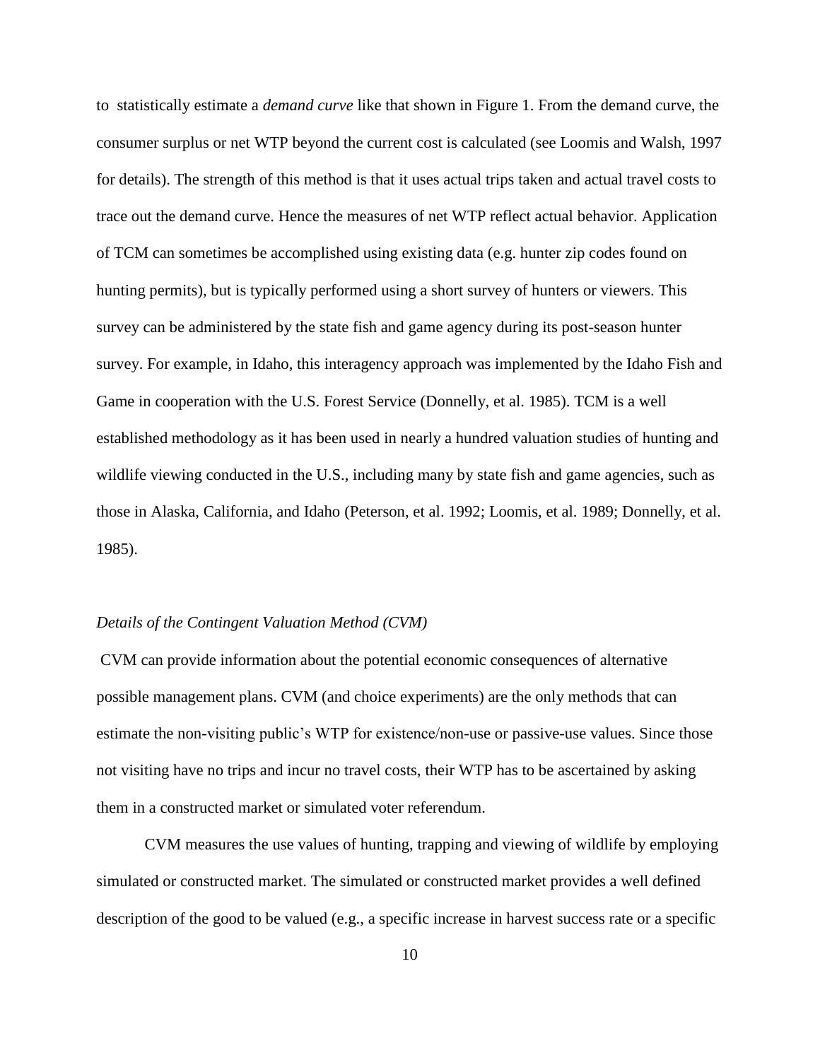to statistically estimate a *demand curve* like that shown in Figure 1. From the demand curve, the consumer surplus or net WTP beyond the current cost is calculated (see Loomis and Walsh, 1997 for details). The strength of this method is that it uses actual trips taken and actual travel costs to trace out the demand curve. Hence the measures of net WTP reflect actual behavior. Application of TCM can sometimes be accomplished using existing data (e.g. hunter zip codes found on hunting permits), but is typically performed using a short survey of hunters or viewers. This survey can be administered by the state fish and game agency during its post-season hunter survey. For example, in Idaho, this interagency approach was implemented by the Idaho Fish and Game in cooperation with the U.S. Forest Service (Donnelly, et al. 1985). TCM is a well established methodology as it has been used in nearly a hundred valuation studies of hunting and wildlife viewing conducted in the U.S., including many by state fish and game agencies, such as those in Alaska, California, and Idaho (Peterson, et al. 1992; Loomis, et al. 1989; Donnelly, et al. 1985).

*Details of the Contingent Valuation Method (CVM)*

CVM can provide information about the potential economic consequences of alternative possible management plans. CVM (and choice experiments) are the only methods that can estimate the non-visiting public's WTP for existence/non-use or passive-use values. Since those not visiting have no trips and incur no travel costs, their WTP has to be ascertained by asking them in a constructed market or simulated voter referendum.

CVM measures the use values of hunting, trapping and viewing of wildlife by employing simulated or constructed market. The simulated or constructed market provides a well defined description of the good to be valued (e.g., a specific increase in harvest success rate or a specific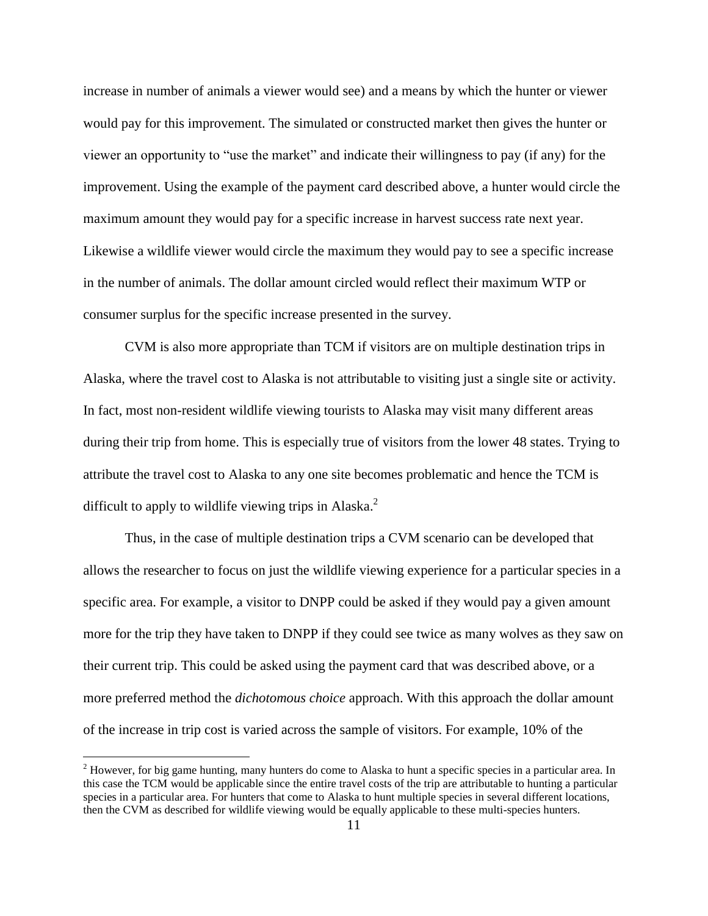increase in number of animals a viewer would see) and a means by which the hunter or viewer would pay for this improvement. The simulated or constructed market then gives the hunter or viewer an opportunity to "use the market" and indicate their willingness to pay (if any) for the improvement. Using the example of the payment card described above, a hunter would circle the maximum amount they would pay for a specific increase in harvest success rate next year. Likewise a wildlife viewer would circle the maximum they would pay to see a specific increase in the number of animals. The dollar amount circled would reflect their maximum WTP or consumer surplus for the specific increase presented in the survey.

CVM is also more appropriate than TCM if visitors are on multiple destination trips in Alaska, where the travel cost to Alaska is not attributable to visiting just a single site or activity. In fact, most non-resident wildlife viewing tourists to Alaska may visit many different areas during their trip from home. This is especially true of visitors from the lower 48 states. Trying to attribute the travel cost to Alaska to any one site becomes problematic and hence the TCM is difficult to apply to wildlife viewing trips in Alaska.[2]

Thus, in the case of multiple destination trips a CVM scenario can be developed that allows the researcher to focus on just the wildlife viewing experience for a particular species in a specific area. For example, a visitor to DNPP could be asked if they would pay a given amount more for the trip they have taken to DNPP if they could see twice as many wolves as they saw on their current trip. This could be asked using the payment card that was described above, or a more preferred method the *dichotomous choice* approach. With this approach the dollar amount of the increase in trip cost is varied across the sample of visitors. For example, 10% of the

[2] However, for big game hunting, many hunters do come to Alaska to hunt a specific species in a particular area. In this case the TCM would be applicable since the entire travel costs of the trip are attributable to hunting a particular species in a particular area. For hunters that come to Alaska to hunt multiple species in several different locations, then the CVM as described for wildlife viewing would be equally applicable to these multi-species hunters.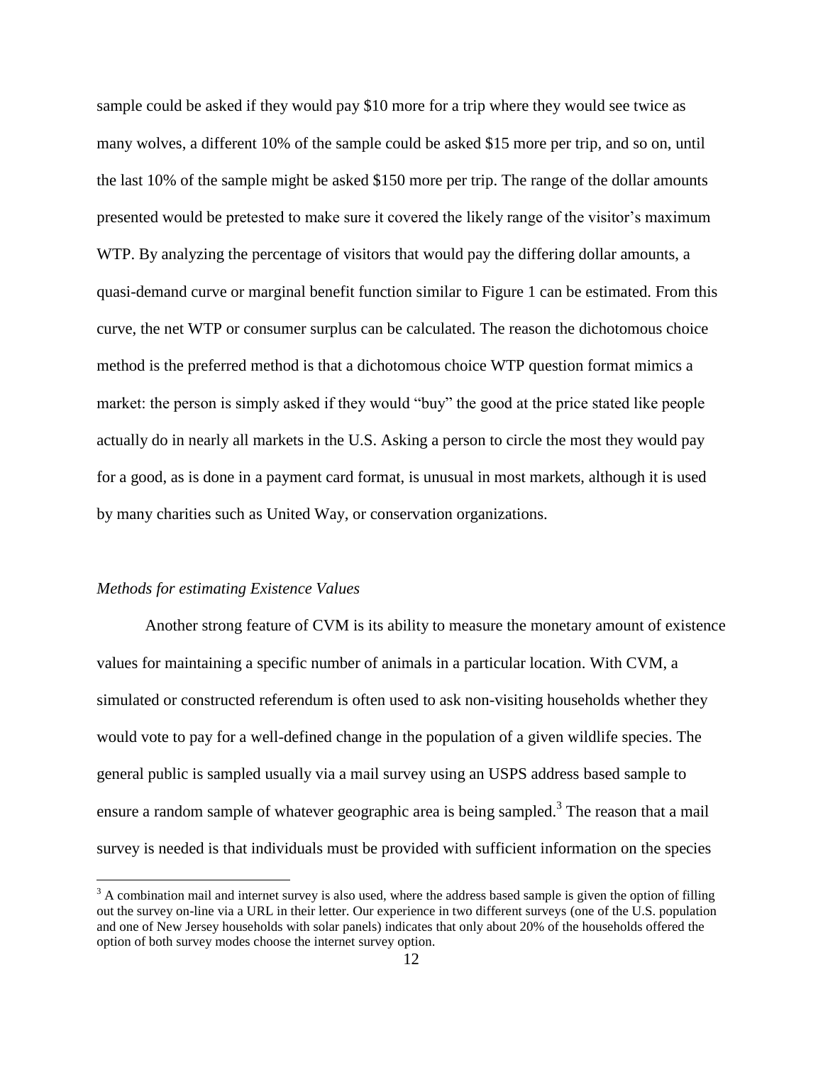sample could be asked if they would pay $10 more for a trip where they would see twice as many wolves, a different 10% of the sample could be asked $15 more per trip, and so on, until the last 10% of the sample might be asked $150 more per trip. The range of the dollar amounts presented would be pretested to make sure it covered the likely range of the visitor's maximum WTP. By analyzing the percentage of visitors that would pay the differing dollar amounts, a quasi-demand curve or marginal benefit function similar to Figure 1 can be estimated. From this curve, the net WTP or consumer surplus can be calculated. The reason the dichotomous choice method is the preferred method is that a dichotomous choice WTP question format mimics a market: the person is simply asked if they would "buy" the good at the price stated like people actually do in nearly all markets in the U.S. Asking a person to circle the most they would pay for a good, as is done in a payment card format, is unusual in most markets, although it is used by many charities such as United Way, or conservation organizations.

*Methods for estimating Existence Values*

Another strong feature of CVM is its ability to measure the monetary amount of existence values for maintaining a specific number of animals in a particular location. With CVM, a simulated or constructed referendum is often used to ask non-visiting households whether they would vote to pay for a well-defined change in the population of a given wildlife species. The general public is sampled usually via a mail survey using an USPS address based sample to ensure a random sample of whatever geographic area is being sampled.[3] The reason that a mail survey is needed is that individuals must be provided with sufficient information on the species

[3] A combination mail and internet survey is also used, where the address based sample is given the option of filling out the survey on-line via a URL in their letter. Our experience in two different surveys (one of the U.S. population and one of New Jersey households with solar panels) indicates that only about 20% of the households offered the option of both survey modes choose the internet survey option.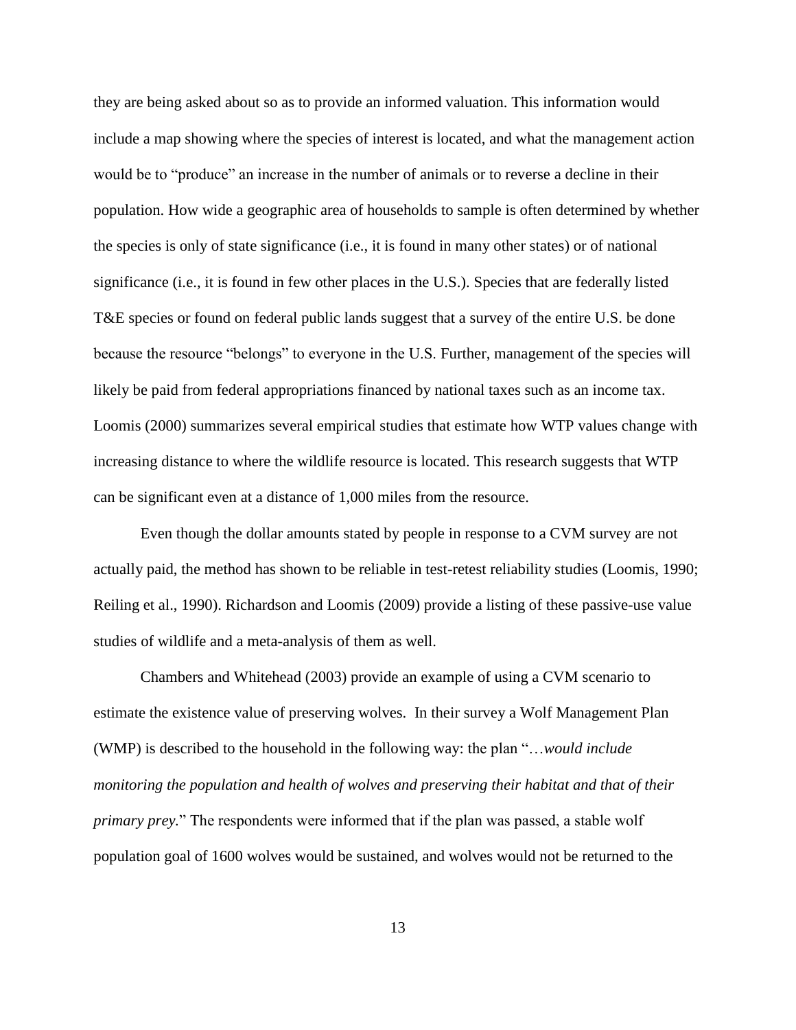they are being asked about so as to provide an informed valuation. This information would include a map showing where the species of interest is located, and what the management action would be to "produce" an increase in the number of animals or to reverse a decline in their population. How wide a geographic area of households to sample is often determined by whether the species is only of state significance (i.e., it is found in many other states) or of national significance (i.e., it is found in few other places in the U.S.). Species that are federally listed T&E species or found on federal public lands suggest that a survey of the entire U.S. be done because the resource "belongs" to everyone in the U.S. Further, management of the species will likely be paid from federal appropriations financed by national taxes such as an income tax. Loomis (2000) summarizes several empirical studies that estimate how WTP values change with increasing distance to where the wildlife resource is located. This research suggests that WTP can be significant even at a distance of 1,000 miles from the resource.

Even though the dollar amounts stated by people in response to a CVM survey are not actually paid, the method has shown to be reliable in test-retest reliability studies (Loomis, 1990; Reiling et al., 1990). Richardson and Loomis (2009) provide a listing of these passive-use value studies of wildlife and a meta-analysis of them as well.

Chambers and Whitehead (2003) provide an example of using a CVM scenario to estimate the existence value of preserving wolves. In their survey a Wolf Management Plan (WMP) is described to the household in the following way: the plan "…*would include monitoring the population and health of wolves and preserving their habitat and that of their primary prey.*" The respondents were informed that if the plan was passed, a stable wolf population goal of 1600 wolves would be sustained, and wolves would not be returned to the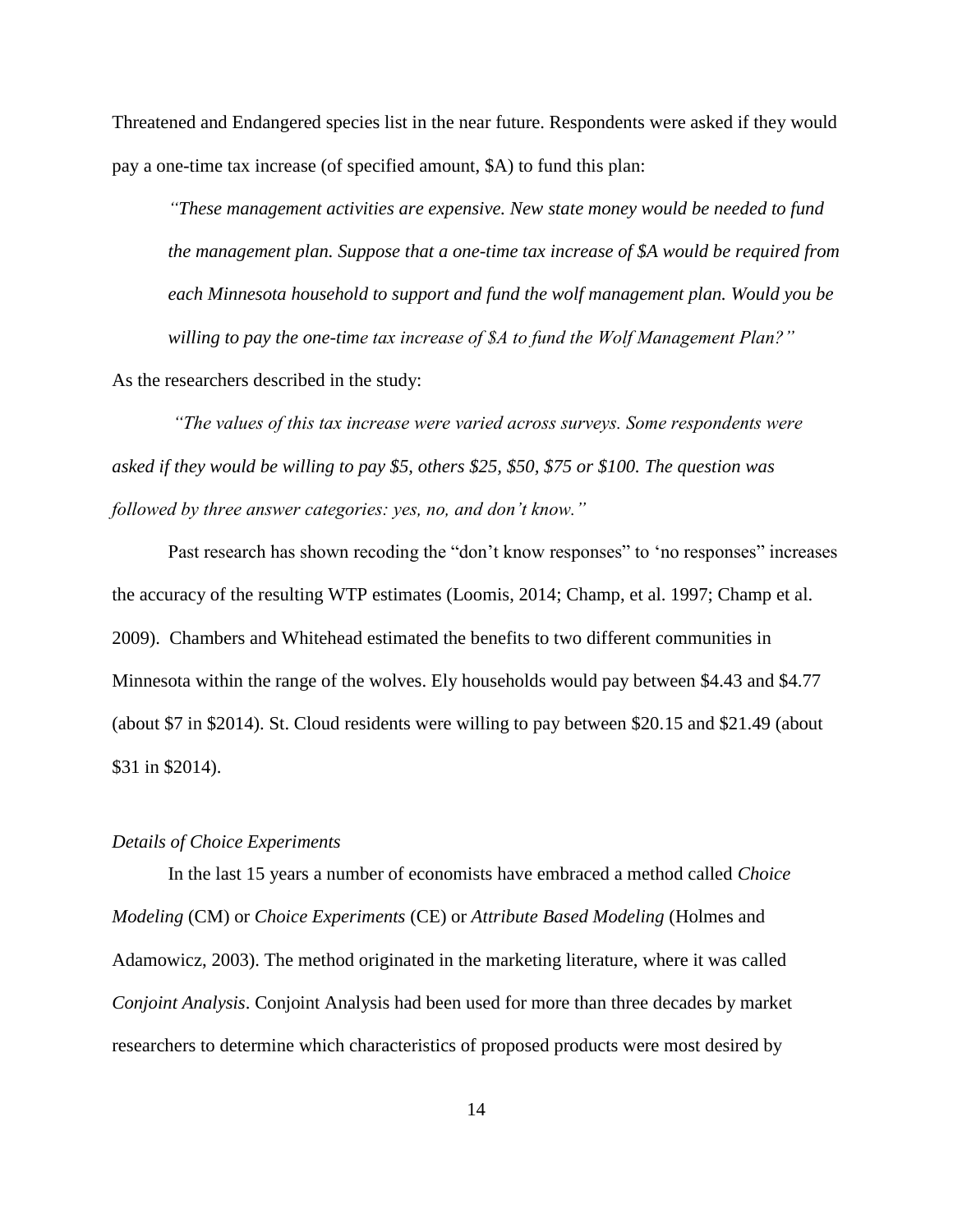Threatened and Endangered species list in the near future. Respondents were asked if they would pay a one-time tax increase (of specified amount, $A) to fund this plan:

> *"These management activities are expensive. New state money would be needed to fund the management plan. Suppose that a one-time tax increase of $A would be required from each Minnesota household to support and fund the wolf management plan. Would you be willing to pay the one-time tax increase of $A to fund the Wolf Management Plan?"*

As the researchers described in the study:

*"The values of this tax increase were varied across surveys. Some respondents were asked if they would be willing to pay $5, others $25, $50, $75 or $100. The question was followed by three answer categories: yes, no, and don't know."*

Past research has shown recoding the "don't know responses" to 'no responses" increases the accuracy of the resulting WTP estimates (Loomis, 2014; Champ, et al. 1997; Champ et al. 2009). Chambers and Whitehead estimated the benefits to two different communities in Minnesota within the range of the wolves. Ely households would pay between $4.43 and $4.77 (about $7 in $2014). St. Cloud residents were willing to pay between $20.15 and $21.49 (about $31 in $2014).

*Details of Choice Experiments*

In the last 15 years a number of economists have embraced a method called *Choice Modeling* (CM) or *Choice Experiments* (CE) or *Attribute Based Modeling* (Holmes and Adamowicz, 2003). The method originated in the marketing literature, where it was called *Conjoint Analysis*. Conjoint Analysis had been used for more than three decades by market researchers to determine which characteristics of proposed products were most desired by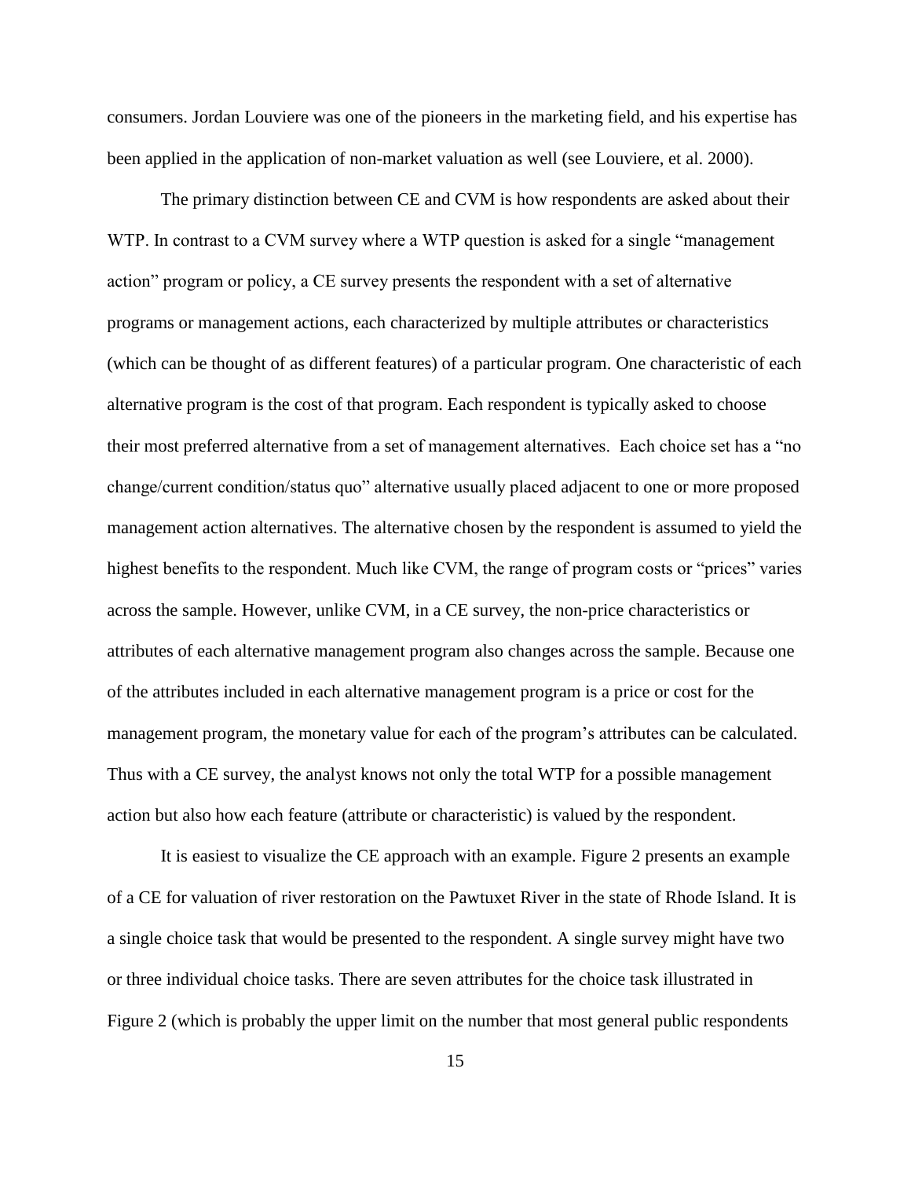consumers. Jordan Louviere was one of the pioneers in the marketing field, and his expertise has been applied in the application of non-market valuation as well (see Louviere, et al. 2000).

The primary distinction between CE and CVM is how respondents are asked about their WTP. In contrast to a CVM survey where a WTP question is asked for a single "management action" program or policy, a CE survey presents the respondent with a set of alternative programs or management actions, each characterized by multiple attributes or characteristics (which can be thought of as different features) of a particular program. One characteristic of each alternative program is the cost of that program. Each respondent is typically asked to choose their most preferred alternative from a set of management alternatives. Each choice set has a "no change/current condition/status quo" alternative usually placed adjacent to one or more proposed management action alternatives. The alternative chosen by the respondent is assumed to yield the highest benefits to the respondent. Much like CVM, the range of program costs or "prices" varies across the sample. However, unlike CVM, in a CE survey, the non-price characteristics or attributes of each alternative management program also changes across the sample. Because one of the attributes included in each alternative management program is a price or cost for the management program, the monetary value for each of the program's attributes can be calculated. Thus with a CE survey, the analyst knows not only the total WTP for a possible management action but also how each feature (attribute or characteristic) is valued by the respondent.

It is easiest to visualize the CE approach with an example. Figure 2 presents an example of a CE for valuation of river restoration on the Pawtuxet River in the state of Rhode Island. It is a single choice task that would be presented to the respondent. A single survey might have two or three individual choice tasks. There are seven attributes for the choice task illustrated in Figure 2 (which is probably the upper limit on the number that most general public respondents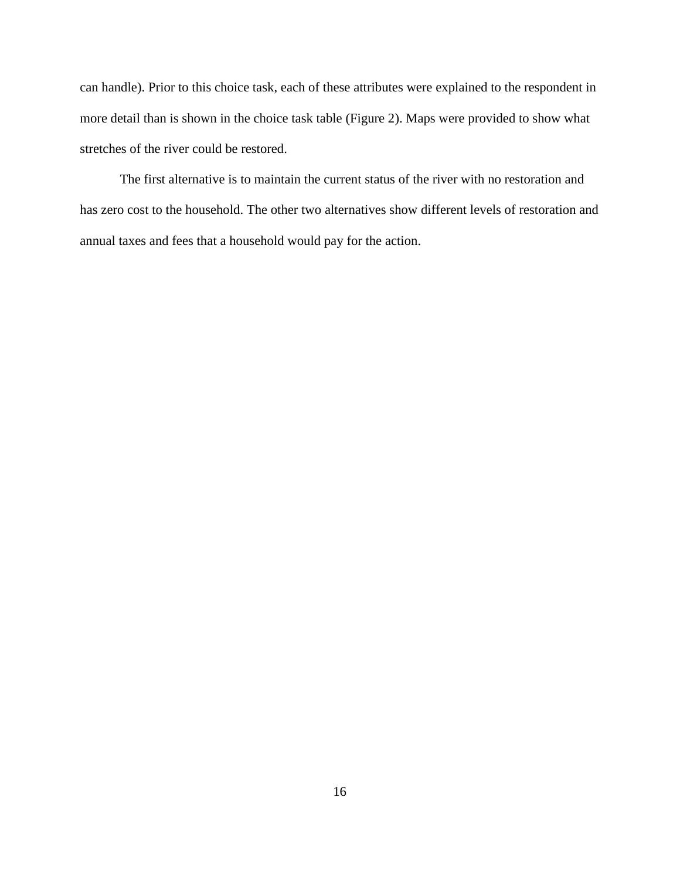can handle). Prior to this choice task, each of these attributes were explained to the respondent in more detail than is shown in the choice task table (Figure 2). Maps were provided to show what stretches of the river could be restored.

The first alternative is to maintain the current status of the river with no restoration and has zero cost to the household. The other two alternatives show different levels of restoration and annual taxes and fees that a household would pay for the action.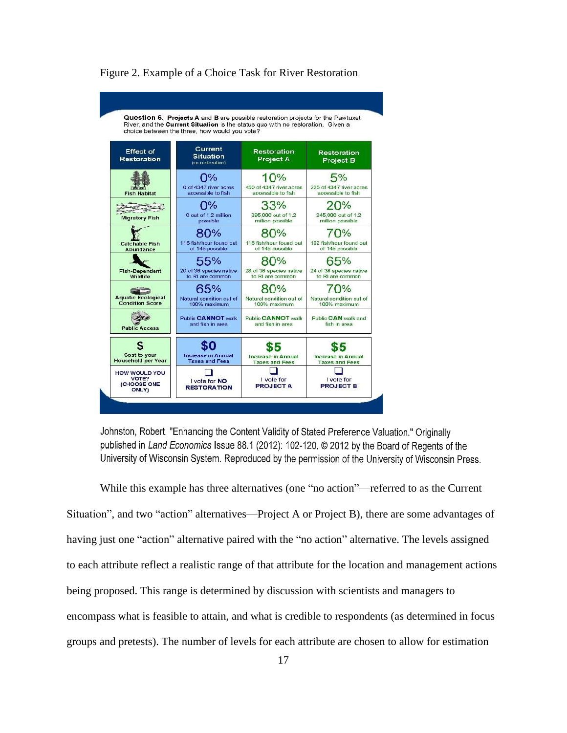Figure 2. Example of a Choice Task for River Restoration

**Question 6. Projects A** and **B** are possible restoration projects for the Pawtuxet River, and the **Current Situation** is the status quo with no restoration. Given a choice between the three, how would you vote?

| Effect of Restoration | Current Situation (no restoration) | Restoration Project A | Restoration Project B |
|---|---|---|---|
| Fish Habitat | 0% 0 of 4347 river acres accessible to fish | 10% 450 of 4347 river acres accessible to fish | 5% 225 of 4347 river acres accessible to fish |
| Migratory Fish | 0% 0 out of 1.2 million possible | 33% 395,000 out of 1.2 million possible | 20% 245,000 out of 1.2 million possible |
| Catchable Fish Abundance | 80% 116 fish/hour found out of 145 possible | 80% 116 fish/hour found out of 145 possible | 70% 102 fish/hour found out of 145 possible |
| Fish-Dependent Wildlife | 55% 20 of 36 species native to RI are common | 80% 28 of 36 species native to RI are common | 65% 24 of 36 species native to RI are common |
| Aquatic Ecological Condition Score | 65% Natural condition out of 100% maximum | 80% Natural condition out of 100% maximum | 70% Natural condition out of 100% maximum |
| Public Access | Public **CANNOT** walk and fish in area | Public **CANNOT** walk and fish in area | Public **CAN** walk and fish in area |
| $ Cost to your Household per Year | **$0** Increase in Annual Taxes and Fees | **$5** Increase in Annual Taxes and Fees | **$5** Increase in Annual Taxes and Fees |
| HOW WOULD YOU VOTE? (CHOOSE ONE ONLY) | ❑ I vote for **NO RESTORATION** | ❑ I vote for **PROJECT A** | ❑ I vote for **PROJECT B** |

Johnston, Robert. "Enhancing the Content Validity of Stated Preference Valuation." Originally published in *Land Economics* Issue 88.1 (2012): 102-120. © 2012 by the Board of Regents of the University of Wisconsin System. Reproduced by the permission of the University of Wisconsin Press.

While this example has three alternatives (one "no action"—referred to as the Current Situation", and two "action" alternatives—Project A or Project B), there are some advantages of having just one "action" alternative paired with the "no action" alternative. The levels assigned to each attribute reflect a realistic range of that attribute for the location and management actions being proposed. This range is determined by discussion with scientists and managers to encompass what is feasible to attain, and what is credible to respondents (as determined in focus groups and pretests). The number of levels for each attribute are chosen to allow for estimation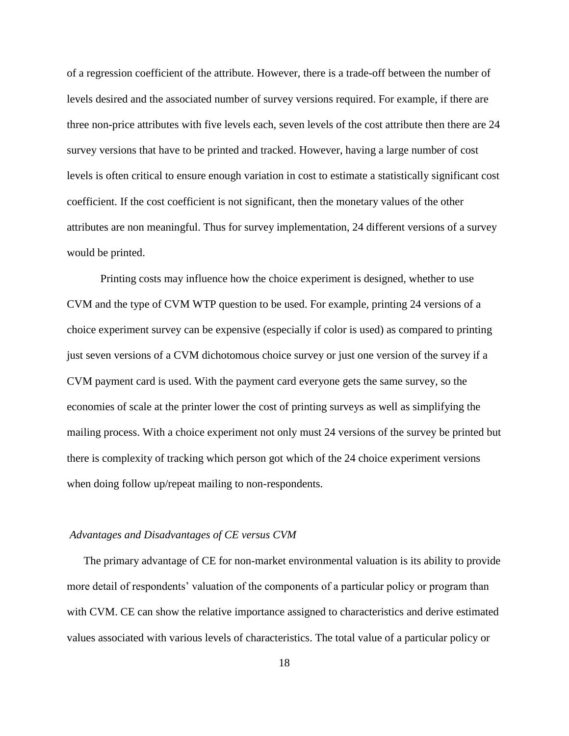of a regression coefficient of the attribute. However, there is a trade-off between the number of levels desired and the associated number of survey versions required. For example, if there are three non-price attributes with five levels each, seven levels of the cost attribute then there are 24 survey versions that have to be printed and tracked. However, having a large number of cost levels is often critical to ensure enough variation in cost to estimate a statistically significant cost coefficient. If the cost coefficient is not significant, then the monetary values of the other attributes are non meaningful. Thus for survey implementation, 24 different versions of a survey would be printed.

Printing costs may influence how the choice experiment is designed, whether to use CVM and the type of CVM WTP question to be used. For example, printing 24 versions of a choice experiment survey can be expensive (especially if color is used) as compared to printing just seven versions of a CVM dichotomous choice survey or just one version of the survey if a CVM payment card is used. With the payment card everyone gets the same survey, so the economies of scale at the printer lower the cost of printing surveys as well as simplifying the mailing process. With a choice experiment not only must 24 versions of the survey be printed but there is complexity of tracking which person got which of the 24 choice experiment versions when doing follow up/repeat mailing to non-respondents.

*Advantages and Disadvantages of CE versus CVM*

The primary advantage of CE for non-market environmental valuation is its ability to provide more detail of respondents' valuation of the components of a particular policy or program than with CVM. CE can show the relative importance assigned to characteristics and derive estimated values associated with various levels of characteristics. The total value of a particular policy or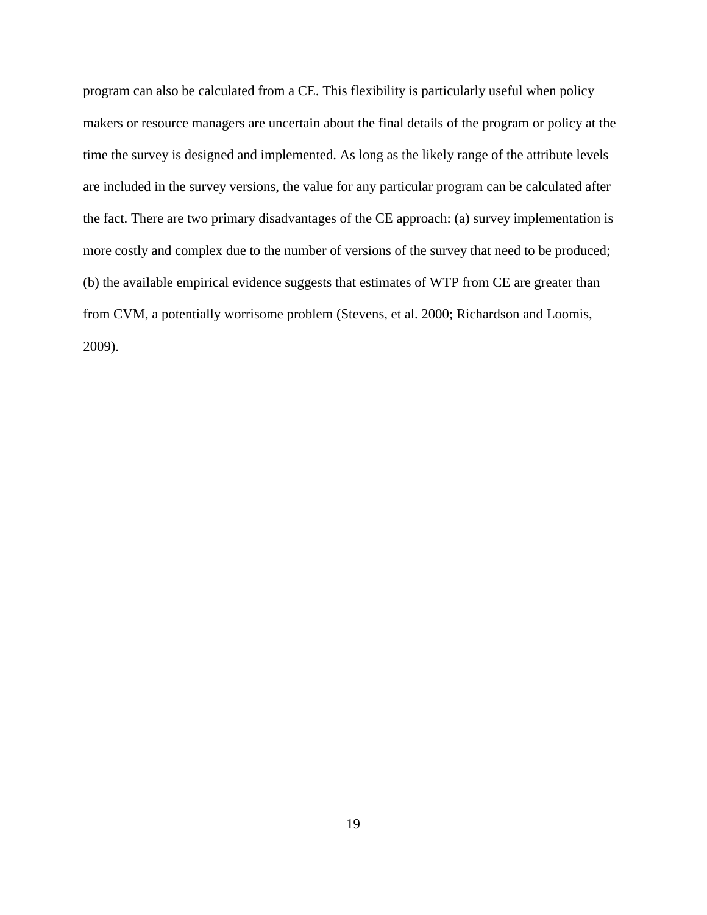program can also be calculated from a CE. This flexibility is particularly useful when policy makers or resource managers are uncertain about the final details of the program or policy at the time the survey is designed and implemented. As long as the likely range of the attribute levels are included in the survey versions, the value for any particular program can be calculated after the fact. There are two primary disadvantages of the CE approach: (a) survey implementation is more costly and complex due to the number of versions of the survey that need to be produced; (b) the available empirical evidence suggests that estimates of WTP from CE are greater than from CVM, a potentially worrisome problem (Stevens, et al. 2000; Richardson and Loomis, 2009).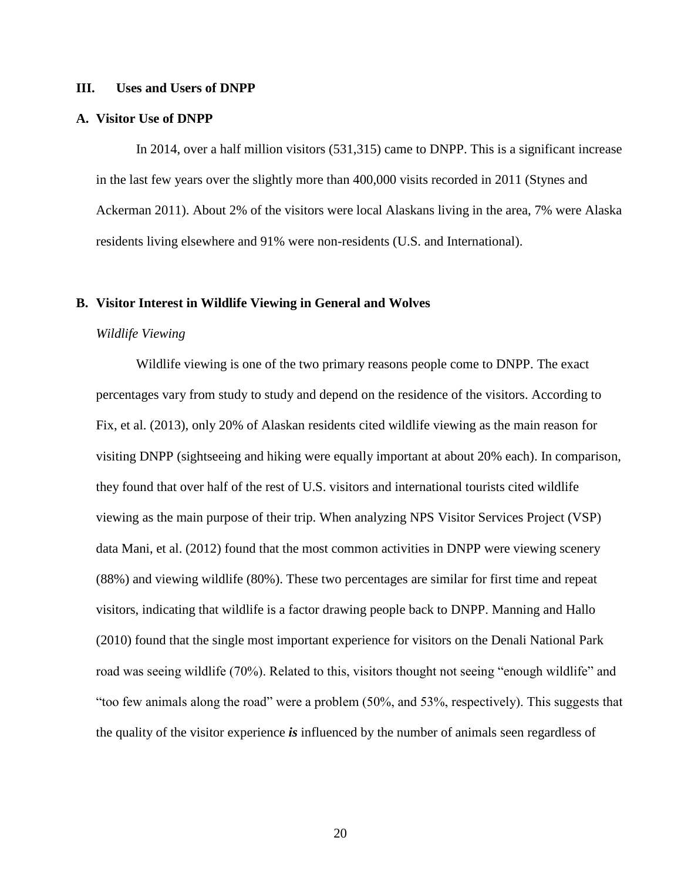## III. Uses and Users of DNPP

### A. Visitor Use of DNPP

In 2014, over a half million visitors (531,315) came to DNPP. This is a significant increase in the last few years over the slightly more than 400,000 visits recorded in 2011 (Stynes and Ackerman 2011). About 2% of the visitors were local Alaskans living in the area, 7% were Alaska residents living elsewhere and 91% were non-residents (U.S. and International).

### B. Visitor Interest in Wildlife Viewing in General and Wolves

*Wildlife Viewing*

Wildlife viewing is one of the two primary reasons people come to DNPP. The exact percentages vary from study to study and depend on the residence of the visitors. According to Fix, et al. (2013), only 20% of Alaskan residents cited wildlife viewing as the main reason for visiting DNPP (sightseeing and hiking were equally important at about 20% each). In comparison, they found that over half of the rest of U.S. visitors and international tourists cited wildlife viewing as the main purpose of their trip. When analyzing NPS Visitor Services Project (VSP) data Mani, et al. (2012) found that the most common activities in DNPP were viewing scenery (88%) and viewing wildlife (80%). These two percentages are similar for first time and repeat visitors, indicating that wildlife is a factor drawing people back to DNPP. Manning and Hallo (2010) found that the single most important experience for visitors on the Denali National Park road was seeing wildlife (70%). Related to this, visitors thought not seeing "enough wildlife" and "too few animals along the road" were a problem (50%, and 53%, respectively). This suggests that the quality of the visitor experience ***is*** influenced by the number of animals seen regardless of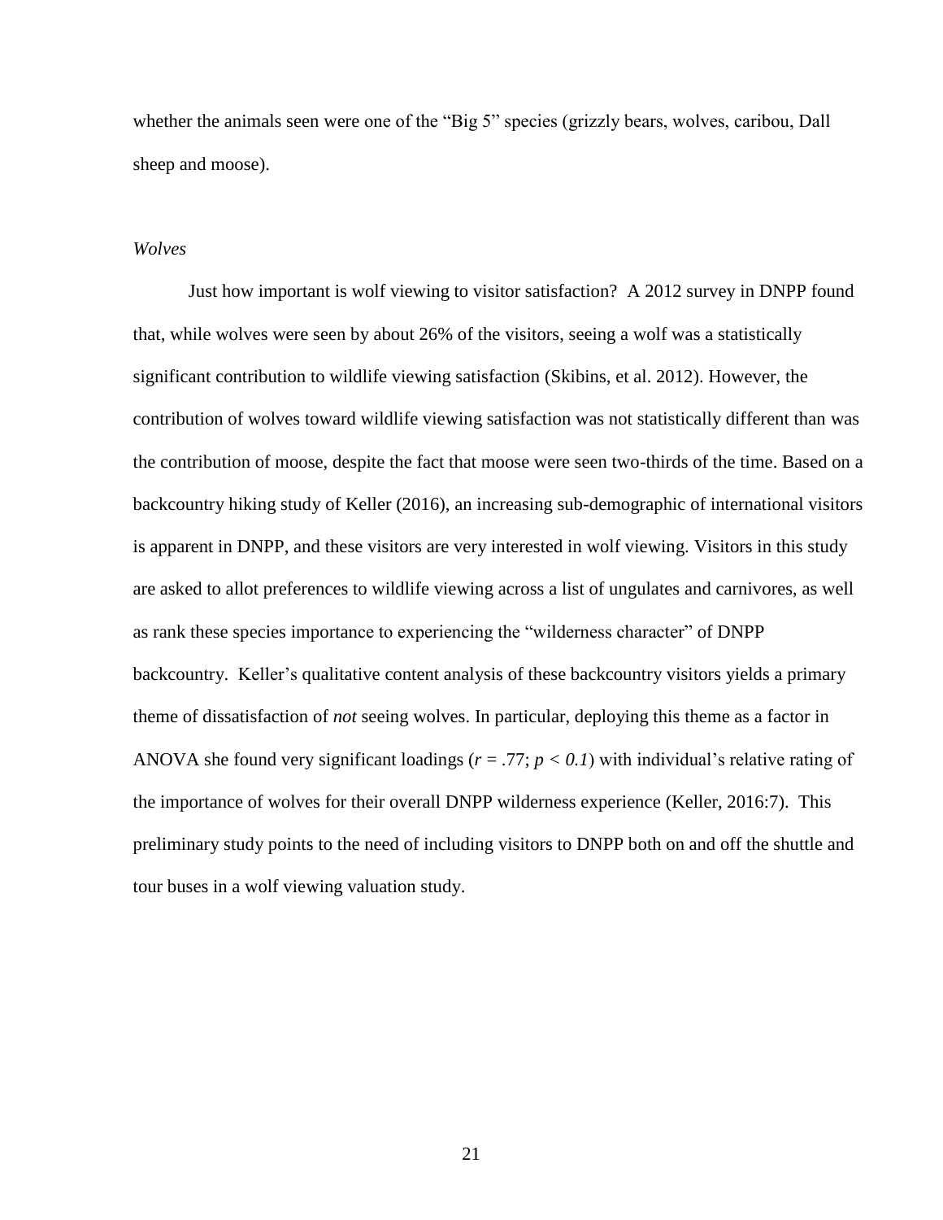whether the animals seen were one of the "Big 5" species (grizzly bears, wolves, caribou, Dall sheep and moose).

*Wolves*

Just how important is wolf viewing to visitor satisfaction? A 2012 survey in DNPP found that, while wolves were seen by about 26% of the visitors, seeing a wolf was a statistically significant contribution to wildlife viewing satisfaction (Skibins, et al. 2012). However, the contribution of wolves toward wildlife viewing satisfaction was not statistically different than was the contribution of moose, despite the fact that moose were seen two-thirds of the time. Based on a backcountry hiking study of Keller (2016), an increasing sub-demographic of international visitors is apparent in DNPP, and these visitors are very interested in wolf viewing. Visitors in this study are asked to allot preferences to wildlife viewing across a list of ungulates and carnivores, as well as rank these species importance to experiencing the "wilderness character" of DNPP backcountry. Keller's qualitative content analysis of these backcountry visitors yields a primary theme of dissatisfaction of *not* seeing wolves. In particular, deploying this theme as a factor in ANOVA she found very significant loadings ($r = .77$; $p < 0.1$) with individual's relative rating of the importance of wolves for their overall DNPP wilderness experience (Keller, 2016:7). This preliminary study points to the need of including visitors to DNPP both on and off the shuttle and tour buses in a wolf viewing valuation study.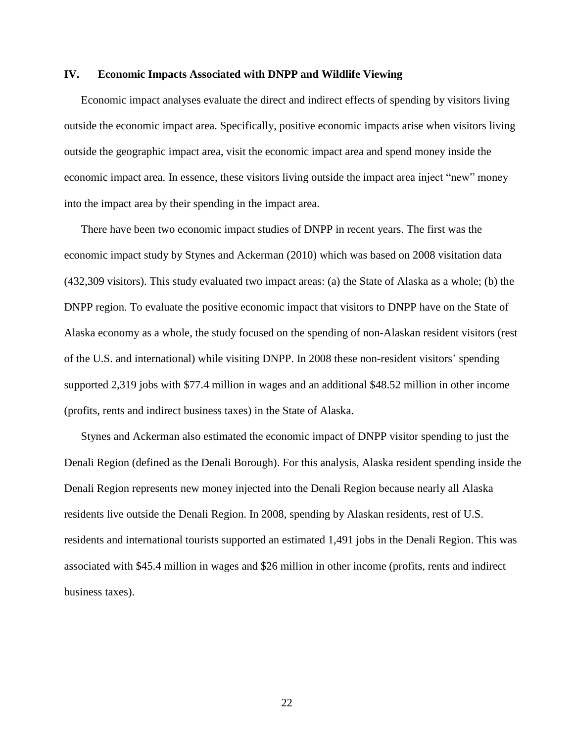## IV. Economic Impacts Associated with DNPP and Wildlife Viewing

Economic impact analyses evaluate the direct and indirect effects of spending by visitors living outside the economic impact area. Specifically, positive economic impacts arise when visitors living outside the geographic impact area, visit the economic impact area and spend money inside the economic impact area. In essence, these visitors living outside the impact area inject "new" money into the impact area by their spending in the impact area.

There have been two economic impact studies of DNPP in recent years. The first was the economic impact study by Stynes and Ackerman (2010) which was based on 2008 visitation data (432,309 visitors). This study evaluated two impact areas: (a) the State of Alaska as a whole; (b) the DNPP region. To evaluate the positive economic impact that visitors to DNPP have on the State of Alaska economy as a whole, the study focused on the spending of non-Alaskan resident visitors (rest of the U.S. and international) while visiting DNPP. In 2008 these non-resident visitors' spending supported 2,319 jobs with $77.4 million in wages and an additional $48.52 million in other income (profits, rents and indirect business taxes) in the State of Alaska.

Stynes and Ackerman also estimated the economic impact of DNPP visitor spending to just the Denali Region (defined as the Denali Borough). For this analysis, Alaska resident spending inside the Denali Region represents new money injected into the Denali Region because nearly all Alaska residents live outside the Denali Region. In 2008, spending by Alaskan residents, rest of U.S. residents and international tourists supported an estimated 1,491 jobs in the Denali Region. This was associated with $45.4 million in wages and $26 million in other income (profits, rents and indirect business taxes).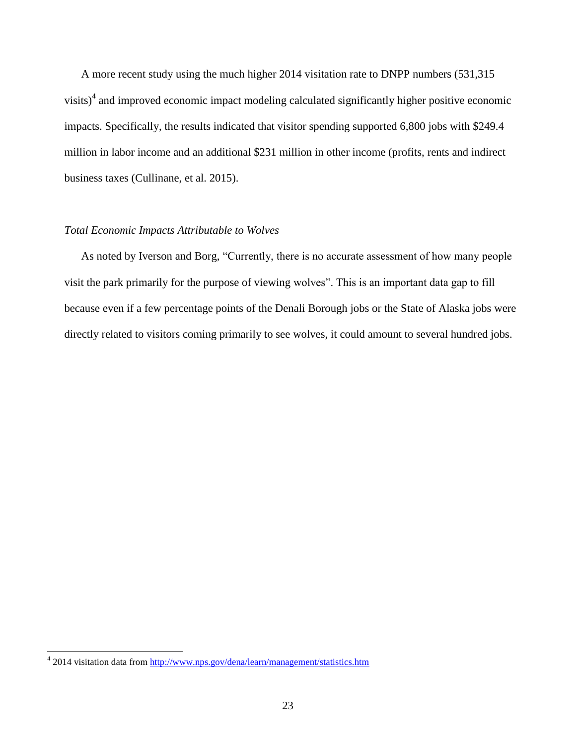A more recent study using the much higher 2014 visitation rate to DNPP numbers (531,315 visits)[4] and improved economic impact modeling calculated significantly higher positive economic impacts. Specifically, the results indicated that visitor spending supported 6,800 jobs with $249.4 million in labor income and an additional $231 million in other income (profits, rents and indirect business taxes (Cullinane, et al. 2015).

*Total Economic Impacts Attributable to Wolves*

As noted by Iverson and Borg, “Currently, there is no accurate assessment of how many people visit the park primarily for the purpose of viewing wolves”. This is an important data gap to fill because even if a few percentage points of the Denali Borough jobs or the State of Alaska jobs were directly related to visitors coming primarily to see wolves, it could amount to several hundred jobs.

---

[4] 2014 visitation data from http://www.nps.gov/dena/learn/management/statistics.htm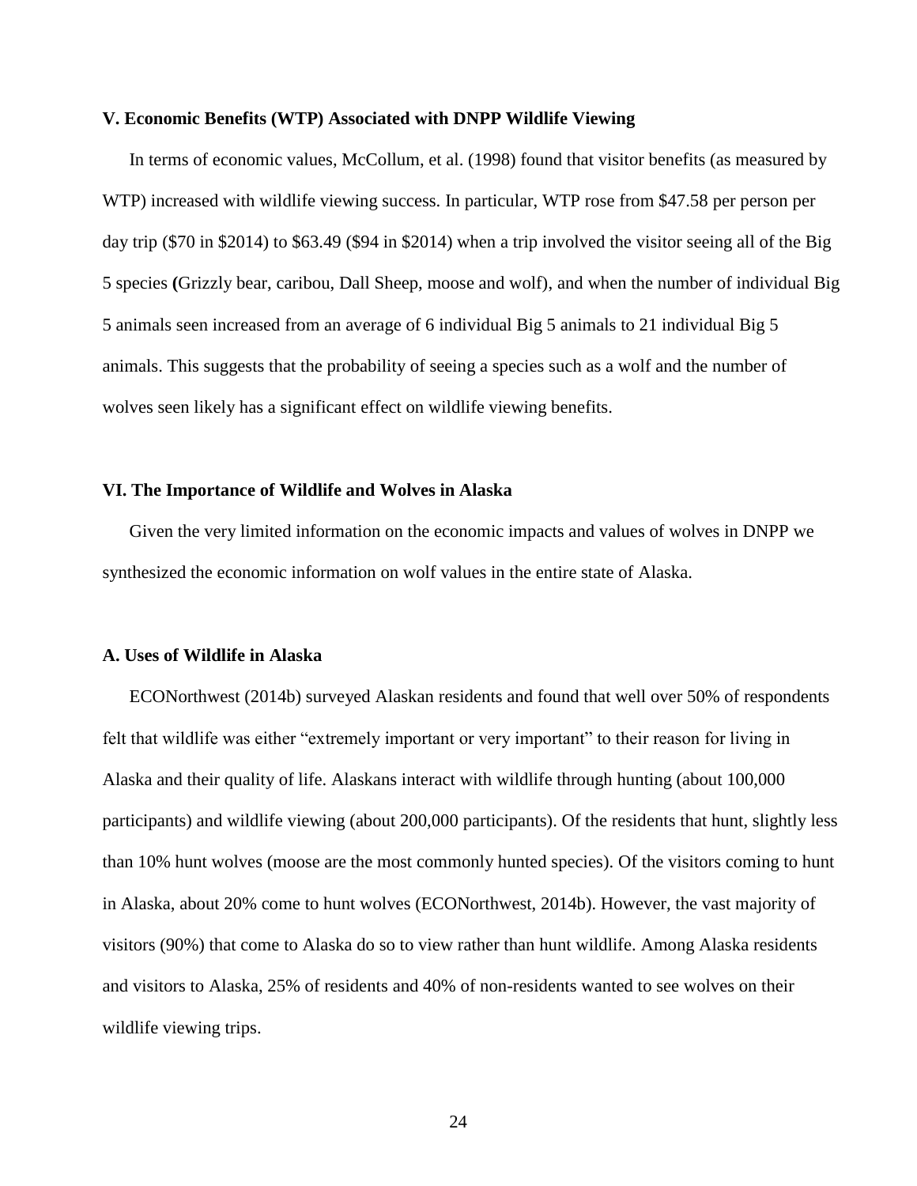### V. Economic Benefits (WTP) Associated with DNPP Wildlife Viewing

In terms of economic values, McCollum, et al. (1998) found that visitor benefits (as measured by WTP) increased with wildlife viewing success. In particular, WTP rose from $47.58 per person per day trip ($70 in $2014) to $63.49 ($94 in $2014) when a trip involved the visitor seeing all of the Big 5 species **(**Grizzly bear, caribou, Dall Sheep, moose and wolf), and when the number of individual Big 5 animals seen increased from an average of 6 individual Big 5 animals to 21 individual Big 5 animals. This suggests that the probability of seeing a species such as a wolf and the number of wolves seen likely has a significant effect on wildlife viewing benefits.

### VI. The Importance of Wildlife and Wolves in Alaska

Given the very limited information on the economic impacts and values of wolves in DNPP we synthesized the economic information on wolf values in the entire state of Alaska.

#### A. Uses of Wildlife in Alaska

ECONorthwest (2014b) surveyed Alaskan residents and found that well over 50% of respondents felt that wildlife was either "extremely important or very important" to their reason for living in Alaska and their quality of life. Alaskans interact with wildlife through hunting (about 100,000 participants) and wildlife viewing (about 200,000 participants). Of the residents that hunt, slightly less than 10% hunt wolves (moose are the most commonly hunted species). Of the visitors coming to hunt in Alaska, about 20% come to hunt wolves (ECONorthwest, 2014b). However, the vast majority of visitors (90%) that come to Alaska do so to view rather than hunt wildlife. Among Alaska residents and visitors to Alaska, 25% of residents and 40% of non-residents wanted to see wolves on their wildlife viewing trips.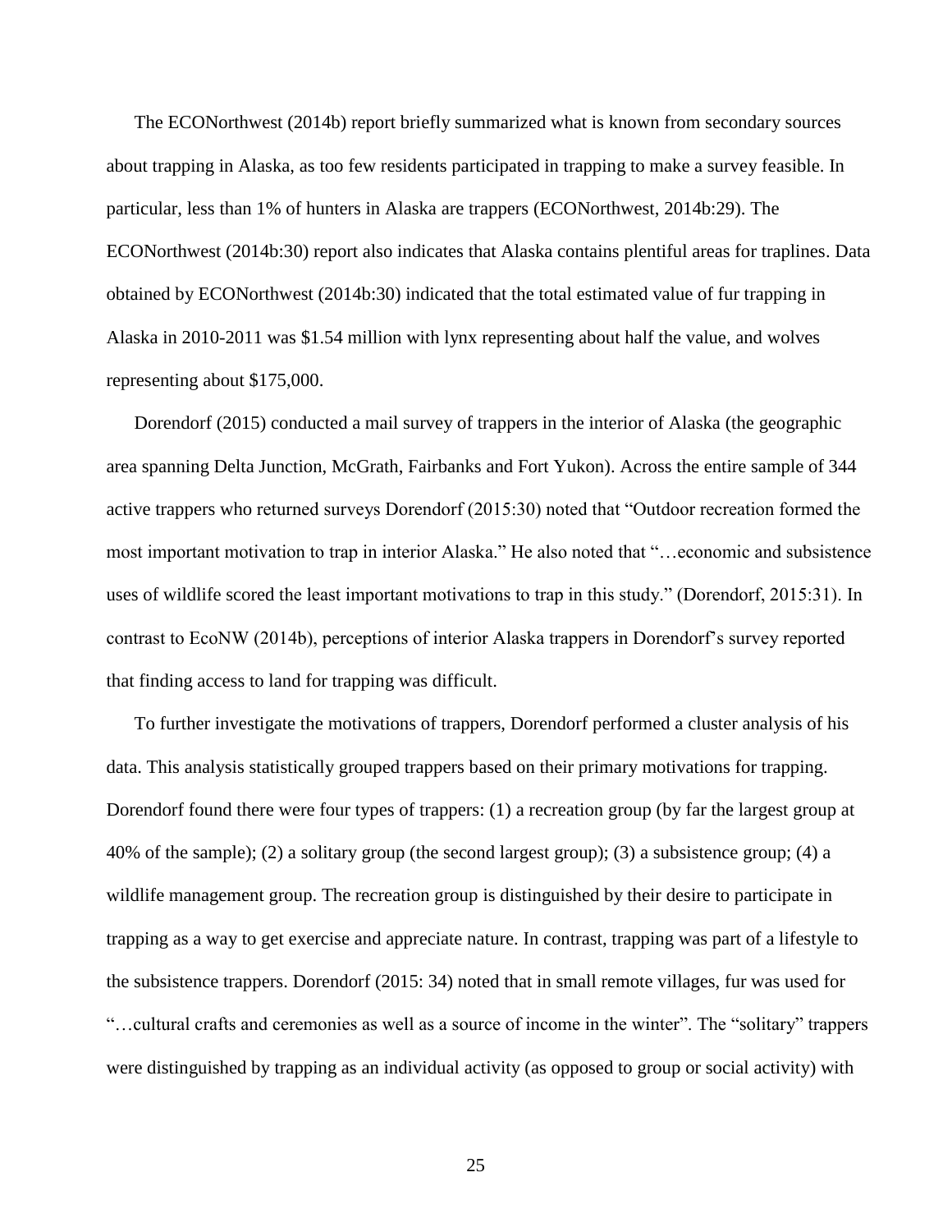The ECONorthwest (2014b) report briefly summarized what is known from secondary sources about trapping in Alaska, as too few residents participated in trapping to make a survey feasible. In particular, less than 1% of hunters in Alaska are trappers (ECONorthwest, 2014b:29). The ECONorthwest (2014b:30) report also indicates that Alaska contains plentiful areas for traplines. Data obtained by ECONorthwest (2014b:30) indicated that the total estimated value of fur trapping in Alaska in 2010-2011 was $1.54 million with lynx representing about half the value, and wolves representing about $175,000.

Dorendorf (2015) conducted a mail survey of trappers in the interior of Alaska (the geographic area spanning Delta Junction, McGrath, Fairbanks and Fort Yukon). Across the entire sample of 344 active trappers who returned surveys Dorendorf (2015:30) noted that "Outdoor recreation formed the most important motivation to trap in interior Alaska." He also noted that "…economic and subsistence uses of wildlife scored the least important motivations to trap in this study." (Dorendorf, 2015:31). In contrast to EcoNW (2014b), perceptions of interior Alaska trappers in Dorendorf's survey reported that finding access to land for trapping was difficult.

To further investigate the motivations of trappers, Dorendorf performed a cluster analysis of his data. This analysis statistically grouped trappers based on their primary motivations for trapping. Dorendorf found there were four types of trappers: (1) a recreation group (by far the largest group at 40% of the sample); (2) a solitary group (the second largest group); (3) a subsistence group; (4) a wildlife management group. The recreation group is distinguished by their desire to participate in trapping as a way to get exercise and appreciate nature. In contrast, trapping was part of a lifestyle to the subsistence trappers. Dorendorf (2015: 34) noted that in small remote villages, fur was used for "…cultural crafts and ceremonies as well as a source of income in the winter". The "solitary" trappers were distinguished by trapping as an individual activity (as opposed to group or social activity) with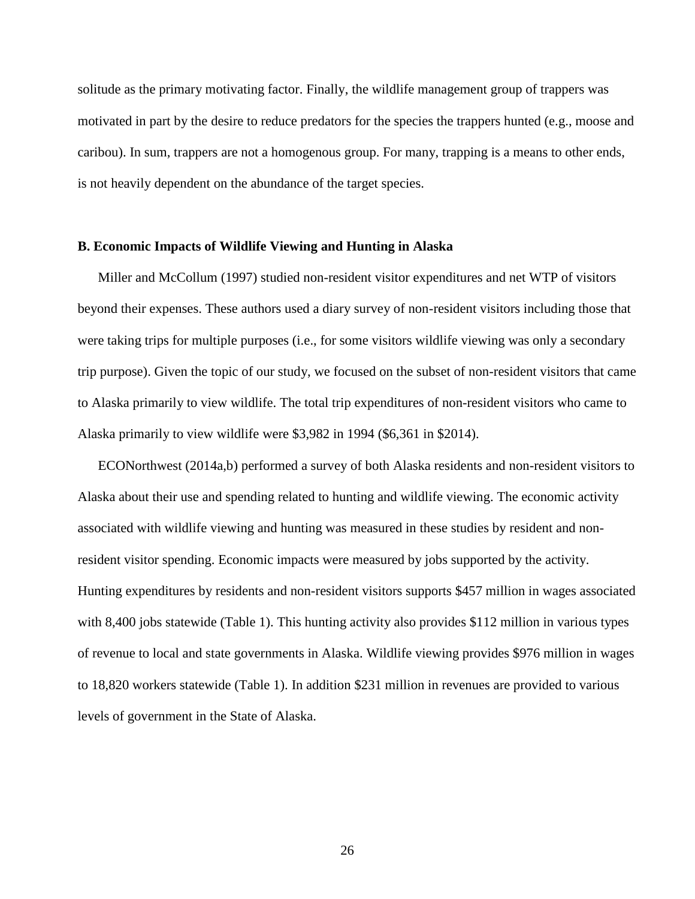solitude as the primary motivating factor. Finally, the wildlife management group of trappers was motivated in part by the desire to reduce predators for the species the trappers hunted (e.g., moose and caribou). In sum, trappers are not a homogenous group. For many, trapping is a means to other ends, is not heavily dependent on the abundance of the target species.

### B. Economic Impacts of Wildlife Viewing and Hunting in Alaska

Miller and McCollum (1997) studied non-resident visitor expenditures and net WTP of visitors beyond their expenses. These authors used a diary survey of non-resident visitors including those that were taking trips for multiple purposes (i.e., for some visitors wildlife viewing was only a secondary trip purpose). Given the topic of our study, we focused on the subset of non-resident visitors that came to Alaska primarily to view wildlife. The total trip expenditures of non-resident visitors who came to Alaska primarily to view wildlife were $3,982 in 1994 ($6,361 in $2014).

ECONorthwest (2014a,b) performed a survey of both Alaska residents and non-resident visitors to Alaska about their use and spending related to hunting and wildlife viewing. The economic activity associated with wildlife viewing and hunting was measured in these studies by resident and non-resident visitor spending. Economic impacts were measured by jobs supported by the activity. Hunting expenditures by residents and non-resident visitors supports $457 million in wages associated with 8,400 jobs statewide (Table 1). This hunting activity also provides $112 million in various types of revenue to local and state governments in Alaska. Wildlife viewing provides $976 million in wages to 18,820 workers statewide (Table 1). In addition $231 million in revenues are provided to various levels of government in the State of Alaska.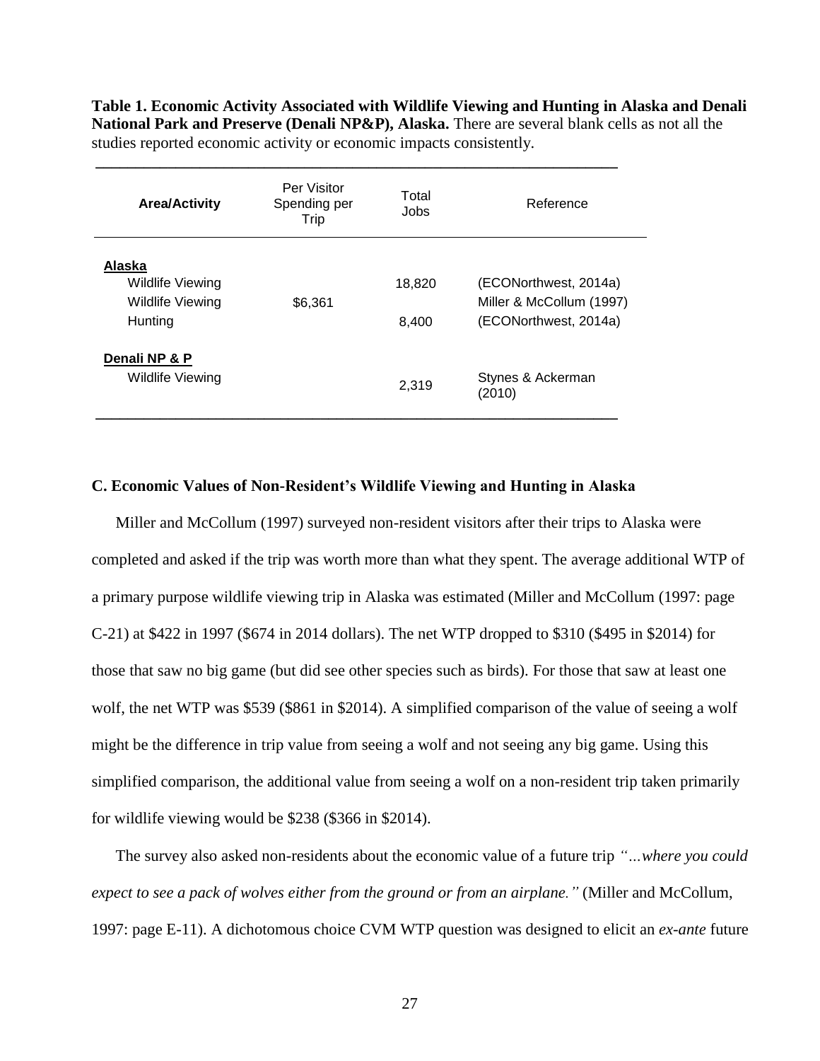**Table 1. Economic Activity Associated with Wildlife Viewing and Hunting in Alaska and Denali National Park and Preserve (Denali NP&P), Alaska.** There are several blank cells as not all the studies reported economic activity or economic impacts consistently.

| Area/Activity | Per Visitor Spending per Trip | Total Jobs | Reference |
|---|---|---|---|
| **Alaska** | | | |
| Wildlife Viewing | | 18,820 | (ECONorthwest, 2014a) |
| Wildlife Viewing | $6,361 | | Miller & McCollum (1997) |
| Hunting | | 8,400 | (ECONorthwest, 2014a) |
| **Denali NP & P** | | | |
| Wildlife Viewing | | 2,319 | Stynes & Ackerman (2010) |

### C. Economic Values of Non-Resident's Wildlife Viewing and Hunting in Alaska

Miller and McCollum (1997) surveyed non-resident visitors after their trips to Alaska were completed and asked if the trip was worth more than what they spent. The average additional WTP of a primary purpose wildlife viewing trip in Alaska was estimated (Miller and McCollum (1997: page C-21) at $422 in 1997 ($674 in 2014 dollars). The net WTP dropped to $310 ($495 in $2014) for those that saw no big game (but did see other species such as birds). For those that saw at least one wolf, the net WTP was $539 ($861 in $2014). A simplified comparison of the value of seeing a wolf might be the difference in trip value from seeing a wolf and not seeing any big game. Using this simplified comparison, the additional value from seeing a wolf on a non-resident trip taken primarily for wildlife viewing would be $238 ($366 in $2014).

The survey also asked non-residents about the economic value of a future trip *"…where you could expect to see a pack of wolves either from the ground or from an airplane."* (Miller and McCollum, 1997: page E-11). A dichotomous choice CVM WTP question was designed to elicit an *ex-ante* future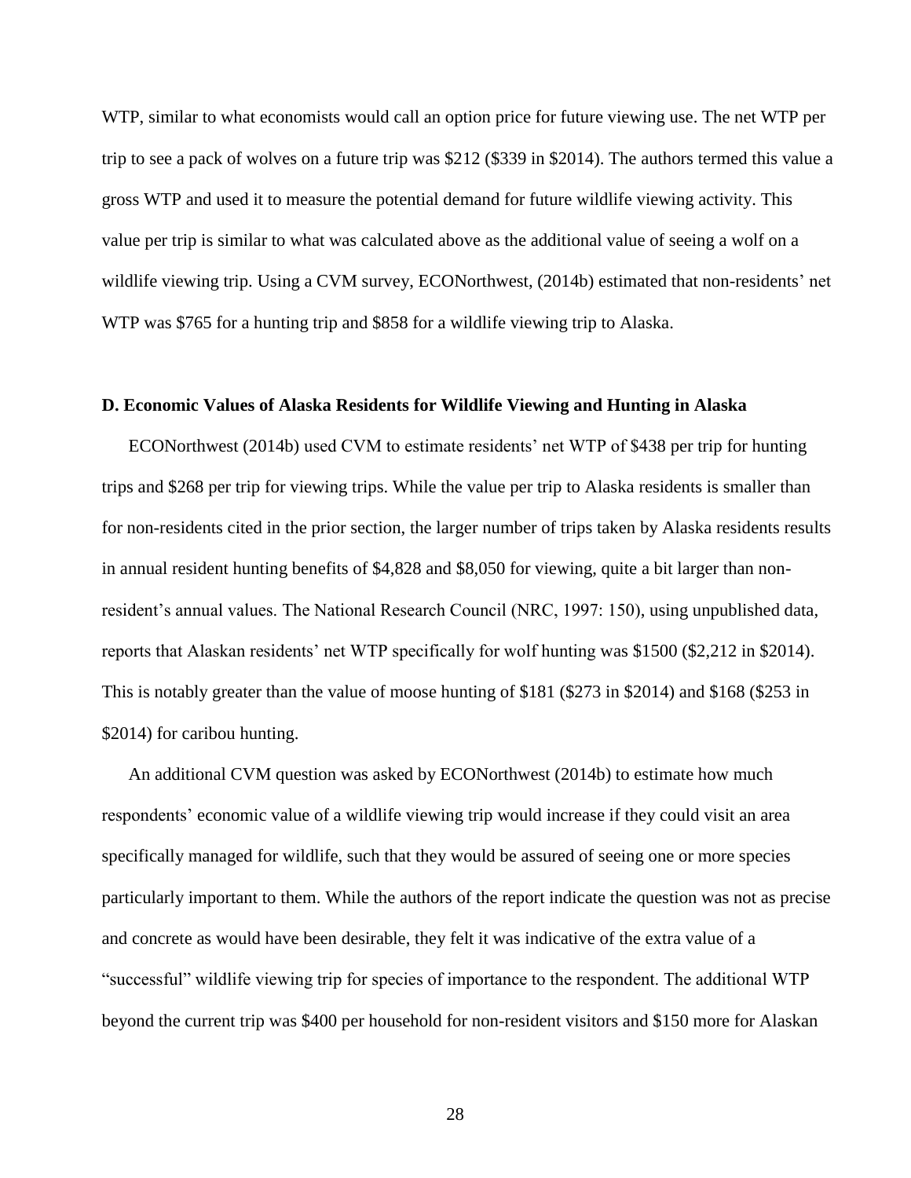WTP, similar to what economists would call an option price for future viewing use. The net WTP per trip to see a pack of wolves on a future trip was $212 ($339 in $2014). The authors termed this value a gross WTP and used it to measure the potential demand for future wildlife viewing activity. This value per trip is similar to what was calculated above as the additional value of seeing a wolf on a wildlife viewing trip. Using a CVM survey, ECONorthwest, (2014b) estimated that non-residents' net WTP was $765 for a hunting trip and $858 for a wildlife viewing trip to Alaska.

### D. Economic Values of Alaska Residents for Wildlife Viewing and Hunting in Alaska

ECONorthwest (2014b) used CVM to estimate residents' net WTP of $438 per trip for hunting trips and $268 per trip for viewing trips. While the value per trip to Alaska residents is smaller than for non-residents cited in the prior section, the larger number of trips taken by Alaska residents results in annual resident hunting benefits of $4,828 and $8,050 for viewing, quite a bit larger than non-resident's annual values. The National Research Council (NRC, 1997: 150), using unpublished data, reports that Alaskan residents' net WTP specifically for wolf hunting was $1500 ($2,212 in $2014). This is notably greater than the value of moose hunting of $181 ($273 in $2014) and $168 ($253 in $2014) for caribou hunting.

An additional CVM question was asked by ECONorthwest (2014b) to estimate how much respondents' economic value of a wildlife viewing trip would increase if they could visit an area specifically managed for wildlife, such that they would be assured of seeing one or more species particularly important to them. While the authors of the report indicate the question was not as precise and concrete as would have been desirable, they felt it was indicative of the extra value of a "successful" wildlife viewing trip for species of importance to the respondent. The additional WTP beyond the current trip was $400 per household for non-resident visitors and $150 more for Alaskan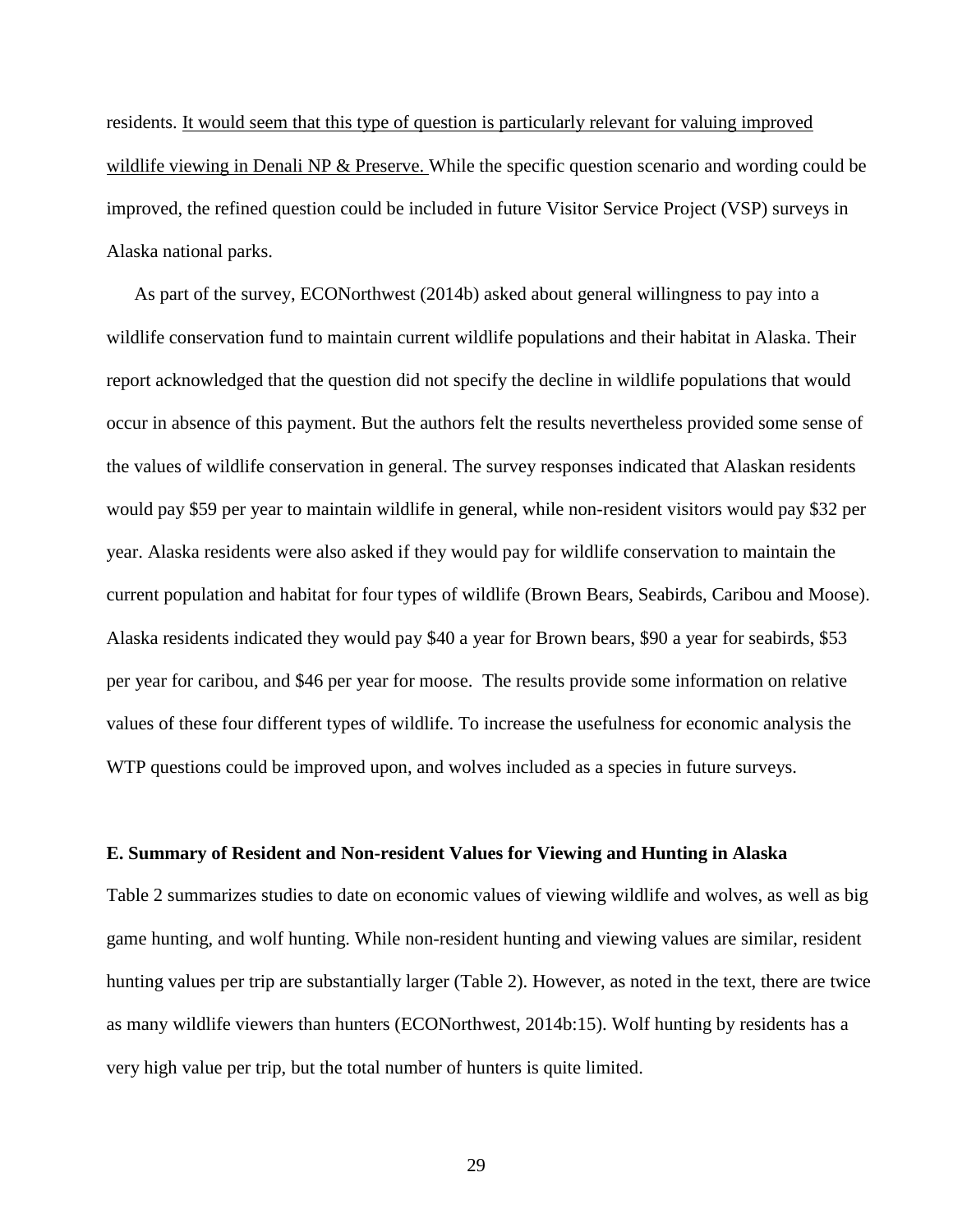residents. <u>It would seem that this type of question is particularly relevant for valuing improved wildlife viewing in Denali NP & Preserve.</u> While the specific question scenario and wording could be improved, the refined question could be included in future Visitor Service Project (VSP) surveys in Alaska national parks.

As part of the survey, ECONorthwest (2014b) asked about general willingness to pay into a wildlife conservation fund to maintain current wildlife populations and their habitat in Alaska. Their report acknowledged that the question did not specify the decline in wildlife populations that would occur in absence of this payment. But the authors felt the results nevertheless provided some sense of the values of wildlife conservation in general. The survey responses indicated that Alaskan residents would pay $59 per year to maintain wildlife in general, while non-resident visitors would pay $32 per year. Alaska residents were also asked if they would pay for wildlife conservation to maintain the current population and habitat for four types of wildlife (Brown Bears, Seabirds, Caribou and Moose). Alaska residents indicated they would pay $40 a year for Brown bears, $90 a year for seabirds, $53 per year for caribou, and $46 per year for moose. The results provide some information on relative values of these four different types of wildlife. To increase the usefulness for economic analysis the WTP questions could be improved upon, and wolves included as a species in future surveys.

### E. Summary of Resident and Non-resident Values for Viewing and Hunting in Alaska

Table 2 summarizes studies to date on economic values of viewing wildlife and wolves, as well as big game hunting, and wolf hunting. While non-resident hunting and viewing values are similar, resident hunting values per trip are substantially larger (Table 2). However, as noted in the text, there are twice as many wildlife viewers than hunters (ECONorthwest, 2014b:15). Wolf hunting by residents has a very high value per trip, but the total number of hunters is quite limited.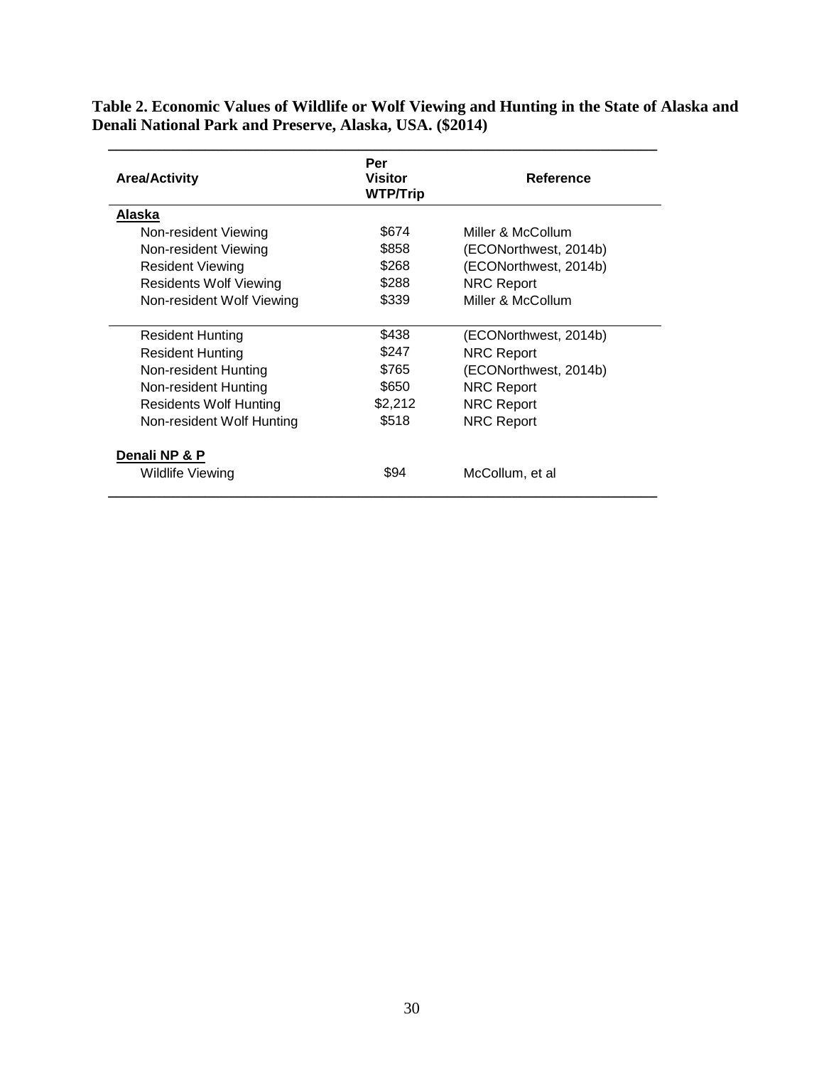**Table 2. Economic Values of Wildlife or Wolf Viewing and Hunting in the State of Alaska and Denali National Park and Preserve, Alaska, USA. ($2014)**

| Area/Activity | Per Visitor WTP/Trip | Reference |
|---|---|---|
| **Alaska** | | |
| Non-resident Viewing | $674 | Miller & McCollum |
| Non-resident Viewing | $858 | (ECONorthwest, 2014b) |
| Resident Viewing | $268 | (ECONorthwest, 2014b) |
| Residents Wolf Viewing | $288 | NRC Report |
| Non-resident Wolf Viewing | $339 | Miller & McCollum |
| Resident Hunting | $438 | (ECONorthwest, 2014b) |
| Resident Hunting | $247 | NRC Report |
| Non-resident Hunting | $765 | (ECONorthwest, 2014b) |
| Non-resident Hunting | $650 | NRC Report |
| Residents Wolf Hunting | $2,212 | NRC Report |
| Non-resident Wolf Hunting | $518 | NRC Report |
| **Denali NP & P** | | |
| Wildlife Viewing | $94 | McCollum, et al |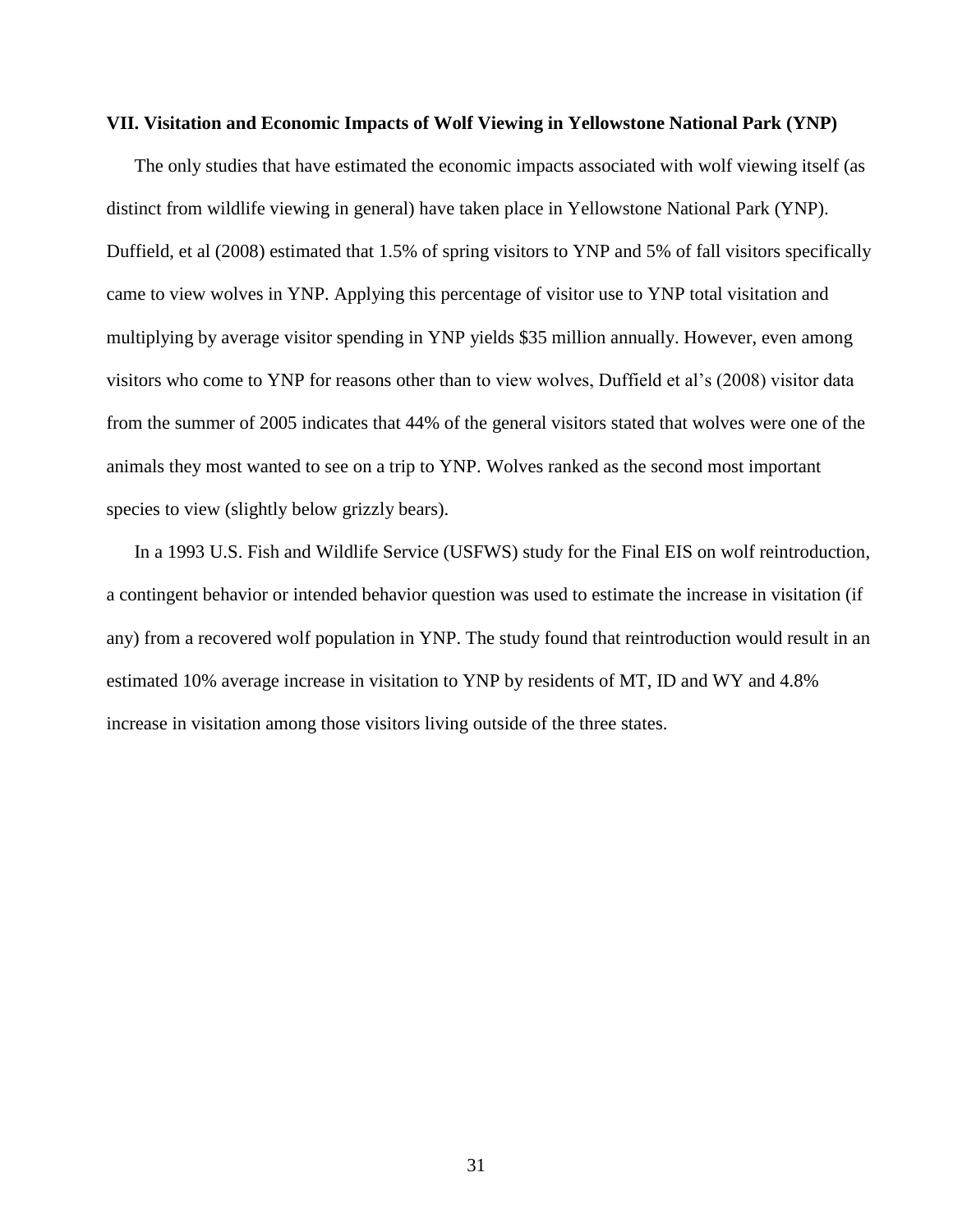### VII. Visitation and Economic Impacts of Wolf Viewing in Yellowstone National Park (YNP)

The only studies that have estimated the economic impacts associated with wolf viewing itself (as distinct from wildlife viewing in general) have taken place in Yellowstone National Park (YNP). Duffield, et al (2008) estimated that 1.5% of spring visitors to YNP and 5% of fall visitors specifically came to view wolves in YNP. Applying this percentage of visitor use to YNP total visitation and multiplying by average visitor spending in YNP yields $35 million annually. However, even among visitors who come to YNP for reasons other than to view wolves, Duffield et al's (2008) visitor data from the summer of 2005 indicates that 44% of the general visitors stated that wolves were one of the animals they most wanted to see on a trip to YNP. Wolves ranked as the second most important species to view (slightly below grizzly bears).

In a 1993 U.S. Fish and Wildlife Service (USFWS) study for the Final EIS on wolf reintroduction, a contingent behavior or intended behavior question was used to estimate the increase in visitation (if any) from a recovered wolf population in YNP. The study found that reintroduction would result in an estimated 10% average increase in visitation to YNP by residents of MT, ID and WY and 4.8% increase in visitation among those visitors living outside of the three states.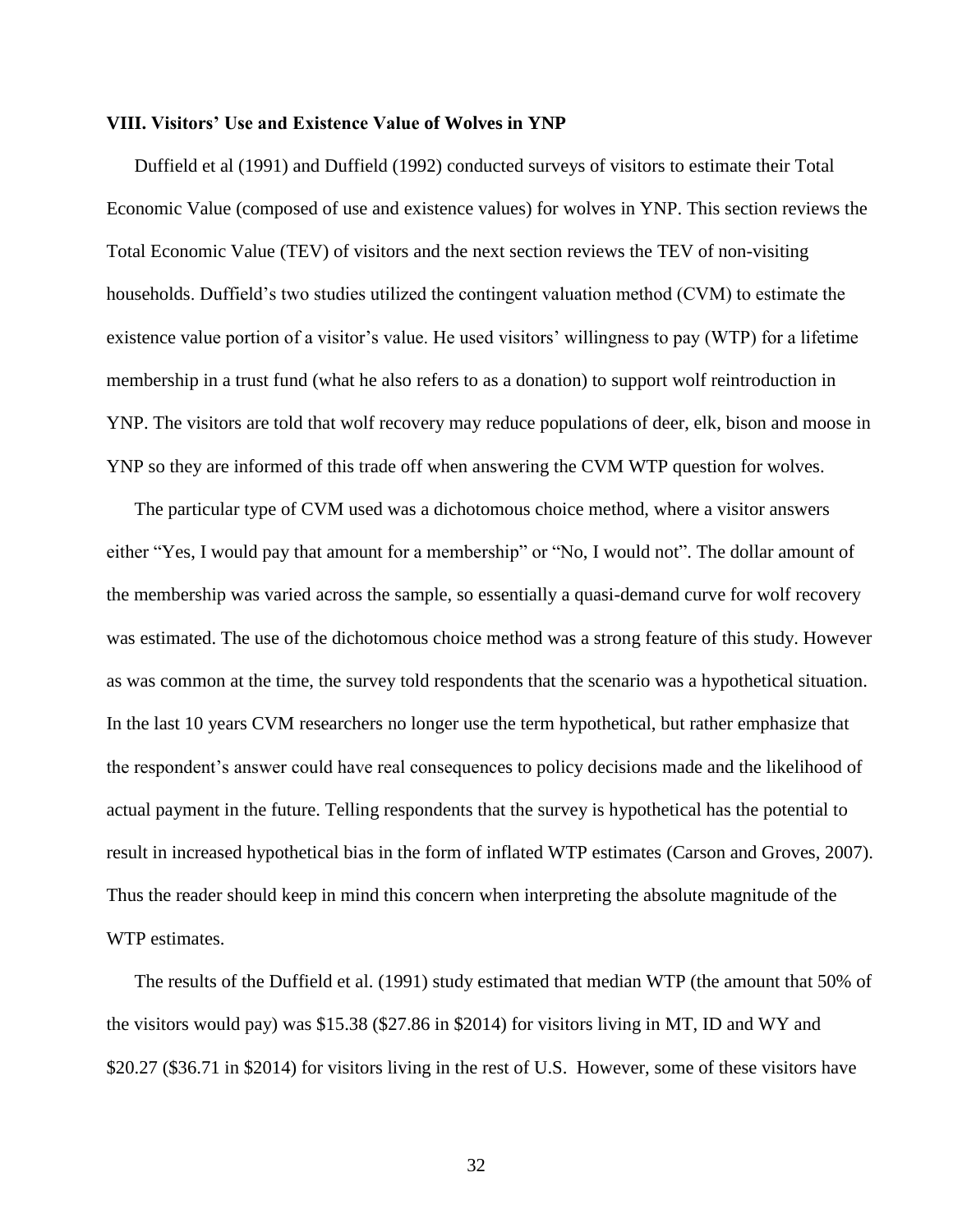### VIII. Visitors' Use and Existence Value of Wolves in YNP

Duffield et al (1991) and Duffield (1992) conducted surveys of visitors to estimate their Total Economic Value (composed of use and existence values) for wolves in YNP. This section reviews the Total Economic Value (TEV) of visitors and the next section reviews the TEV of non-visiting households. Duffield's two studies utilized the contingent valuation method (CVM) to estimate the existence value portion of a visitor's value. He used visitors' willingness to pay (WTP) for a lifetime membership in a trust fund (what he also refers to as a donation) to support wolf reintroduction in YNP. The visitors are told that wolf recovery may reduce populations of deer, elk, bison and moose in YNP so they are informed of this trade off when answering the CVM WTP question for wolves.

The particular type of CVM used was a dichotomous choice method, where a visitor answers either "Yes, I would pay that amount for a membership" or "No, I would not". The dollar amount of the membership was varied across the sample, so essentially a quasi-demand curve for wolf recovery was estimated. The use of the dichotomous choice method was a strong feature of this study. However as was common at the time, the survey told respondents that the scenario was a hypothetical situation. In the last 10 years CVM researchers no longer use the term hypothetical, but rather emphasize that the respondent's answer could have real consequences to policy decisions made and the likelihood of actual payment in the future. Telling respondents that the survey is hypothetical has the potential to result in increased hypothetical bias in the form of inflated WTP estimates (Carson and Groves, 2007). Thus the reader should keep in mind this concern when interpreting the absolute magnitude of the WTP estimates.

The results of the Duffield et al. (1991) study estimated that median WTP (the amount that 50% of the visitors would pay) was $15.38 ($27.86 in $2014) for visitors living in MT, ID and WY and $20.27 ($36.71 in $2014) for visitors living in the rest of U.S. However, some of these visitors have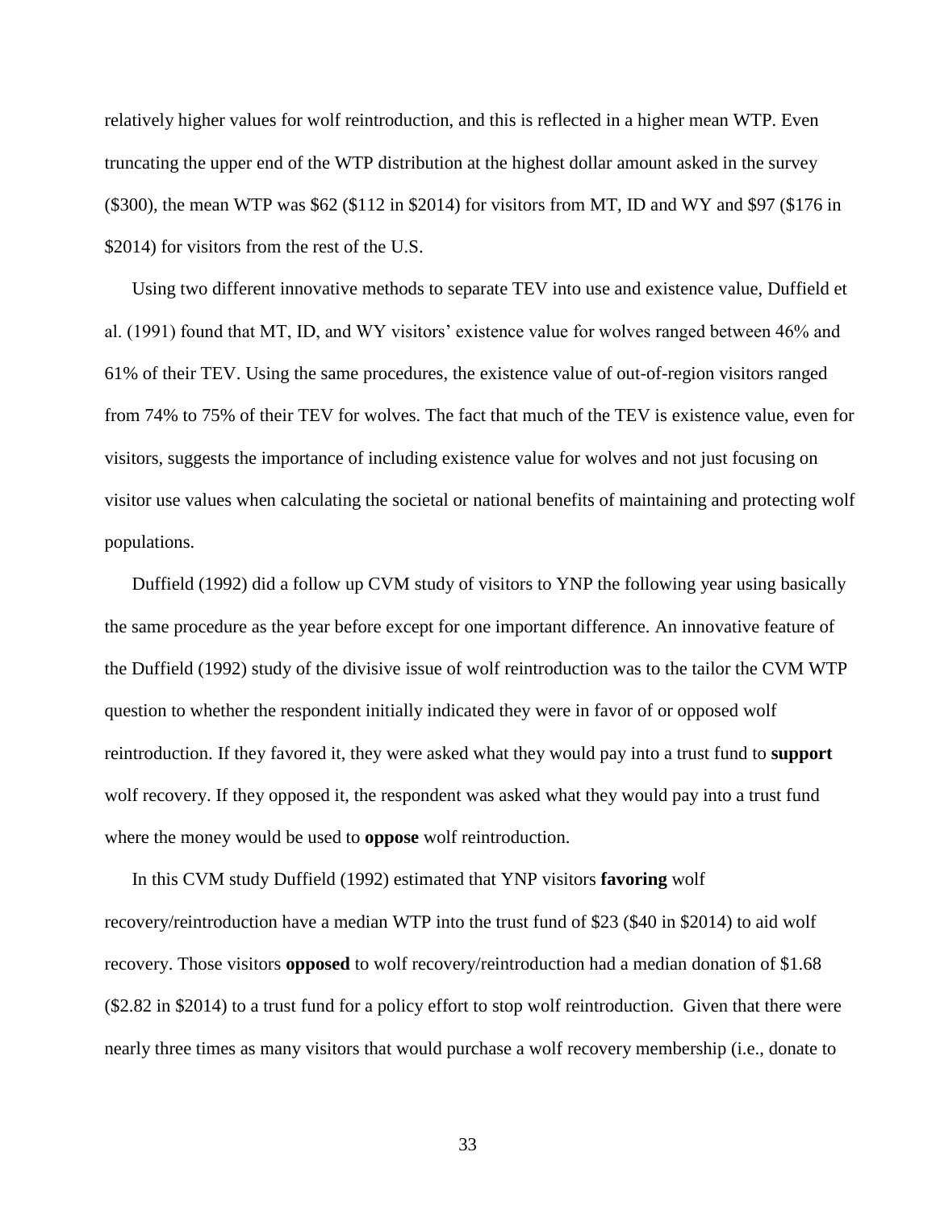relatively higher values for wolf reintroduction, and this is reflected in a higher mean WTP. Even truncating the upper end of the WTP distribution at the highest dollar amount asked in the survey ($300), the mean WTP was $62 ($112 in $2014) for visitors from MT, ID and WY and $97 ($176 in $2014) for visitors from the rest of the U.S.

Using two different innovative methods to separate TEV into use and existence value, Duffield et al. (1991) found that MT, ID, and WY visitors' existence value for wolves ranged between 46% and 61% of their TEV. Using the same procedures, the existence value of out-of-region visitors ranged from 74% to 75% of their TEV for wolves. The fact that much of the TEV is existence value, even for visitors, suggests the importance of including existence value for wolves and not just focusing on visitor use values when calculating the societal or national benefits of maintaining and protecting wolf populations.

Duffield (1992) did a follow up CVM study of visitors to YNP the following year using basically the same procedure as the year before except for one important difference. An innovative feature of the Duffield (1992) study of the divisive issue of wolf reintroduction was to the tailor the CVM WTP question to whether the respondent initially indicated they were in favor of or opposed wolf reintroduction. If they favored it, they were asked what they would pay into a trust fund to **support** wolf recovery. If they opposed it, the respondent was asked what they would pay into a trust fund where the money would be used to **oppose** wolf reintroduction.

In this CVM study Duffield (1992) estimated that YNP visitors **favoring** wolf recovery/reintroduction have a median WTP into the trust fund of $23 ($40 in $2014) to aid wolf recovery. Those visitors **opposed** to wolf recovery/reintroduction had a median donation of $1.68 ($2.82 in $2014) to a trust fund for a policy effort to stop wolf reintroduction. Given that there were nearly three times as many visitors that would purchase a wolf recovery membership (i.e., donate to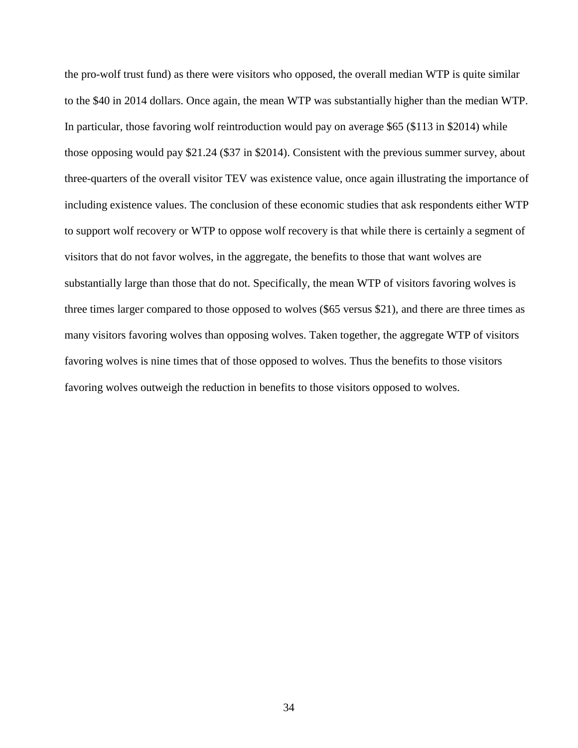the pro-wolf trust fund) as there were visitors who opposed, the overall median WTP is quite similar to the $40 in 2014 dollars. Once again, the mean WTP was substantially higher than the median WTP. In particular, those favoring wolf reintroduction would pay on average $65 ($113 in $2014) while those opposing would pay $21.24 ($37 in $2014). Consistent with the previous summer survey, about three-quarters of the overall visitor TEV was existence value, once again illustrating the importance of including existence values. The conclusion of these economic studies that ask respondents either WTP to support wolf recovery or WTP to oppose wolf recovery is that while there is certainly a segment of visitors that do not favor wolves, in the aggregate, the benefits to those that want wolves are substantially large than those that do not. Specifically, the mean WTP of visitors favoring wolves is three times larger compared to those opposed to wolves ($65 versus $21), and there are three times as many visitors favoring wolves than opposing wolves. Taken together, the aggregate WTP of visitors favoring wolves is nine times that of those opposed to wolves. Thus the benefits to those visitors favoring wolves outweigh the reduction in benefits to those visitors opposed to wolves.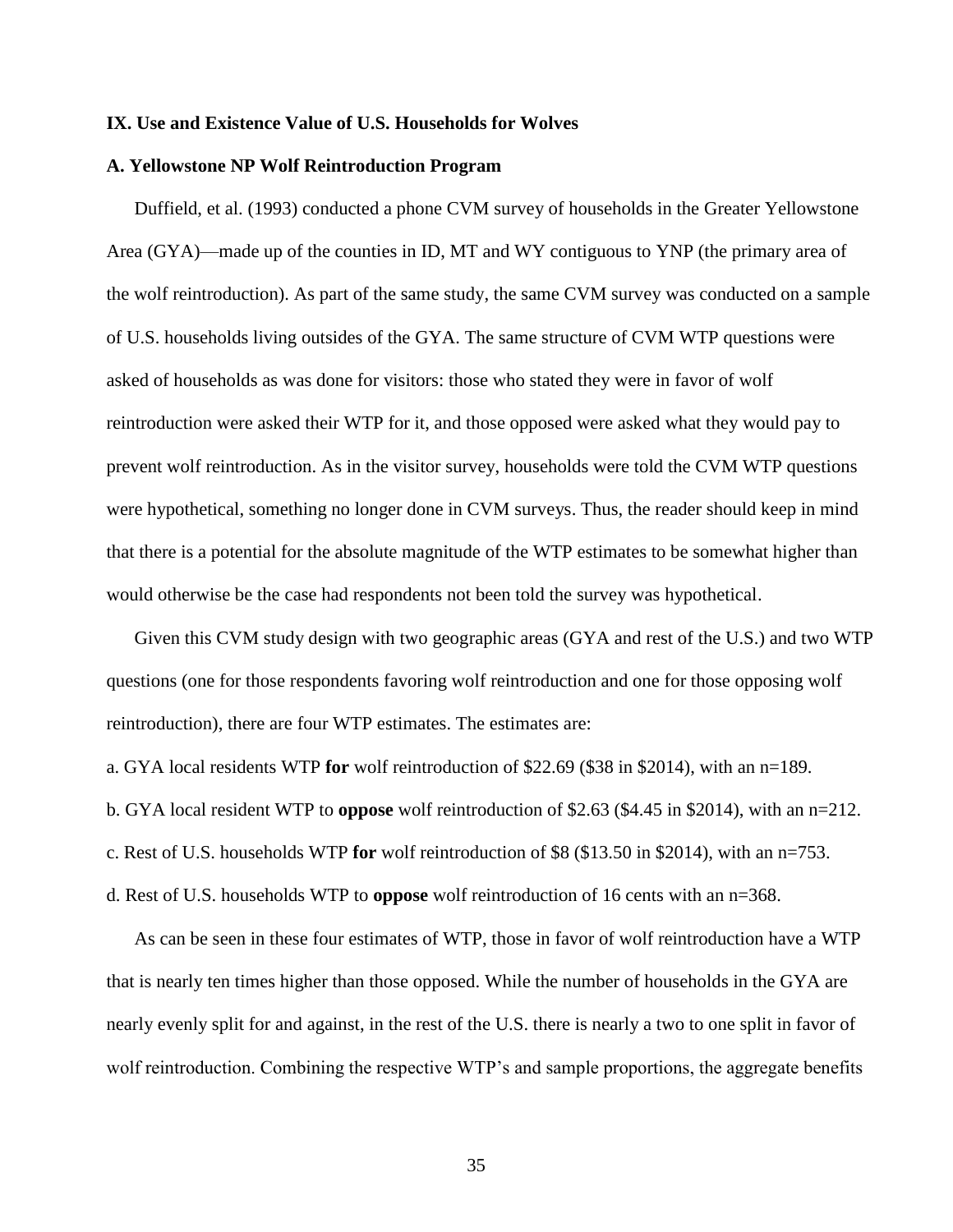**IX. Use and Existence Value of U.S. Households for Wolves**

**A. Yellowstone NP Wolf Reintroduction Program**

Duffield, et al. (1993) conducted a phone CVM survey of households in the Greater Yellowstone Area (GYA)—made up of the counties in ID, MT and WY contiguous to YNP (the primary area of the wolf reintroduction). As part of the same study, the same CVM survey was conducted on a sample of U.S. households living outsides of the GYA. The same structure of CVM WTP questions were asked of households as was done for visitors: those who stated they were in favor of wolf reintroduction were asked their WTP for it, and those opposed were asked what they would pay to prevent wolf reintroduction. As in the visitor survey, households were told the CVM WTP questions were hypothetical, something no longer done in CVM surveys. Thus, the reader should keep in mind that there is a potential for the absolute magnitude of the WTP estimates to be somewhat higher than would otherwise be the case had respondents not been told the survey was hypothetical.

Given this CVM study design with two geographic areas (GYA and rest of the U.S.) and two WTP questions (one for those respondents favoring wolf reintroduction and one for those opposing wolf reintroduction), there are four WTP estimates. The estimates are:

a. GYA local residents WTP **for** wolf reintroduction of $22.69 ($38 in $2014), with an n=189.

b. GYA local resident WTP to **oppose** wolf reintroduction of $2.63 ($4.45 in $2014), with an n=212.

c. Rest of U.S. households WTP **for** wolf reintroduction of $8 ($13.50 in $2014), with an n=753.

d. Rest of U.S. households WTP to **oppose** wolf reintroduction of 16 cents with an n=368.

As can be seen in these four estimates of WTP, those in favor of wolf reintroduction have a WTP that is nearly ten times higher than those opposed. While the number of households in the GYA are nearly evenly split for and against, in the rest of the U.S. there is nearly a two to one split in favor of wolf reintroduction. Combining the respective WTP's and sample proportions, the aggregate benefits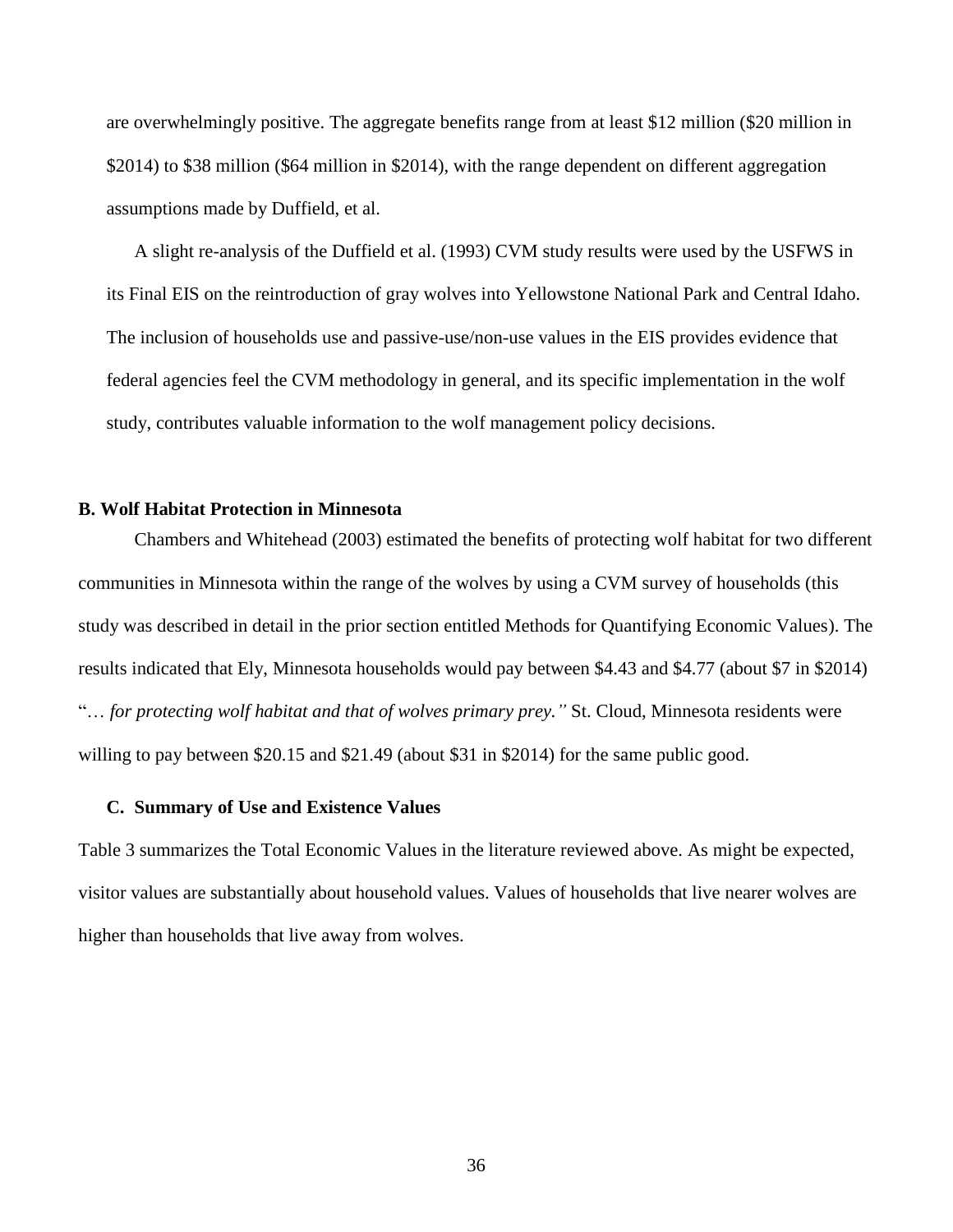are overwhelmingly positive. The aggregate benefits range from at least \$12 million (\$20 million in \$2014) to \$38 million (\$64 million in \$2014), with the range dependent on different aggregation assumptions made by Duffield, et al.

A slight re-analysis of the Duffield et al. (1993) CVM study results were used by the USFWS in its Final EIS on the reintroduction of gray wolves into Yellowstone National Park and Central Idaho. The inclusion of households use and passive-use/non-use values in the EIS provides evidence that federal agencies feel the CVM methodology in general, and its specific implementation in the wolf study, contributes valuable information to the wolf management policy decisions.

### B. Wolf Habitat Protection in Minnesota

Chambers and Whitehead (2003) estimated the benefits of protecting wolf habitat for two different communities in Minnesota within the range of the wolves by using a CVM survey of households (this study was described in detail in the prior section entitled Methods for Quantifying Economic Values). The results indicated that Ely, Minnesota households would pay between \$4.43 and \$4.77 (about \$7 in \$2014) "… *for protecting wolf habitat and that of wolves primary prey."* St. Cloud, Minnesota residents were willing to pay between \$20.15 and \$21.49 (about \$31 in \$2014) for the same public good.

### C. Summary of Use and Existence Values

Table 3 summarizes the Total Economic Values in the literature reviewed above. As might be expected, visitor values are substantially about household values. Values of households that live nearer wolves are higher than households that live away from wolves.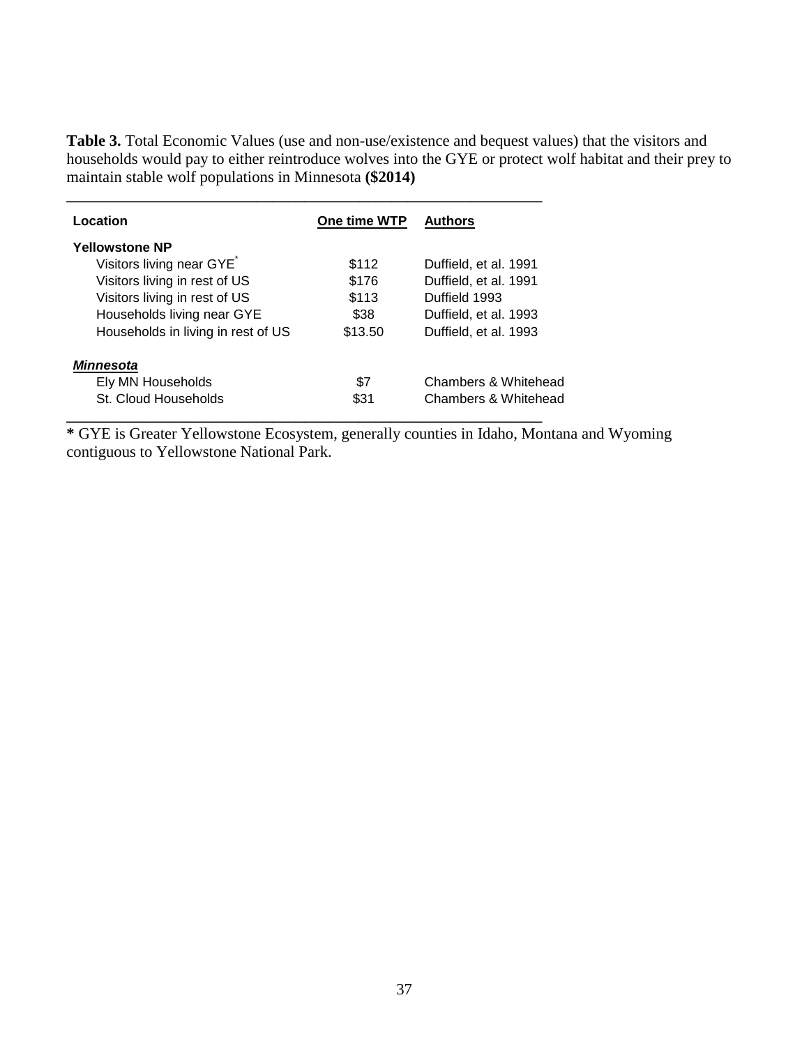**Table 3.** Total Economic Values (use and non-use/existence and bequest values) that the visitors and households would pay to either reintroduce wolves into the GYE or protect wolf habitat and their prey to maintain stable wolf populations in Minnesota **($2014)**

| Location | One time WTP | Authors |
|---|---|---|
| **Yellowstone NP** | | |
| Visitors living near GYE* | $112 | Duffield, et al. 1991 |
| Visitors living in rest of US | $176 | Duffield, et al. 1991 |
| Visitors living in rest of US | $113 | Duffield 1993 |
| Households living near GYE | $38 | Duffield, et al. 1993 |
| Households in living in rest of US | $13.50 | Duffield, et al. 1993 |
| ***Minnesota*** | | |
| Ely MN Households | $7 | Chambers & Whitehead |
| St. Cloud Households | $31 | Chambers & Whitehead |

**\*** GYE is Greater Yellowstone Ecosystem, generally counties in Idaho, Montana and Wyoming contiguous to Yellowstone National Park.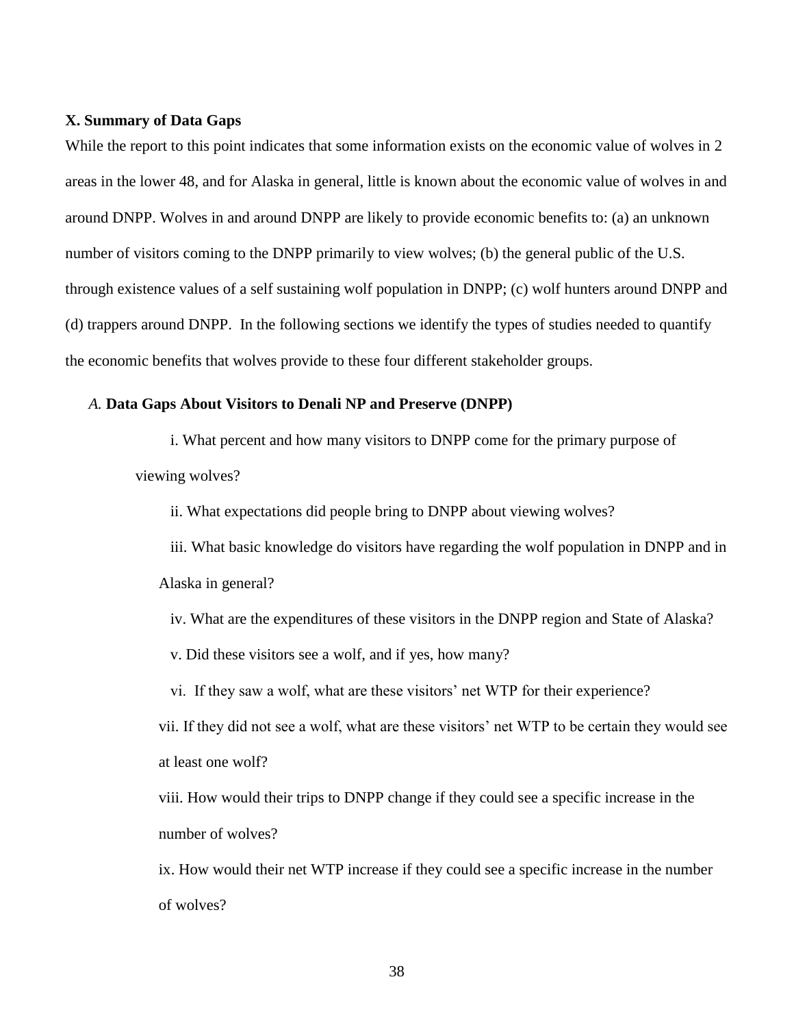**X. Summary of Data Gaps**

While the report to this point indicates that some information exists on the economic value of wolves in 2 areas in the lower 48, and for Alaska in general, little is known about the economic value of wolves in and around DNPP. Wolves in and around DNPP are likely to provide economic benefits to: (a) an unknown number of visitors coming to the DNPP primarily to view wolves; (b) the general public of the U.S. through existence values of a self sustaining wolf population in DNPP; (c) wolf hunters around DNPP and (d) trappers around DNPP. In the following sections we identify the types of studies needed to quantify the economic benefits that wolves provide to these four different stakeholder groups.

*A.* **Data Gaps About Visitors to Denali NP and Preserve (DNPP)**

i. What percent and how many visitors to DNPP come for the primary purpose of viewing wolves?

ii. What expectations did people bring to DNPP about viewing wolves?

iii. What basic knowledge do visitors have regarding the wolf population in DNPP and in Alaska in general?

iv. What are the expenditures of these visitors in the DNPP region and State of Alaska?

v. Did these visitors see a wolf, and if yes, how many?

vi. If they saw a wolf, what are these visitors' net WTP for their experience?

vii. If they did not see a wolf, what are these visitors' net WTP to be certain they would see at least one wolf?

viii. How would their trips to DNPP change if they could see a specific increase in the number of wolves?

ix. How would their net WTP increase if they could see a specific increase in the number of wolves?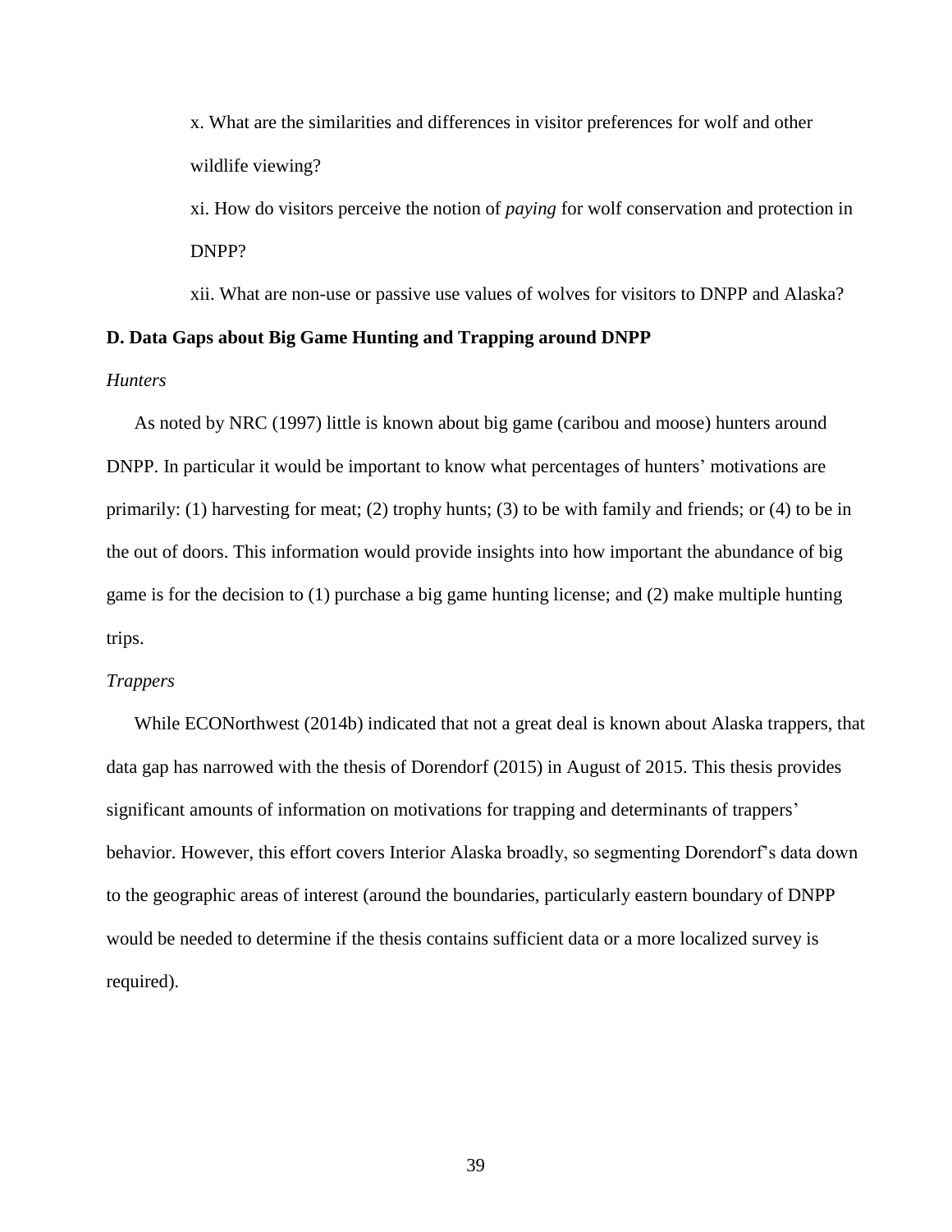x. What are the similarities and differences in visitor preferences for wolf and other wildlife viewing?

xi. How do visitors perceive the notion of *paying* for wolf conservation and protection in DNPP?

xii. What are non-use or passive use values of wolves for visitors to DNPP and Alaska?

**D. Data Gaps about Big Game Hunting and Trapping around DNPP**

*Hunters*

As noted by NRC (1997) little is known about big game (caribou and moose) hunters around DNPP. In particular it would be important to know what percentages of hunters' motivations are primarily: (1) harvesting for meat; (2) trophy hunts; (3) to be with family and friends; or (4) to be in the out of doors. This information would provide insights into how important the abundance of big game is for the decision to (1) purchase a big game hunting license; and (2) make multiple hunting trips.

*Trappers*

While ECONorthwest (2014b) indicated that not a great deal is known about Alaska trappers, that data gap has narrowed with the thesis of Dorendorf (2015) in August of 2015. This thesis provides significant amounts of information on motivations for trapping and determinants of trappers' behavior. However, this effort covers Interior Alaska broadly, so segmenting Dorendorf's data down to the geographic areas of interest (around the boundaries, particularly eastern boundary of DNPP would be needed to determine if the thesis contains sufficient data or a more localized survey is required).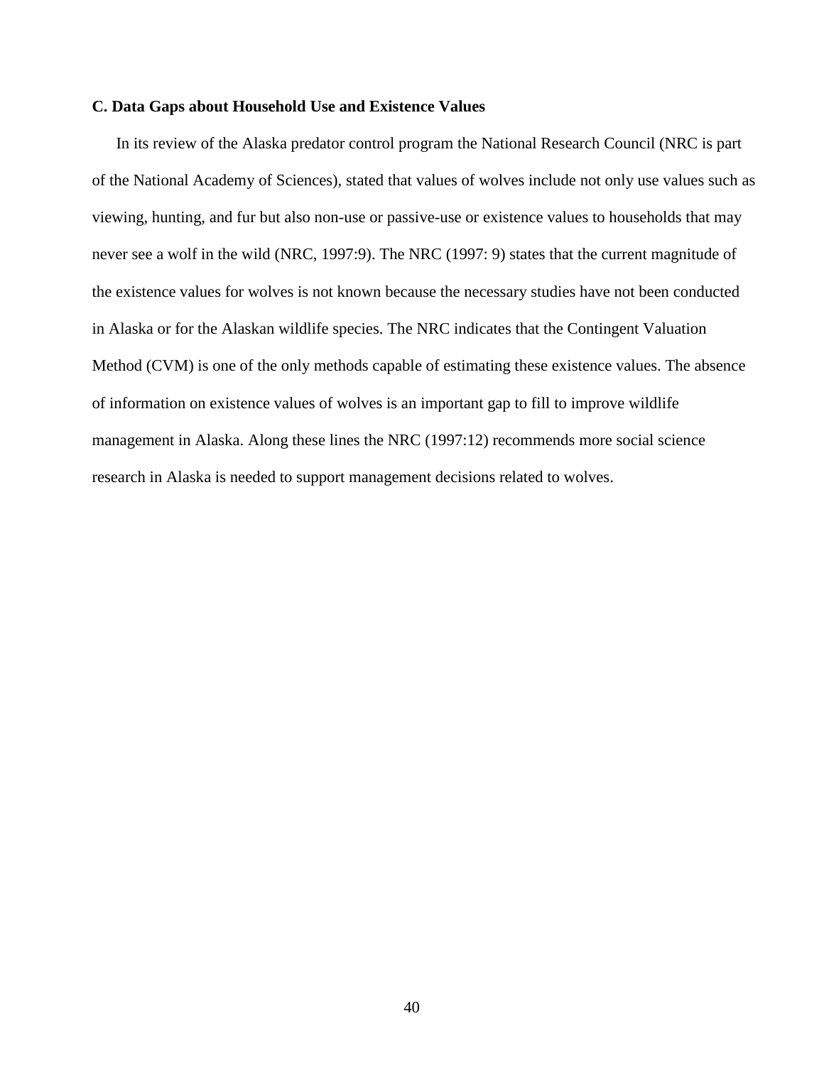### C. Data Gaps about Household Use and Existence Values

In its review of the Alaska predator control program the National Research Council (NRC is part of the National Academy of Sciences), stated that values of wolves include not only use values such as viewing, hunting, and fur but also non-use or passive-use or existence values to households that may never see a wolf in the wild (NRC, 1997:9). The NRC (1997: 9) states that the current magnitude of the existence values for wolves is not known because the necessary studies have not been conducted in Alaska or for the Alaskan wildlife species. The NRC indicates that the Contingent Valuation Method (CVM) is one of the only methods capable of estimating these existence values. The absence of information on existence values of wolves is an important gap to fill to improve wildlife management in Alaska. Along these lines the NRC (1997:12) recommends more social science research in Alaska is needed to support management decisions related to wolves.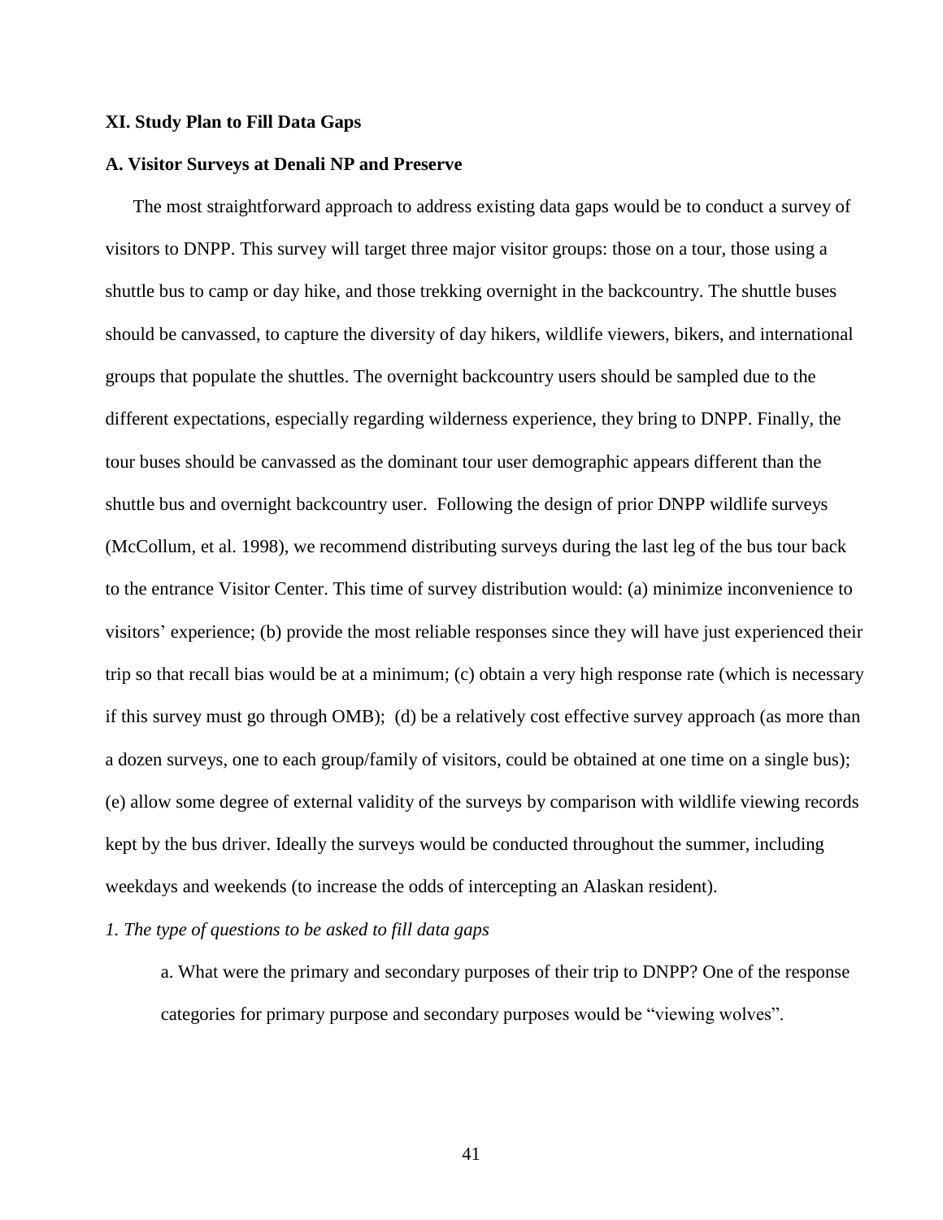**XI. Study Plan to Fill Data Gaps**

**A. Visitor Surveys at Denali NP and Preserve**

The most straightforward approach to address existing data gaps would be to conduct a survey of visitors to DNPP. This survey will target three major visitor groups: those on a tour, those using a shuttle bus to camp or day hike, and those trekking overnight in the backcountry. The shuttle buses should be canvassed, to capture the diversity of day hikers, wildlife viewers, bikers, and international groups that populate the shuttles. The overnight backcountry users should be sampled due to the different expectations, especially regarding wilderness experience, they bring to DNPP. Finally, the tour buses should be canvassed as the dominant tour user demographic appears different than the shuttle bus and overnight backcountry user. Following the design of prior DNPP wildlife surveys (McCollum, et al. 1998), we recommend distributing surveys during the last leg of the bus tour back to the entrance Visitor Center. This time of survey distribution would: (a) minimize inconvenience to visitors' experience; (b) provide the most reliable responses since they will have just experienced their trip so that recall bias would be at a minimum; (c) obtain a very high response rate (which is necessary if this survey must go through OMB); (d) be a relatively cost effective survey approach (as more than a dozen surveys, one to each group/family of visitors, could be obtained at one time on a single bus); (e) allow some degree of external validity of the surveys by comparison with wildlife viewing records kept by the bus driver. Ideally the surveys would be conducted throughout the summer, including weekdays and weekends (to increase the odds of intercepting an Alaskan resident).

*1. The type of questions to be asked to fill data gaps*

a. What were the primary and secondary purposes of their trip to DNPP? One of the response categories for primary purpose and secondary purposes would be "viewing wolves".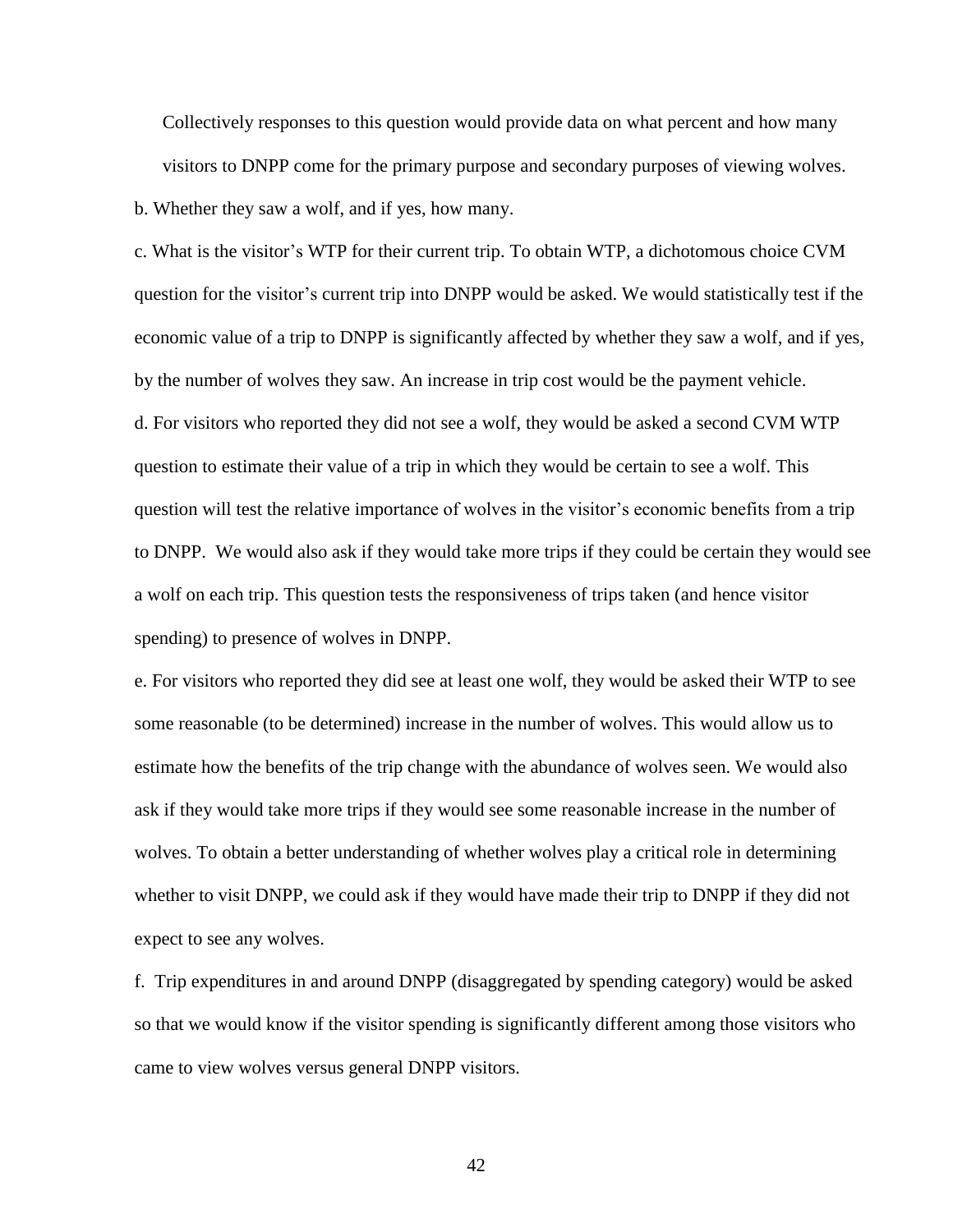Collectively responses to this question would provide data on what percent and how many visitors to DNPP come for the primary purpose and secondary purposes of viewing wolves.

b. Whether they saw a wolf, and if yes, how many.

c. What is the visitor's WTP for their current trip. To obtain WTP, a dichotomous choice CVM question for the visitor's current trip into DNPP would be asked. We would statistically test if the economic value of a trip to DNPP is significantly affected by whether they saw a wolf, and if yes, by the number of wolves they saw. An increase in trip cost would be the payment vehicle.

d. For visitors who reported they did not see a wolf, they would be asked a second CVM WTP question to estimate their value of a trip in which they would be certain to see a wolf. This question will test the relative importance of wolves in the visitor's economic benefits from a trip to DNPP. We would also ask if they would take more trips if they could be certain they would see a wolf on each trip. This question tests the responsiveness of trips taken (and hence visitor spending) to presence of wolves in DNPP.

e. For visitors who reported they did see at least one wolf, they would be asked their WTP to see some reasonable (to be determined) increase in the number of wolves. This would allow us to estimate how the benefits of the trip change with the abundance of wolves seen. We would also ask if they would take more trips if they would see some reasonable increase in the number of wolves. To obtain a better understanding of whether wolves play a critical role in determining whether to visit DNPP, we could ask if they would have made their trip to DNPP if they did not expect to see any wolves.

f. Trip expenditures in and around DNPP (disaggregated by spending category) would be asked so that we would know if the visitor spending is significantly different among those visitors who came to view wolves versus general DNPP visitors.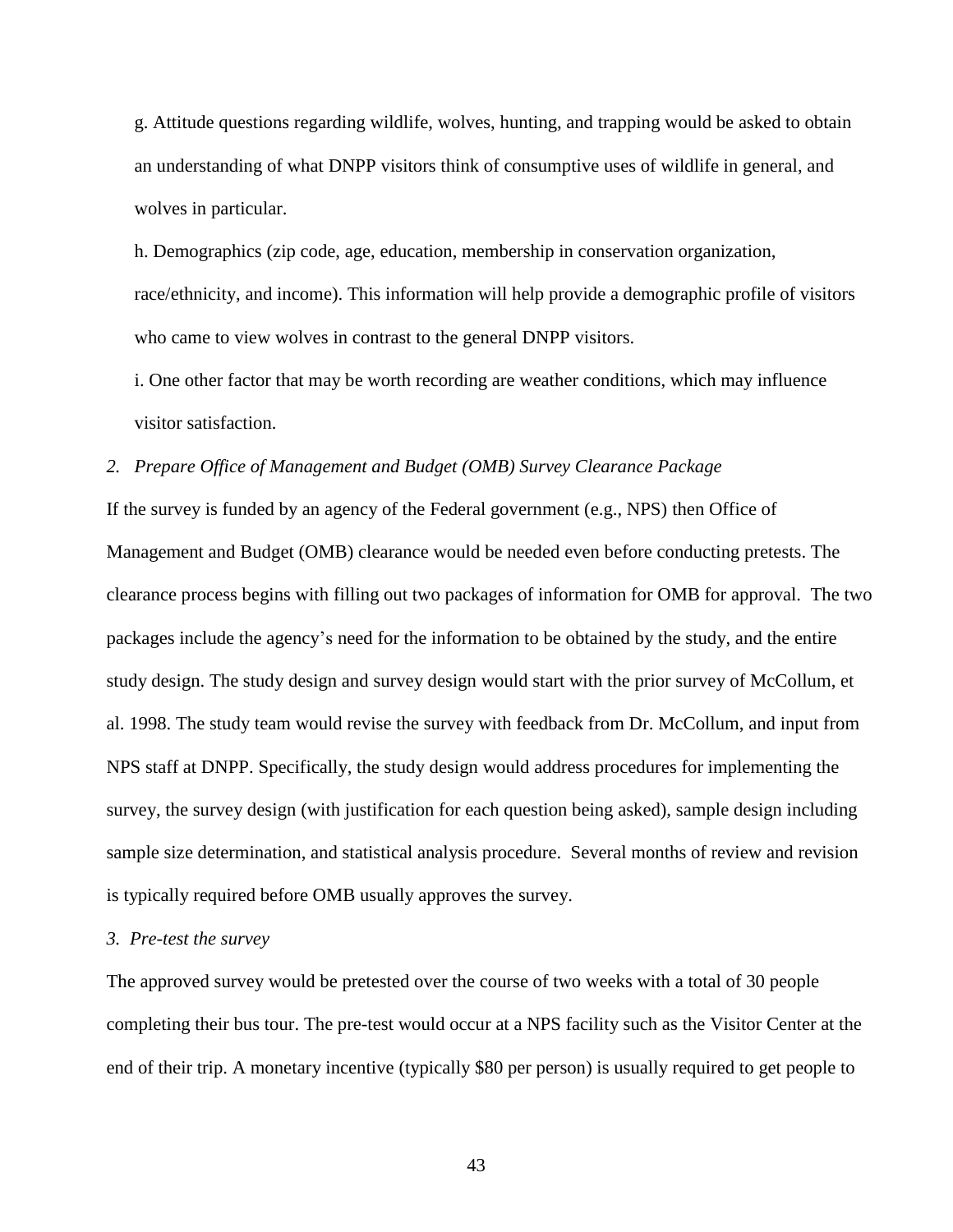g. Attitude questions regarding wildlife, wolves, hunting, and trapping would be asked to obtain an understanding of what DNPP visitors think of consumptive uses of wildlife in general, and wolves in particular.

h. Demographics (zip code, age, education, membership in conservation organization, race/ethnicity, and income). This information will help provide a demographic profile of visitors who came to view wolves in contrast to the general DNPP visitors.

i. One other factor that may be worth recording are weather conditions, which may influence visitor satisfaction.

*2. Prepare Office of Management and Budget (OMB) Survey Clearance Package*

If the survey is funded by an agency of the Federal government (e.g., NPS) then Office of Management and Budget (OMB) clearance would be needed even before conducting pretests. The clearance process begins with filling out two packages of information for OMB for approval. The two packages include the agency's need for the information to be obtained by the study, and the entire study design. The study design and survey design would start with the prior survey of McCollum, et al. 1998. The study team would revise the survey with feedback from Dr. McCollum, and input from NPS staff at DNPP. Specifically, the study design would address procedures for implementing the survey, the survey design (with justification for each question being asked), sample design including sample size determination, and statistical analysis procedure. Several months of review and revision is typically required before OMB usually approves the survey.

*3. Pre-test the survey*

The approved survey would be pretested over the course of two weeks with a total of 30 people completing their bus tour. The pre-test would occur at a NPS facility such as the Visitor Center at the end of their trip. A monetary incentive (typically $80 per person) is usually required to get people to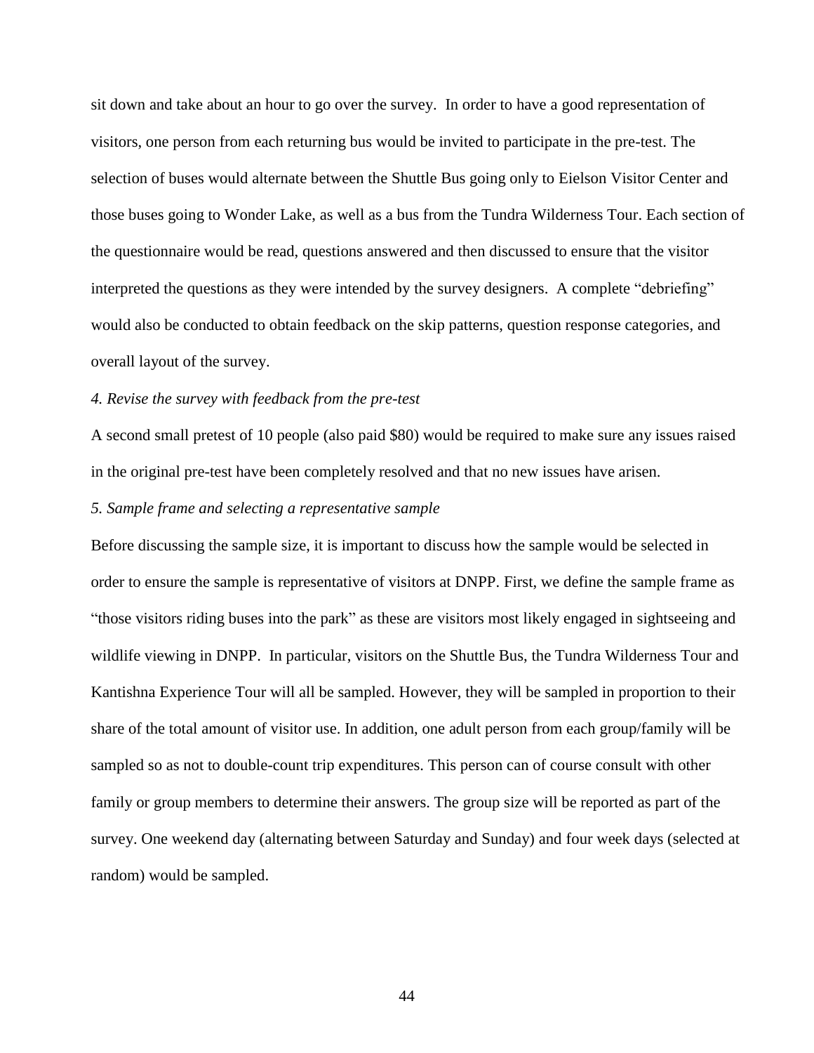sit down and take about an hour to go over the survey. In order to have a good representation of visitors, one person from each returning bus would be invited to participate in the pre-test. The selection of buses would alternate between the Shuttle Bus going only to Eielson Visitor Center and those buses going to Wonder Lake, as well as a bus from the Tundra Wilderness Tour. Each section of the questionnaire would be read, questions answered and then discussed to ensure that the visitor interpreted the questions as they were intended by the survey designers. A complete "debriefing" would also be conducted to obtain feedback on the skip patterns, question response categories, and overall layout of the survey.

*4. Revise the survey with feedback from the pre-test*

A second small pretest of 10 people (also paid $80) would be required to make sure any issues raised in the original pre-test have been completely resolved and that no new issues have arisen.

*5. Sample frame and selecting a representative sample*

Before discussing the sample size, it is important to discuss how the sample would be selected in order to ensure the sample is representative of visitors at DNPP. First, we define the sample frame as "those visitors riding buses into the park" as these are visitors most likely engaged in sightseeing and wildlife viewing in DNPP. In particular, visitors on the Shuttle Bus, the Tundra Wilderness Tour and Kantishna Experience Tour will all be sampled. However, they will be sampled in proportion to their share of the total amount of visitor use. In addition, one adult person from each group/family will be sampled so as not to double-count trip expenditures. This person can of course consult with other family or group members to determine their answers. The group size will be reported as part of the survey. One weekend day (alternating between Saturday and Sunday) and four week days (selected at random) would be sampled.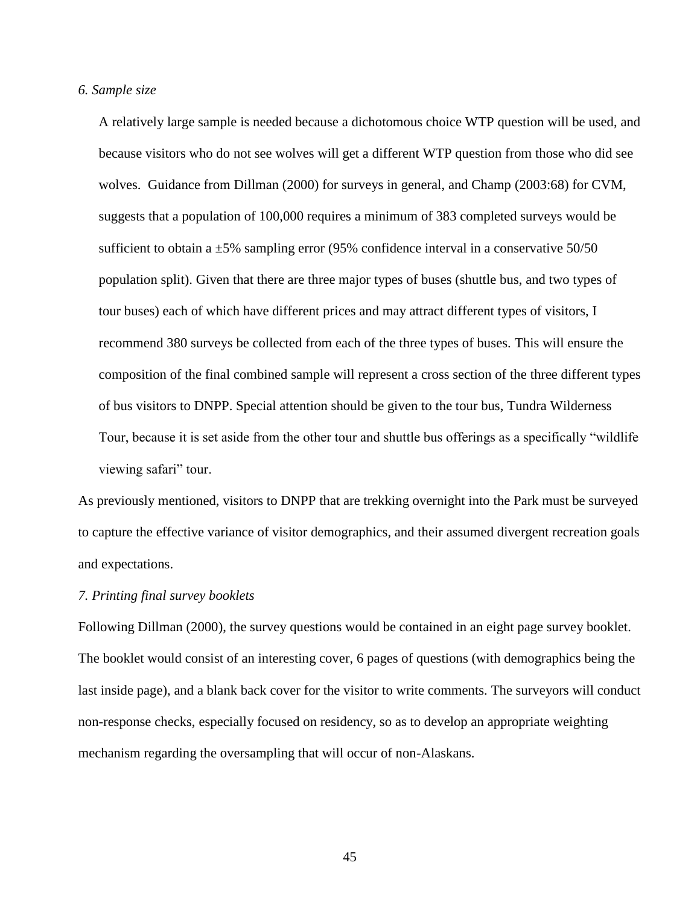*6. Sample size*

A relatively large sample is needed because a dichotomous choice WTP question will be used, and because visitors who do not see wolves will get a different WTP question from those who did see wolves. Guidance from Dillman (2000) for surveys in general, and Champ (2003:68) for CVM, suggests that a population of 100,000 requires a minimum of 383 completed surveys would be sufficient to obtain a ±5% sampling error (95% confidence interval in a conservative 50/50 population split). Given that there are three major types of buses (shuttle bus, and two types of tour buses) each of which have different prices and may attract different types of visitors, I recommend 380 surveys be collected from each of the three types of buses. This will ensure the composition of the final combined sample will represent a cross section of the three different types of bus visitors to DNPP. Special attention should be given to the tour bus, Tundra Wilderness Tour, because it is set aside from the other tour and shuttle bus offerings as a specifically "wildlife viewing safari" tour.

As previously mentioned, visitors to DNPP that are trekking overnight into the Park must be surveyed to capture the effective variance of visitor demographics, and their assumed divergent recreation goals and expectations.

*7. Printing final survey booklets*

Following Dillman (2000), the survey questions would be contained in an eight page survey booklet. The booklet would consist of an interesting cover, 6 pages of questions (with demographics being the last inside page), and a blank back cover for the visitor to write comments. The surveyors will conduct non-response checks, especially focused on residency, so as to develop an appropriate weighting mechanism regarding the oversampling that will occur of non-Alaskans.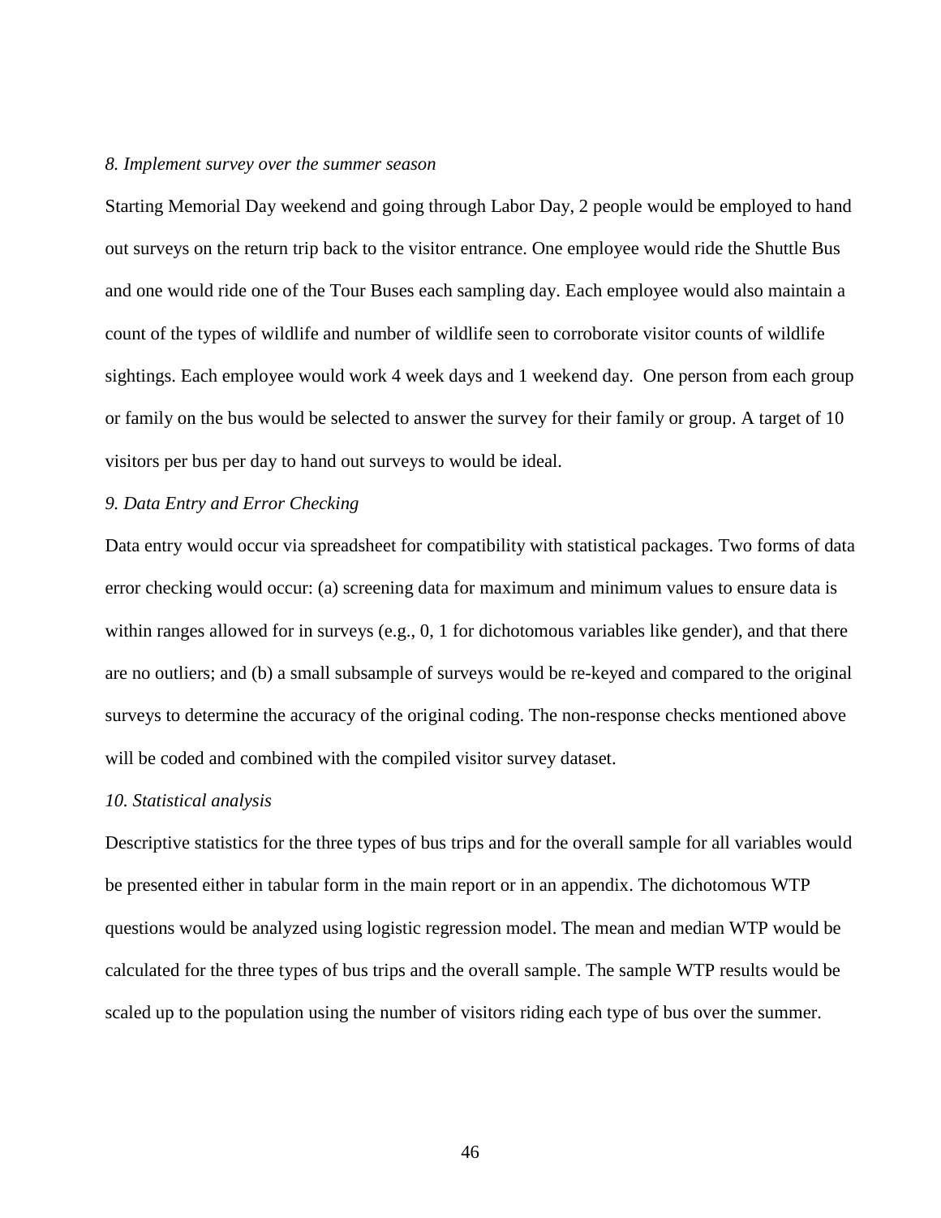*8. Implement survey over the summer season*

Starting Memorial Day weekend and going through Labor Day, 2 people would be employed to hand out surveys on the return trip back to the visitor entrance. One employee would ride the Shuttle Bus and one would ride one of the Tour Buses each sampling day. Each employee would also maintain a count of the types of wildlife and number of wildlife seen to corroborate visitor counts of wildlife sightings. Each employee would work 4 week days and 1 weekend day. One person from each group or family on the bus would be selected to answer the survey for their family or group. A target of 10 visitors per bus per day to hand out surveys to would be ideal.

*9. Data Entry and Error Checking*

Data entry would occur via spreadsheet for compatibility with statistical packages. Two forms of data error checking would occur: (a) screening data for maximum and minimum values to ensure data is within ranges allowed for in surveys (e.g., 0, 1 for dichotomous variables like gender), and that there are no outliers; and (b) a small subsample of surveys would be re-keyed and compared to the original surveys to determine the accuracy of the original coding. The non-response checks mentioned above will be coded and combined with the compiled visitor survey dataset.

*10. Statistical analysis*

Descriptive statistics for the three types of bus trips and for the overall sample for all variables would be presented either in tabular form in the main report or in an appendix. The dichotomous WTP questions would be analyzed using logistic regression model. The mean and median WTP would be calculated for the three types of bus trips and the overall sample. The sample WTP results would be scaled up to the population using the number of visitors riding each type of bus over the summer.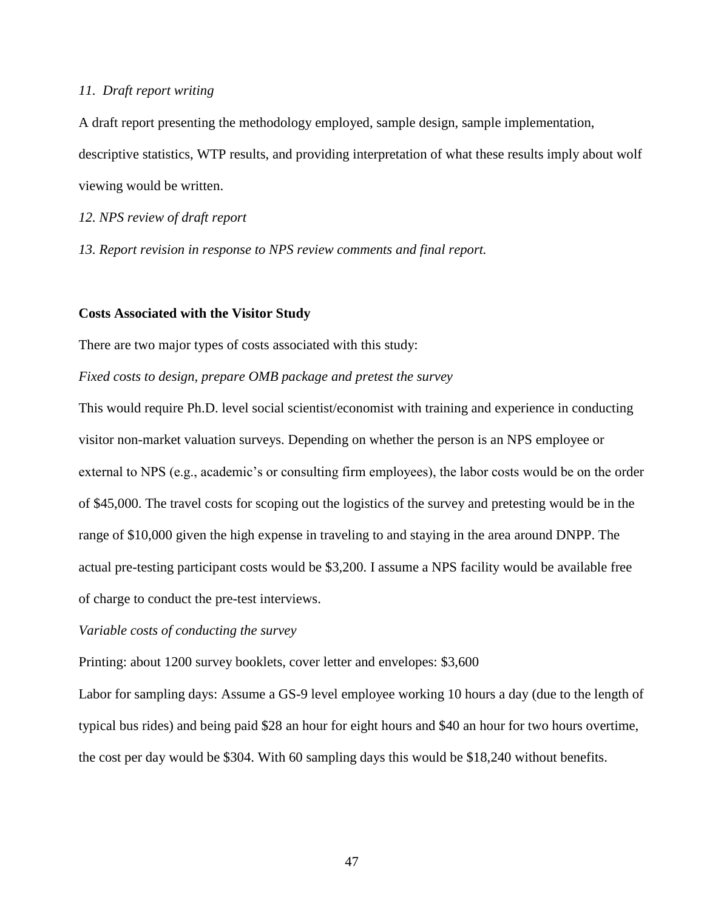*11. Draft report writing*

A draft report presenting the methodology employed, sample design, sample implementation, descriptive statistics, WTP results, and providing interpretation of what these results imply about wolf viewing would be written.

*12. NPS review of draft report*

*13. Report revision in response to NPS review comments and final report.*

**Costs Associated with the Visitor Study**

There are two major types of costs associated with this study:

*Fixed costs to design, prepare OMB package and pretest the survey*

This would require Ph.D. level social scientist/economist with training and experience in conducting visitor non-market valuation surveys. Depending on whether the person is an NPS employee or external to NPS (e.g., academic's or consulting firm employees), the labor costs would be on the order of $45,000. The travel costs for scoping out the logistics of the survey and pretesting would be in the range of $10,000 given the high expense in traveling to and staying in the area around DNPP. The actual pre-testing participant costs would be $3,200. I assume a NPS facility would be available free of charge to conduct the pre-test interviews.

*Variable costs of conducting the survey*

Printing: about 1200 survey booklets, cover letter and envelopes: $3,600

Labor for sampling days: Assume a GS-9 level employee working 10 hours a day (due to the length of typical bus rides) and being paid $28 an hour for eight hours and $40 an hour for two hours overtime, the cost per day would be $304. With 60 sampling days this would be $18,240 without benefits.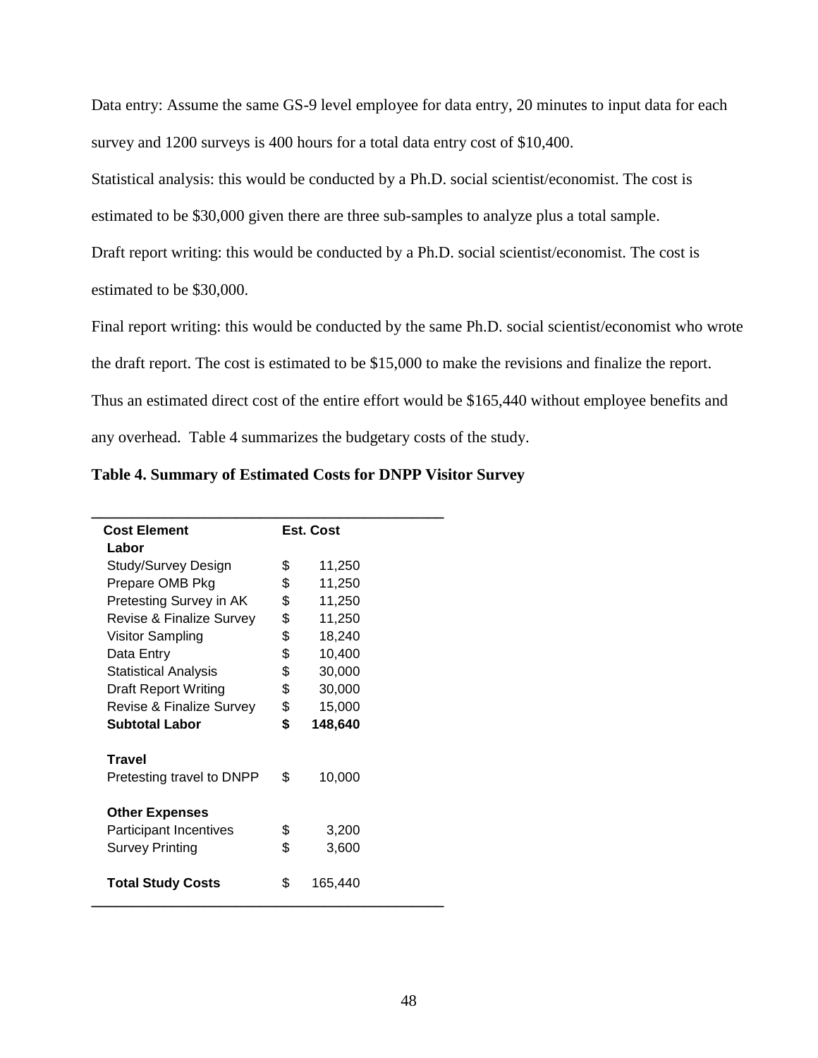Data entry: Assume the same GS-9 level employee for data entry, 20 minutes to input data for each survey and 1200 surveys is 400 hours for a total data entry cost of $10,400.

Statistical analysis: this would be conducted by a Ph.D. social scientist/economist. The cost is estimated to be $30,000 given there are three sub-samples to analyze plus a total sample.

Draft report writing: this would be conducted by a Ph.D. social scientist/economist. The cost is estimated to be $30,000.

Final report writing: this would be conducted by the same Ph.D. social scientist/economist who wrote the draft report. The cost is estimated to be $15,000 to make the revisions and finalize the report.

Thus an estimated direct cost of the entire effort would be $165,440 without employee benefits and any overhead. Table 4 summarizes the budgetary costs of the study.

**Table 4. Summary of Estimated Costs for DNPP Visitor Survey**

| Cost Element | Est. Cost |
|---|---|
| **Labor** | |
| Study/Survey Design | $ 11,250 |
| Prepare OMB Pkg | $ 11,250 |
| Pretesting Survey in AK | $ 11,250 |
| Revise & Finalize Survey | $ 11,250 |
| Visitor Sampling | $ 18,240 |
| Data Entry | $ 10,400 |
| Statistical Analysis | $ 30,000 |
| Draft Report Writing | $ 30,000 |
| Revise & Finalize Survey | $ 15,000 |
| **Subtotal Labor** | **$ 148,640** |
| | |
| **Travel** | |
| Pretesting travel to DNPP | $ 10,000 |
| | |
| **Other Expenses** | |
| Participant Incentives | $ 3,200 |
| Survey Printing | $ 3,600 |
| | |
| **Total Study Costs** | $ 165,440 |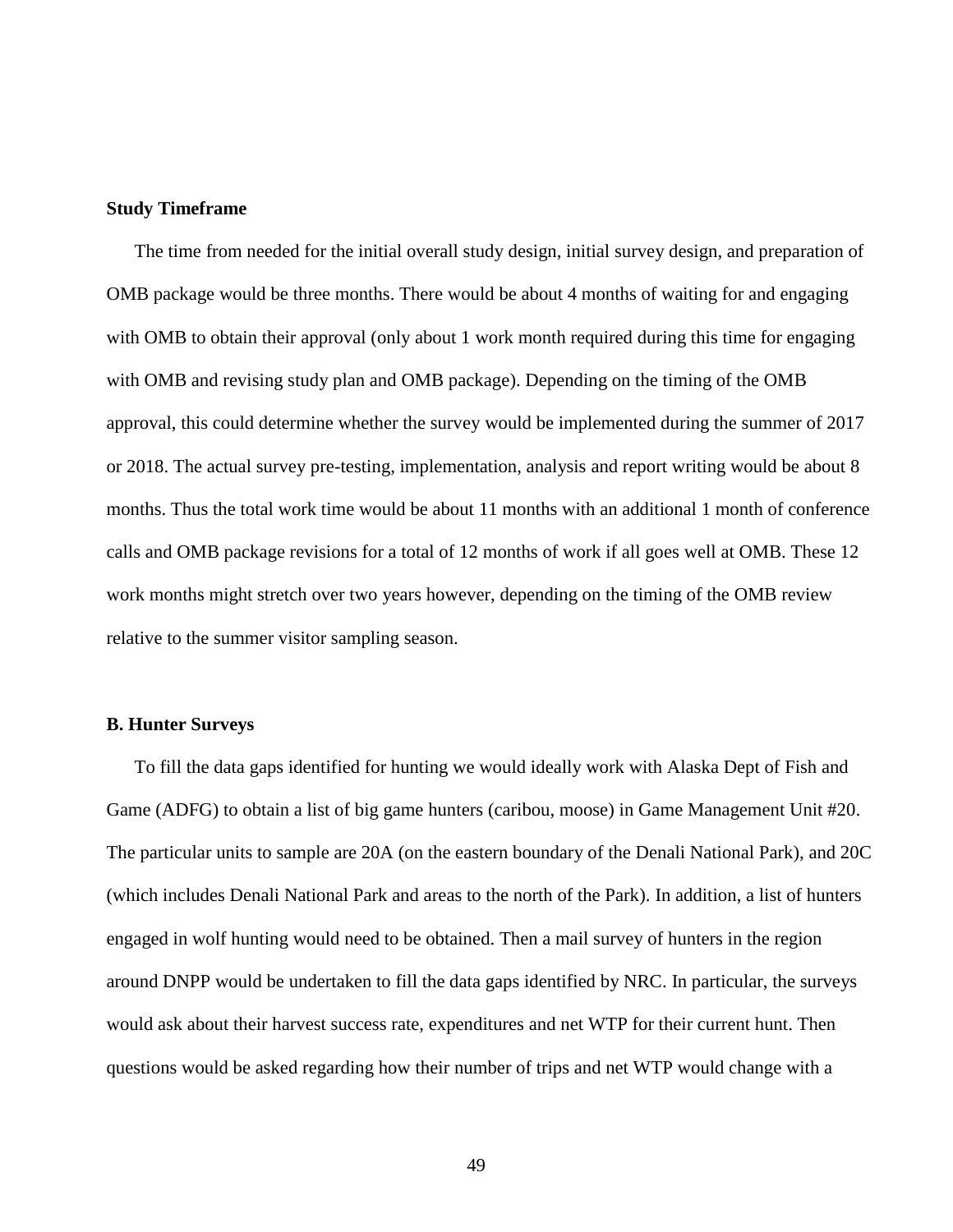**Study Timeframe**

The time from needed for the initial overall study design, initial survey design, and preparation of OMB package would be three months. There would be about 4 months of waiting for and engaging with OMB to obtain their approval (only about 1 work month required during this time for engaging with OMB and revising study plan and OMB package). Depending on the timing of the OMB approval, this could determine whether the survey would be implemented during the summer of 2017 or 2018. The actual survey pre-testing, implementation, analysis and report writing would be about 8 months. Thus the total work time would be about 11 months with an additional 1 month of conference calls and OMB package revisions for a total of 12 months of work if all goes well at OMB. These 12 work months might stretch over two years however, depending on the timing of the OMB review relative to the summer visitor sampling season.

**B. Hunter Surveys**

To fill the data gaps identified for hunting we would ideally work with Alaska Dept of Fish and Game (ADFG) to obtain a list of big game hunters (caribou, moose) in Game Management Unit #20. The particular units to sample are 20A (on the eastern boundary of the Denali National Park), and 20C (which includes Denali National Park and areas to the north of the Park). In addition, a list of hunters engaged in wolf hunting would need to be obtained. Then a mail survey of hunters in the region around DNPP would be undertaken to fill the data gaps identified by NRC. In particular, the surveys would ask about their harvest success rate, expenditures and net WTP for their current hunt. Then questions would be asked regarding how their number of trips and net WTP would change with a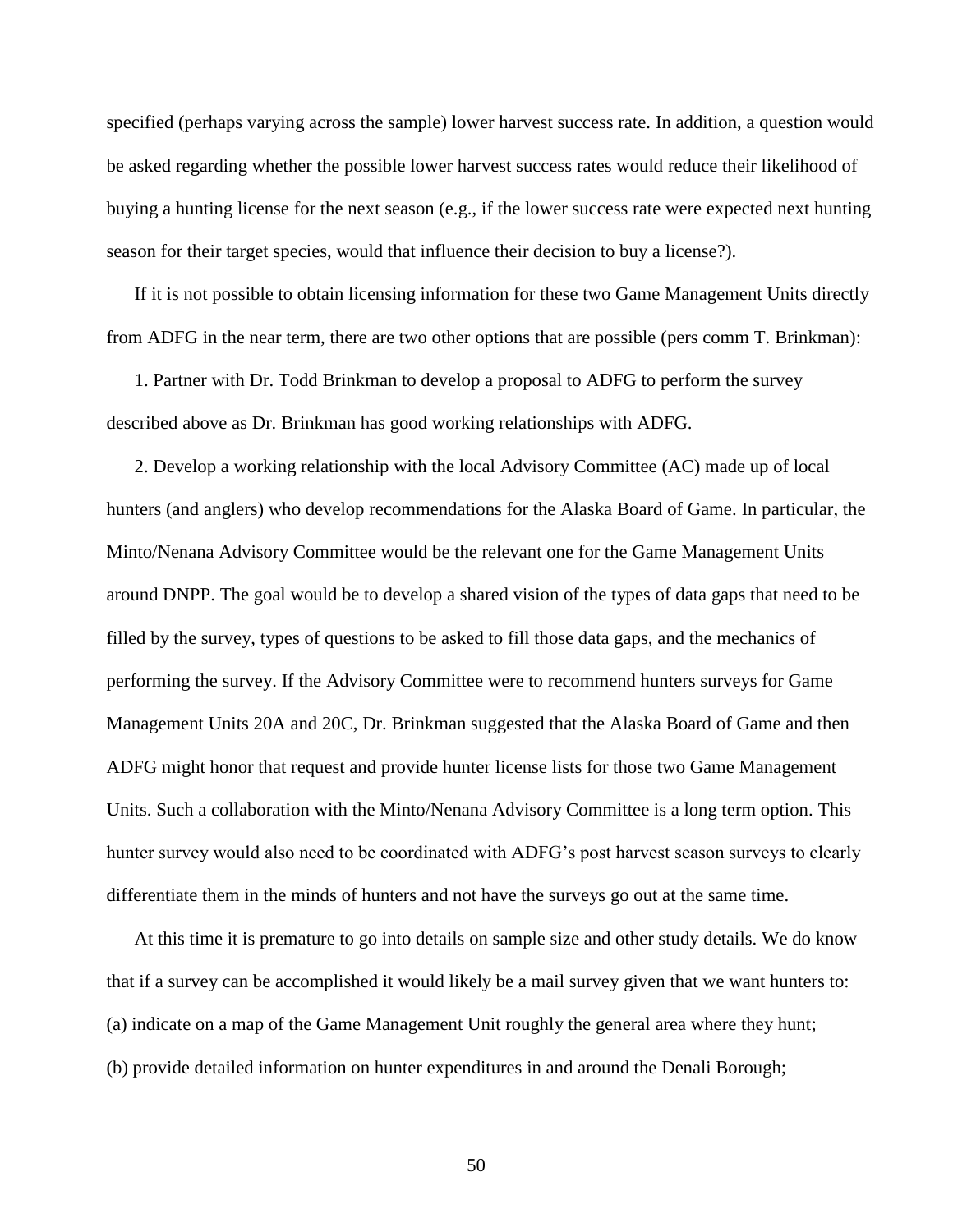specified (perhaps varying across the sample) lower harvest success rate. In addition, a question would be asked regarding whether the possible lower harvest success rates would reduce their likelihood of buying a hunting license for the next season (e.g., if the lower success rate were expected next hunting season for their target species, would that influence their decision to buy a license?).

If it is not possible to obtain licensing information for these two Game Management Units directly from ADFG in the near term, there are two other options that are possible (pers comm T. Brinkman):

1. Partner with Dr. Todd Brinkman to develop a proposal to ADFG to perform the survey described above as Dr. Brinkman has good working relationships with ADFG.

2. Develop a working relationship with the local Advisory Committee (AC) made up of local hunters (and anglers) who develop recommendations for the Alaska Board of Game. In particular, the Minto/Nenana Advisory Committee would be the relevant one for the Game Management Units around DNPP. The goal would be to develop a shared vision of the types of data gaps that need to be filled by the survey, types of questions to be asked to fill those data gaps, and the mechanics of performing the survey. If the Advisory Committee were to recommend hunters surveys for Game Management Units 20A and 20C, Dr. Brinkman suggested that the Alaska Board of Game and then ADFG might honor that request and provide hunter license lists for those two Game Management Units. Such a collaboration with the Minto/Nenana Advisory Committee is a long term option. This hunter survey would also need to be coordinated with ADFG's post harvest season surveys to clearly differentiate them in the minds of hunters and not have the surveys go out at the same time.

At this time it is premature to go into details on sample size and other study details. We do know that if a survey can be accomplished it would likely be a mail survey given that we want hunters to:
(a) indicate on a map of the Game Management Unit roughly the general area where they hunt;
(b) provide detailed information on hunter expenditures in and around the Denali Borough;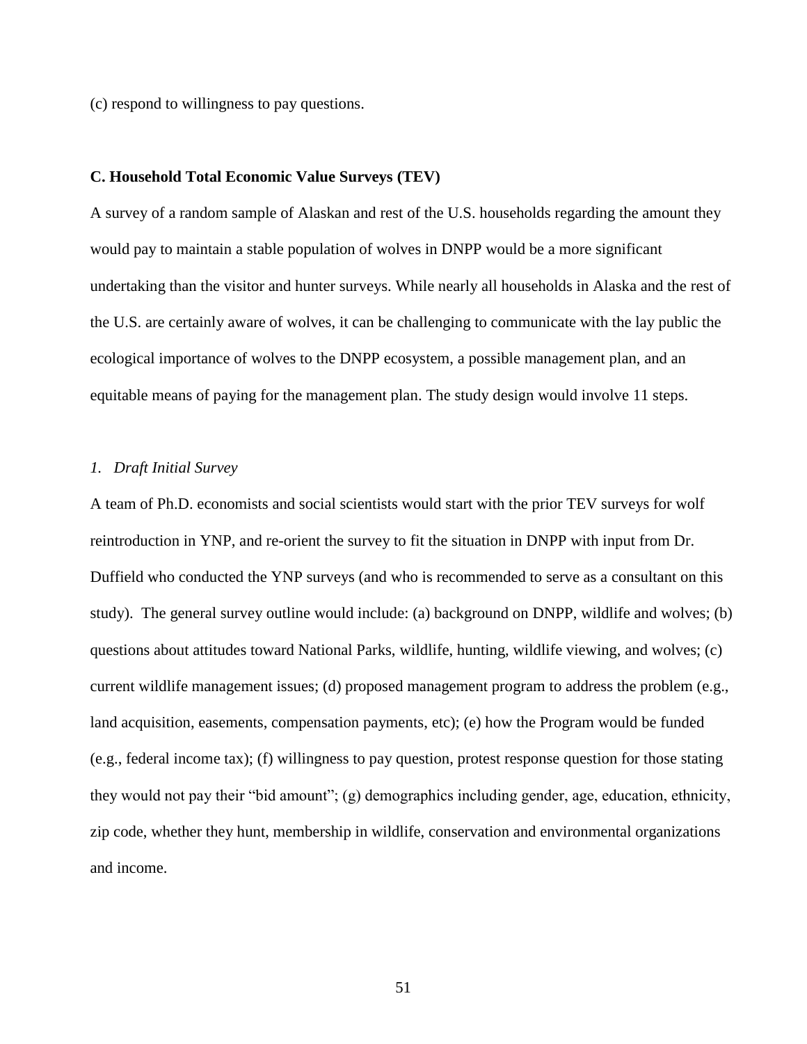(c) respond to willingness to pay questions.

### C. Household Total Economic Value Surveys (TEV)

A survey of a random sample of Alaskan and rest of the U.S. households regarding the amount they would pay to maintain a stable population of wolves in DNPP would be a more significant undertaking than the visitor and hunter surveys. While nearly all households in Alaska and the rest of the U.S. are certainly aware of wolves, it can be challenging to communicate with the lay public the ecological importance of wolves to the DNPP ecosystem, a possible management plan, and an equitable means of paying for the management plan. The study design would involve 11 steps.

#### *1. Draft Initial Survey*

A team of Ph.D. economists and social scientists would start with the prior TEV surveys for wolf reintroduction in YNP, and re-orient the survey to fit the situation in DNPP with input from Dr. Duffield who conducted the YNP surveys (and who is recommended to serve as a consultant on this study). The general survey outline would include: (a) background on DNPP, wildlife and wolves; (b) questions about attitudes toward National Parks, wildlife, hunting, wildlife viewing, and wolves; (c) current wildlife management issues; (d) proposed management program to address the problem (e.g., land acquisition, easements, compensation payments, etc); (e) how the Program would be funded (e.g., federal income tax); (f) willingness to pay question, protest response question for those stating they would not pay their "bid amount"; (g) demographics including gender, age, education, ethnicity, zip code, whether they hunt, membership in wildlife, conservation and environmental organizations and income.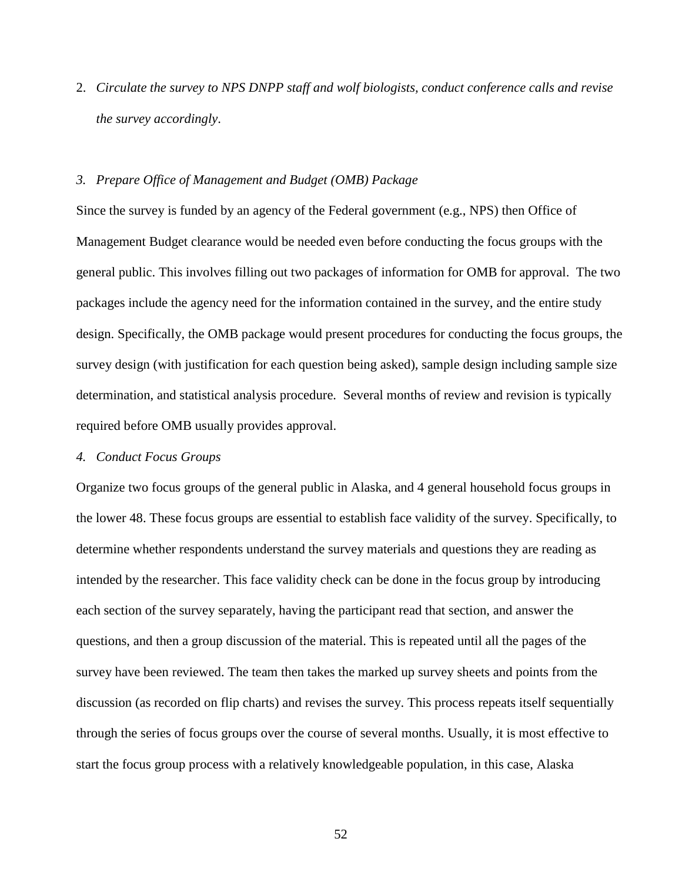2. *Circulate the survey to NPS DNPP staff and wolf biologists, conduct conference calls and revise the survey accordingly*.

*3. Prepare Office of Management and Budget (OMB) Package*

Since the survey is funded by an agency of the Federal government (e.g., NPS) then Office of Management Budget clearance would be needed even before conducting the focus groups with the general public. This involves filling out two packages of information for OMB for approval. The two packages include the agency need for the information contained in the survey, and the entire study design. Specifically, the OMB package would present procedures for conducting the focus groups, the survey design (with justification for each question being asked), sample design including sample size determination, and statistical analysis procedure. Several months of review and revision is typically required before OMB usually provides approval.

*4. Conduct Focus Groups*

Organize two focus groups of the general public in Alaska, and 4 general household focus groups in the lower 48. These focus groups are essential to establish face validity of the survey. Specifically, to determine whether respondents understand the survey materials and questions they are reading as intended by the researcher. This face validity check can be done in the focus group by introducing each section of the survey separately, having the participant read that section, and answer the questions, and then a group discussion of the material. This is repeated until all the pages of the survey have been reviewed. The team then takes the marked up survey sheets and points from the discussion (as recorded on flip charts) and revises the survey. This process repeats itself sequentially through the series of focus groups over the course of several months. Usually, it is most effective to start the focus group process with a relatively knowledgeable population, in this case, Alaska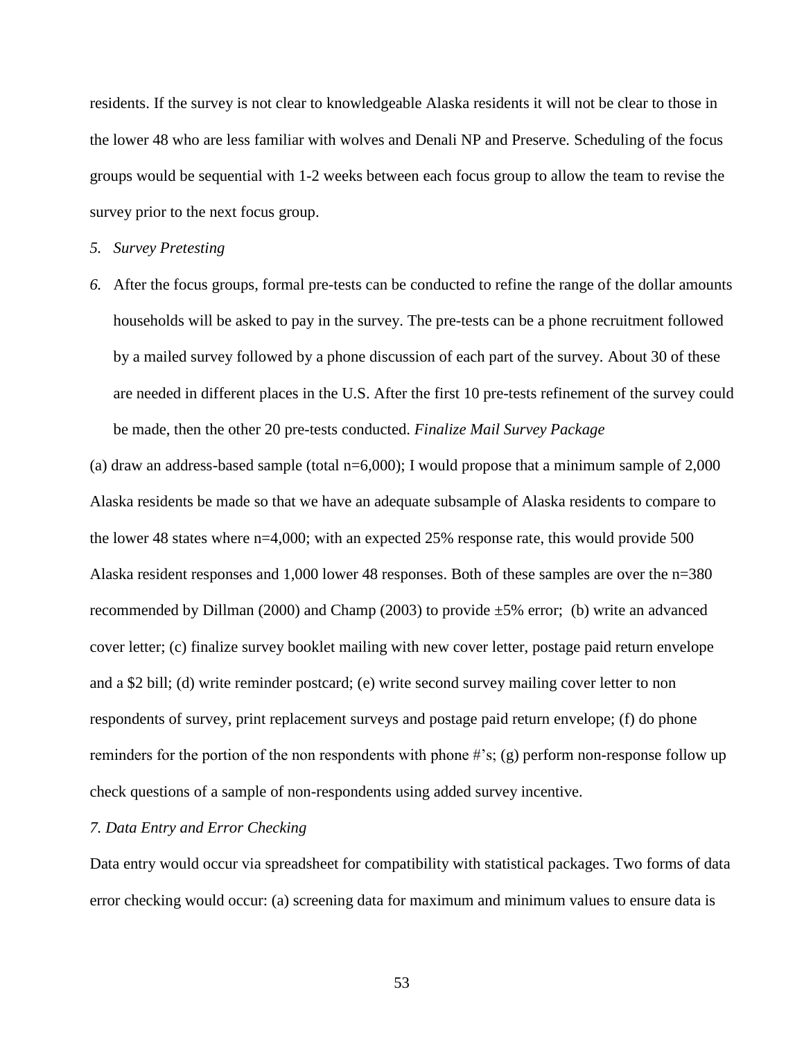residents. If the survey is not clear to knowledgeable Alaska residents it will not be clear to those in the lower 48 who are less familiar with wolves and Denali NP and Preserve. Scheduling of the focus groups would be sequential with 1-2 weeks between each focus group to allow the team to revise the survey prior to the next focus group.

5. *Survey Pretesting*

6. After the focus groups, formal pre-tests can be conducted to refine the range of the dollar amounts households will be asked to pay in the survey. The pre-tests can be a phone recruitment followed by a mailed survey followed by a phone discussion of each part of the survey. About 30 of these are needed in different places in the U.S. After the first 10 pre-tests refinement of the survey could be made, then the other 20 pre-tests conducted. *Finalize Mail Survey Package*

(a) draw an address-based sample (total n=6,000); I would propose that a minimum sample of 2,000 Alaska residents be made so that we have an adequate subsample of Alaska residents to compare to the lower 48 states where n=4,000; with an expected 25% response rate, this would provide 500 Alaska resident responses and 1,000 lower 48 responses. Both of these samples are over the n=380 recommended by Dillman (2000) and Champ (2003) to provide ±5% error; (b) write an advanced cover letter; (c) finalize survey booklet mailing with new cover letter, postage paid return envelope and a $2 bill; (d) write reminder postcard; (e) write second survey mailing cover letter to non respondents of survey, print replacement surveys and postage paid return envelope; (f) do phone reminders for the portion of the non respondents with phone #'s; (g) perform non-response follow up check questions of a sample of non-respondents using added survey incentive.

*7. Data Entry and Error Checking*

Data entry would occur via spreadsheet for compatibility with statistical packages. Two forms of data error checking would occur: (a) screening data for maximum and minimum values to ensure data is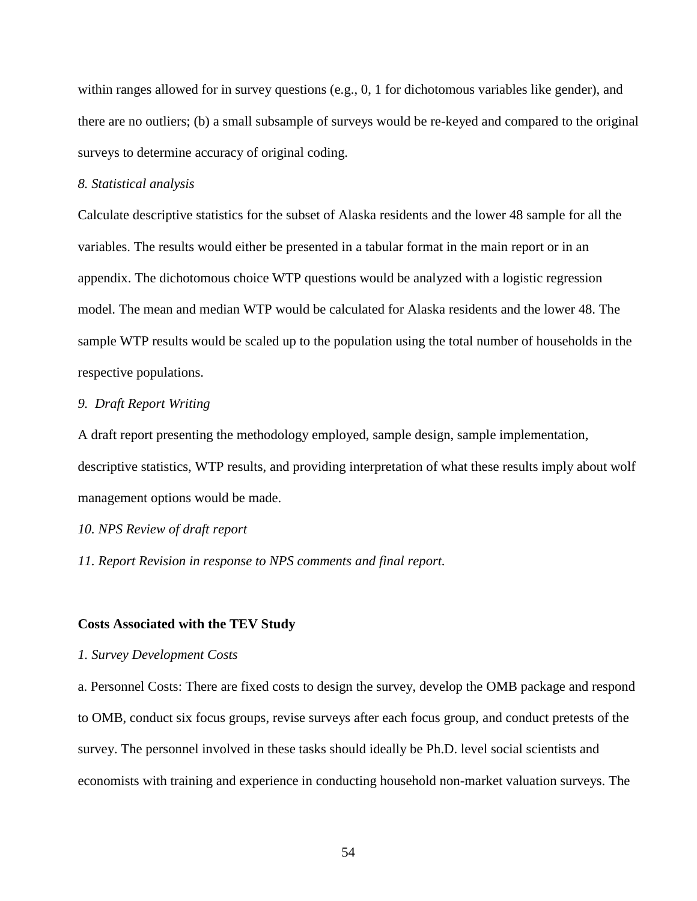within ranges allowed for in survey questions (e.g., 0, 1 for dichotomous variables like gender), and there are no outliers; (b) a small subsample of surveys would be re-keyed and compared to the original surveys to determine accuracy of original coding.

*8. Statistical analysis*

Calculate descriptive statistics for the subset of Alaska residents and the lower 48 sample for all the variables. The results would either be presented in a tabular format in the main report or in an appendix. The dichotomous choice WTP questions would be analyzed with a logistic regression model. The mean and median WTP would be calculated for Alaska residents and the lower 48. The sample WTP results would be scaled up to the population using the total number of households in the respective populations.

*9. Draft Report Writing*

A draft report presenting the methodology employed, sample design, sample implementation, descriptive statistics, WTP results, and providing interpretation of what these results imply about wolf management options would be made.

*10. NPS Review of draft report*

*11. Report Revision in response to NPS comments and final report.*

**Costs Associated with the TEV Study**

*1. Survey Development Costs*

a. Personnel Costs: There are fixed costs to design the survey, develop the OMB package and respond to OMB, conduct six focus groups, revise surveys after each focus group, and conduct pretests of the survey. The personnel involved in these tasks should ideally be Ph.D. level social scientists and economists with training and experience in conducting household non-market valuation surveys. The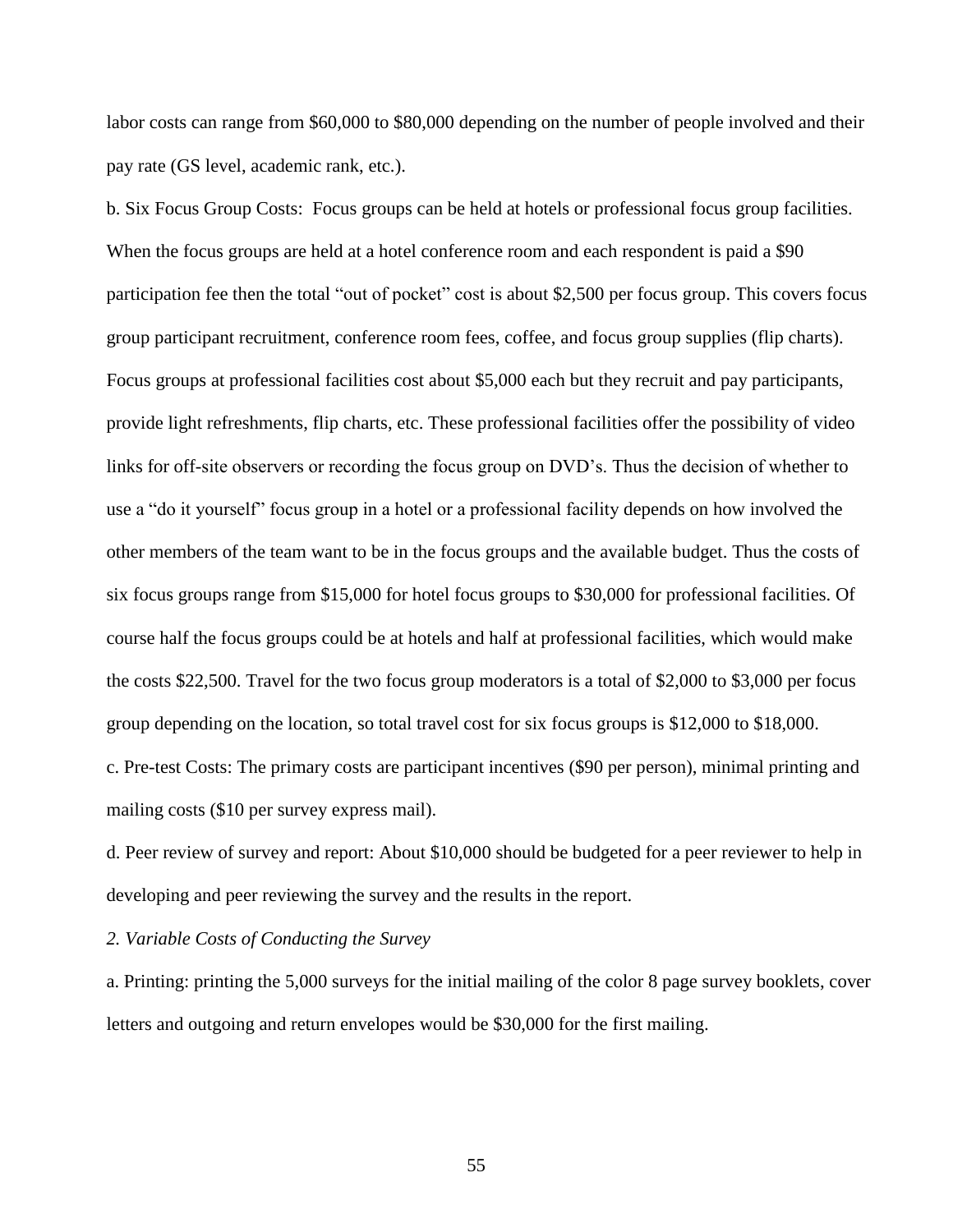labor costs can range from $60,000 to $80,000 depending on the number of people involved and their pay rate (GS level, academic rank, etc.).

b. Six Focus Group Costs: Focus groups can be held at hotels or professional focus group facilities. When the focus groups are held at a hotel conference room and each respondent is paid a $90 participation fee then the total "out of pocket" cost is about $2,500 per focus group. This covers focus group participant recruitment, conference room fees, coffee, and focus group supplies (flip charts). Focus groups at professional facilities cost about $5,000 each but they recruit and pay participants, provide light refreshments, flip charts, etc. These professional facilities offer the possibility of video links for off-site observers or recording the focus group on DVD's. Thus the decision of whether to use a "do it yourself" focus group in a hotel or a professional facility depends on how involved the other members of the team want to be in the focus groups and the available budget. Thus the costs of six focus groups range from $15,000 for hotel focus groups to $30,000 for professional facilities. Of course half the focus groups could be at hotels and half at professional facilities, which would make the costs $22,500. Travel for the two focus group moderators is a total of $2,000 to $3,000 per focus group depending on the location, so total travel cost for six focus groups is $12,000 to $18,000.

c. Pre-test Costs: The primary costs are participant incentives ($90 per person), minimal printing and mailing costs ($10 per survey express mail).

d. Peer review of survey and report: About $10,000 should be budgeted for a peer reviewer to help in developing and peer reviewing the survey and the results in the report.

*2. Variable Costs of Conducting the Survey*

a. Printing: printing the 5,000 surveys for the initial mailing of the color 8 page survey booklets, cover letters and outgoing and return envelopes would be $30,000 for the first mailing.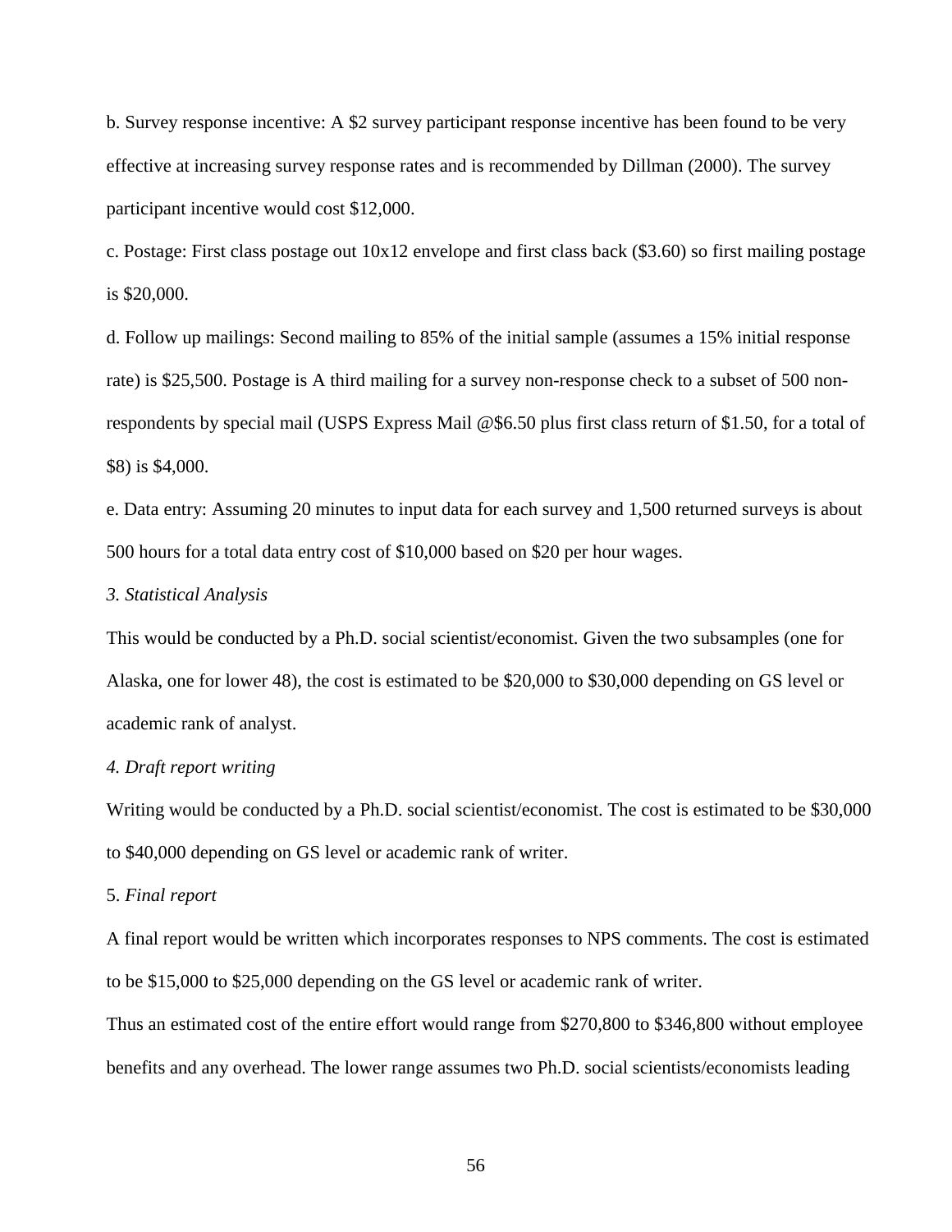b. Survey response incentive: A $2 survey participant response incentive has been found to be very effective at increasing survey response rates and is recommended by Dillman (2000). The survey participant incentive would cost $12,000.

c. Postage: First class postage out 10x12 envelope and first class back ($3.60) so first mailing postage is $20,000.

d. Follow up mailings: Second mailing to 85% of the initial sample (assumes a 15% initial response rate) is $25,500. Postage is A third mailing for a survey non-response check to a subset of 500 non-respondents by special mail (USPS Express Mail @$6.50 plus first class return of $1.50, for a total of $8) is $4,000.

e. Data entry: Assuming 20 minutes to input data for each survey and 1,500 returned surveys is about 500 hours for a total data entry cost of $10,000 based on $20 per hour wages.

*3. Statistical Analysis*

This would be conducted by a Ph.D. social scientist/economist. Given the two subsamples (one for Alaska, one for lower 48), the cost is estimated to be $20,000 to $30,000 depending on GS level or academic rank of analyst.

*4. Draft report writing*

Writing would be conducted by a Ph.D. social scientist/economist. The cost is estimated to be $30,000 to $40,000 depending on GS level or academic rank of writer.

5. *Final report*

A final report would be written which incorporates responses to NPS comments. The cost is estimated to be $15,000 to $25,000 depending on the GS level or academic rank of writer.

Thus an estimated cost of the entire effort would range from $270,800 to $346,800 without employee benefits and any overhead. The lower range assumes two Ph.D. social scientists/economists leading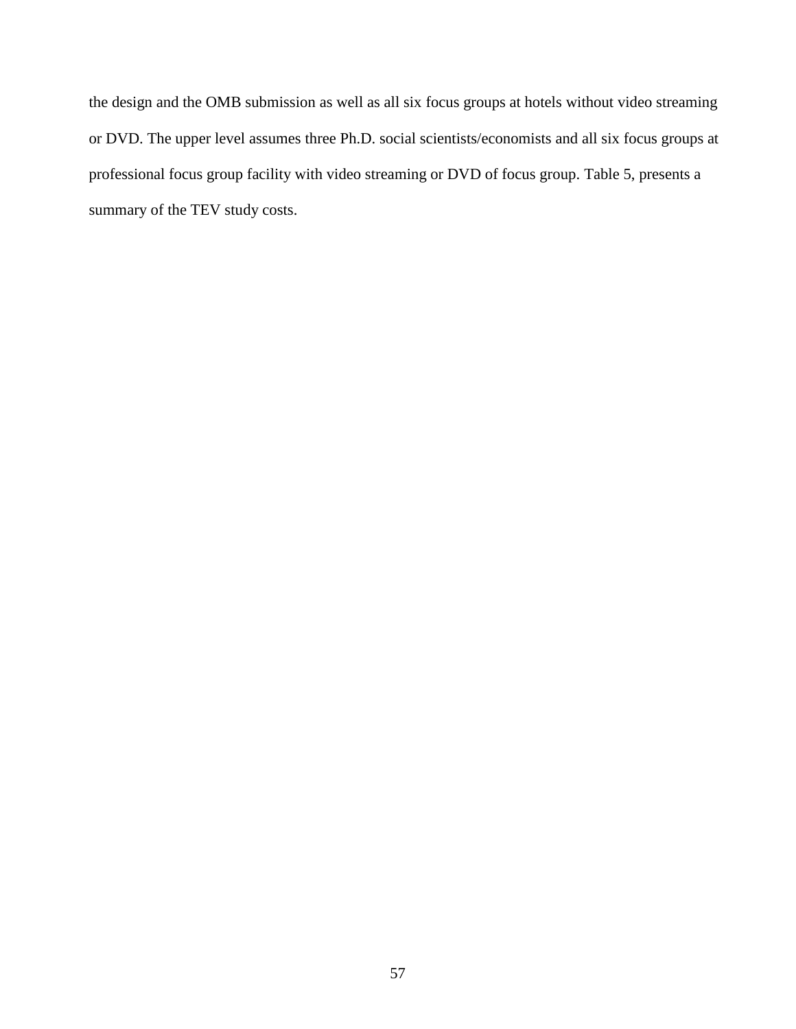the design and the OMB submission as well as all six focus groups at hotels without video streaming or DVD. The upper level assumes three Ph.D. social scientists/economists and all six focus groups at professional focus group facility with video streaming or DVD of focus group. Table 5, presents a summary of the TEV study costs.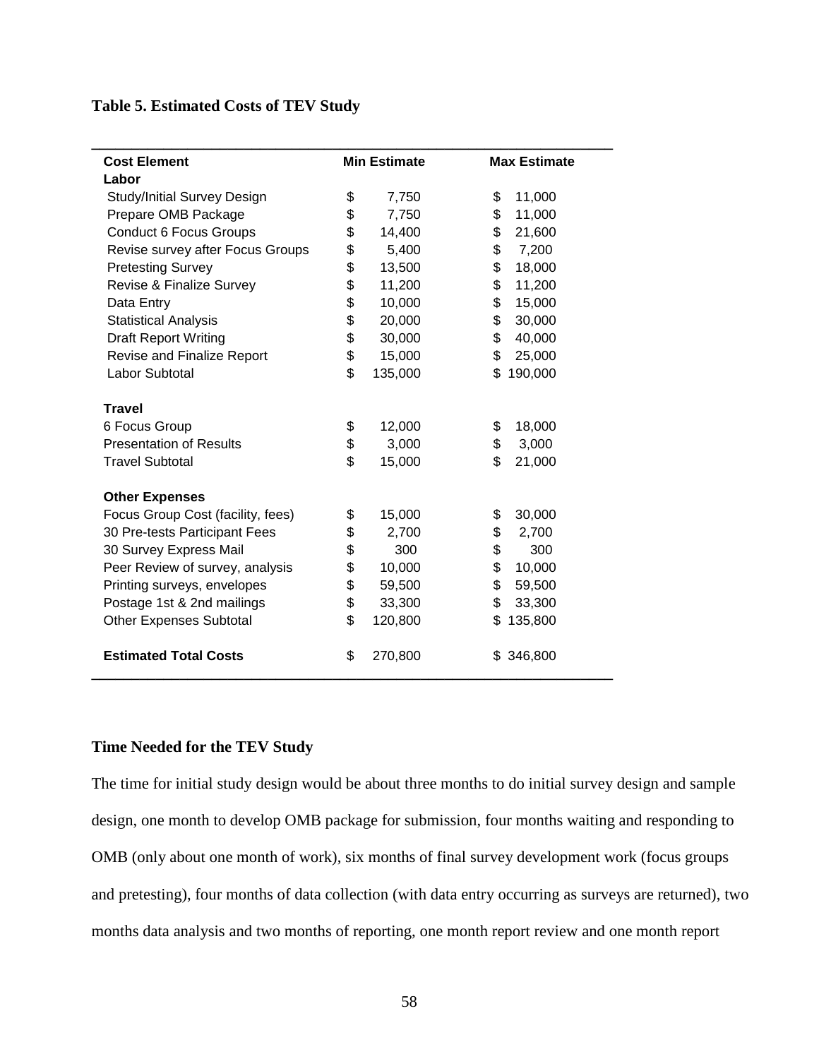**Table 5. Estimated Costs of TEV Study**

| Cost Element | Min Estimate | Max Estimate |
|---|---|---|
| **Labor** | | |
| Study/Initial Survey Design | $ 7,750 | $ 11,000 |
| Prepare OMB Package | $ 7,750 | $ 11,000 |
| Conduct 6 Focus Groups | $ 14,400 | $ 21,600 |
| Revise survey after Focus Groups | $ 5,400 | $ 7,200 |
| Pretesting Survey | $ 13,500 | $ 18,000 |
| Revise & Finalize Survey | $ 11,200 | $ 11,200 |
| Data Entry | $ 10,000 | $ 15,000 |
| Statistical Analysis | $ 20,000 | $ 30,000 |
| Draft Report Writing | $ 30,000 | $ 40,000 |
| Revise and Finalize Report | $ 15,000 | $ 25,000 |
| Labor Subtotal | $ 135,000 | $ 190,000 |
| **Travel** | | |
| 6 Focus Group | $ 12,000 | $ 18,000 |
| Presentation of Results | $ 3,000 | $ 3,000 |
| Travel Subtotal | $ 15,000 | $ 21,000 |
| **Other Expenses** | | |
| Focus Group Cost (facility, fees) | $ 15,000 | $ 30,000 |
| 30 Pre-tests Participant Fees | $ 2,700 | $ 2,700 |
| 30 Survey Express Mail | $ 300 | $ 300 |
| Peer Review of survey, analysis | $ 10,000 | $ 10,000 |
| Printing surveys, envelopes | $ 59,500 | $ 59,500 |
| Postage 1st & 2nd mailings | $ 33,300 | $ 33,300 |
| Other Expenses Subtotal | $ 120,800 | $ 135,800 |
| **Estimated Total Costs** | $ 270,800 | $ 346,800 |

### Time Needed for the TEV Study

The time for initial study design would be about three months to do initial survey design and sample design, one month to develop OMB package for submission, four months waiting and responding to OMB (only about one month of work), six months of final survey development work (focus groups and pretesting), four months of data collection (with data entry occurring as surveys are returned), two months data analysis and two months of reporting, one month report review and one month report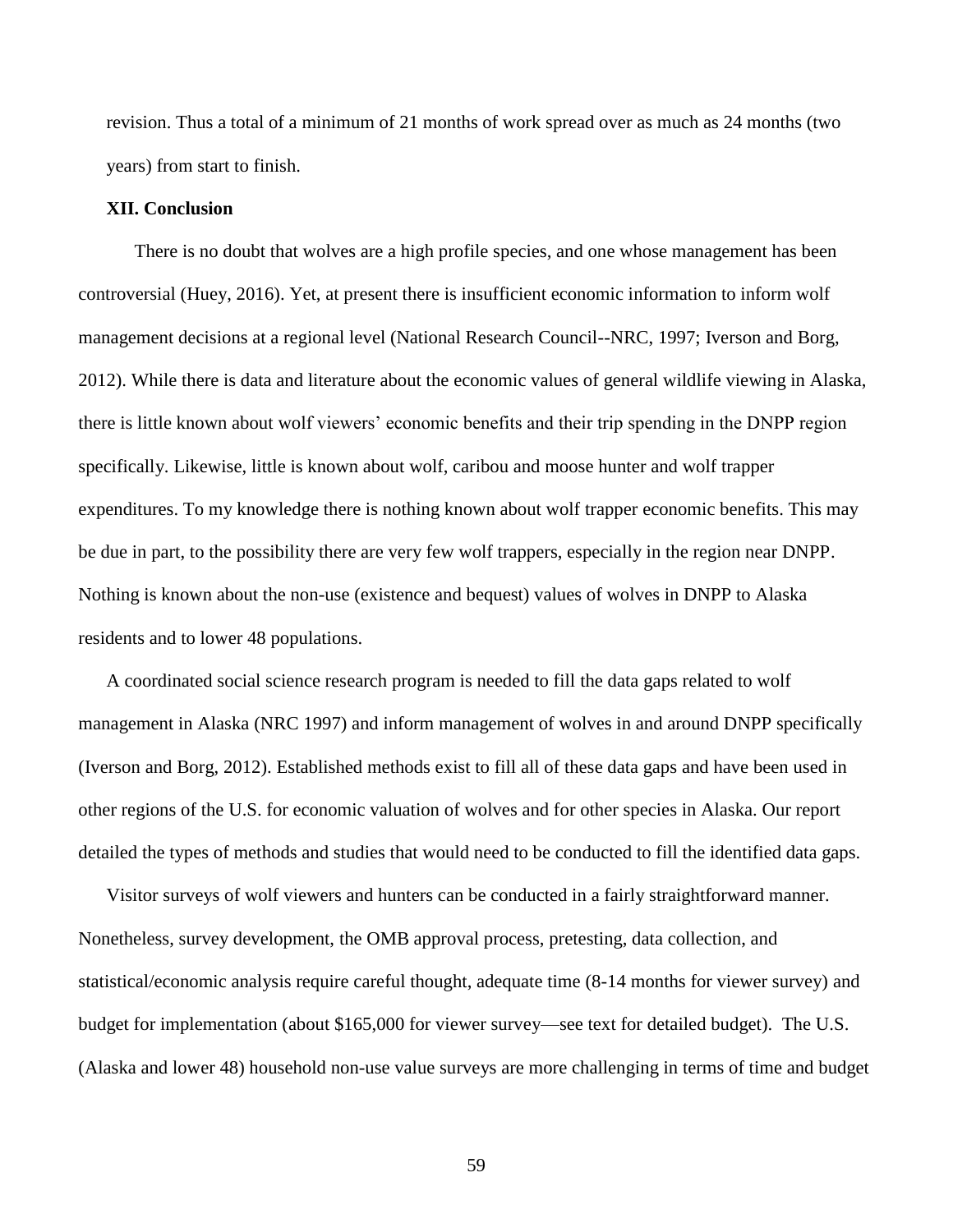revision. Thus a total of a minimum of 21 months of work spread over as much as 24 months (two years) from start to finish.

## XII. Conclusion

There is no doubt that wolves are a high profile species, and one whose management has been controversial (Huey, 2016). Yet, at present there is insufficient economic information to inform wolf management decisions at a regional level (National Research Council--NRC, 1997; Iverson and Borg, 2012). While there is data and literature about the economic values of general wildlife viewing in Alaska, there is little known about wolf viewers' economic benefits and their trip spending in the DNPP region specifically. Likewise, little is known about wolf, caribou and moose hunter and wolf trapper expenditures. To my knowledge there is nothing known about wolf trapper economic benefits. This may be due in part, to the possibility there are very few wolf trappers, especially in the region near DNPP. Nothing is known about the non-use (existence and bequest) values of wolves in DNPP to Alaska residents and to lower 48 populations.

A coordinated social science research program is needed to fill the data gaps related to wolf management in Alaska (NRC 1997) and inform management of wolves in and around DNPP specifically (Iverson and Borg, 2012). Established methods exist to fill all of these data gaps and have been used in other regions of the U.S. for economic valuation of wolves and for other species in Alaska. Our report detailed the types of methods and studies that would need to be conducted to fill the identified data gaps.

Visitor surveys of wolf viewers and hunters can be conducted in a fairly straightforward manner. Nonetheless, survey development, the OMB approval process, pretesting, data collection, and statistical/economic analysis require careful thought, adequate time (8-14 months for viewer survey) and budget for implementation (about $165,000 for viewer survey—see text for detailed budget). The U.S. (Alaska and lower 48) household non-use value surveys are more challenging in terms of time and budget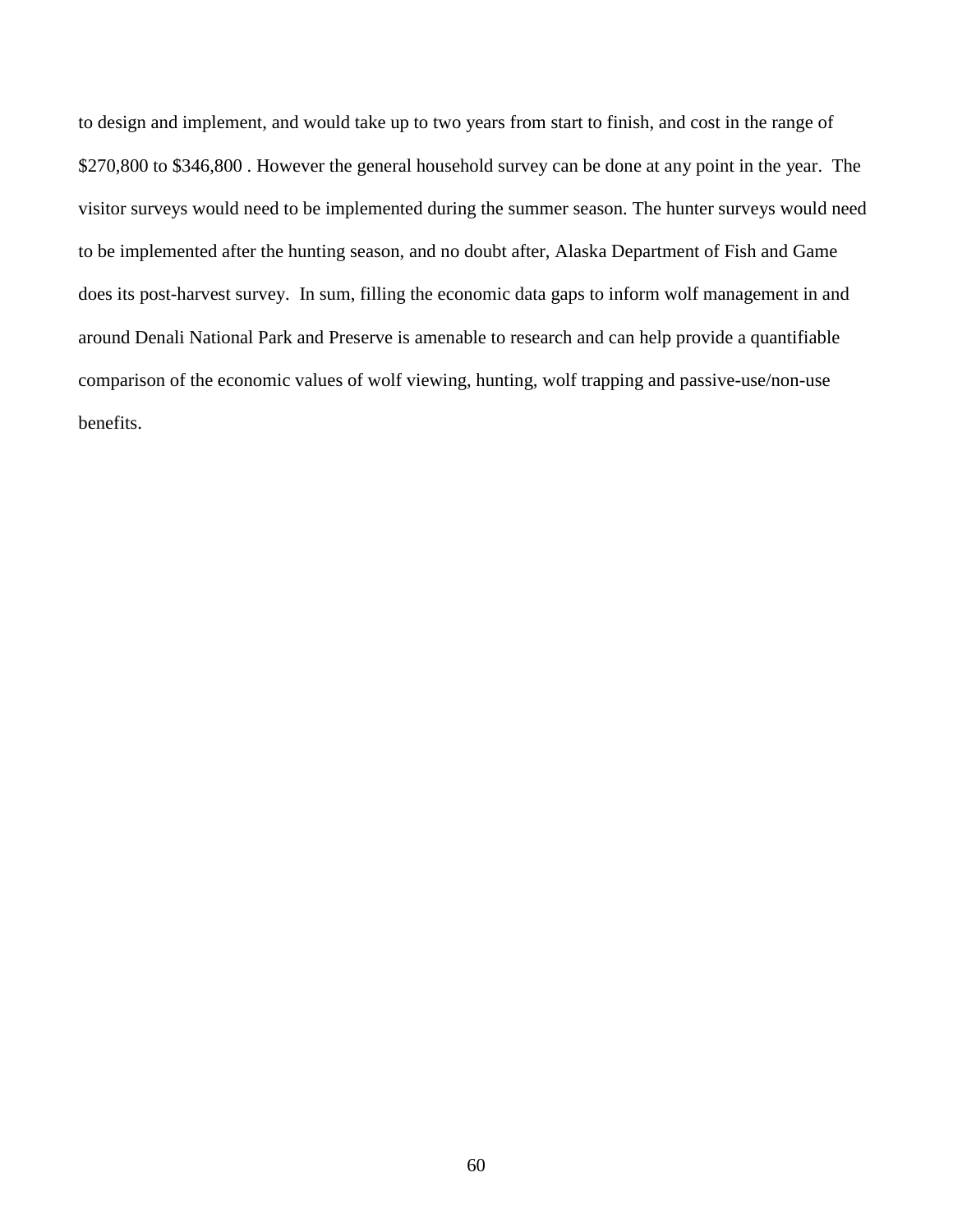to design and implement, and would take up to two years from start to finish, and cost in the range of $270,800 to $346,800 . However the general household survey can be done at any point in the year. The visitor surveys would need to be implemented during the summer season. The hunter surveys would need to be implemented after the hunting season, and no doubt after, Alaska Department of Fish and Game does its post-harvest survey. In sum, filling the economic data gaps to inform wolf management in and around Denali National Park and Preserve is amenable to research and can help provide a quantifiable comparison of the economic values of wolf viewing, hunting, wolf trapping and passive-use/non-use benefits.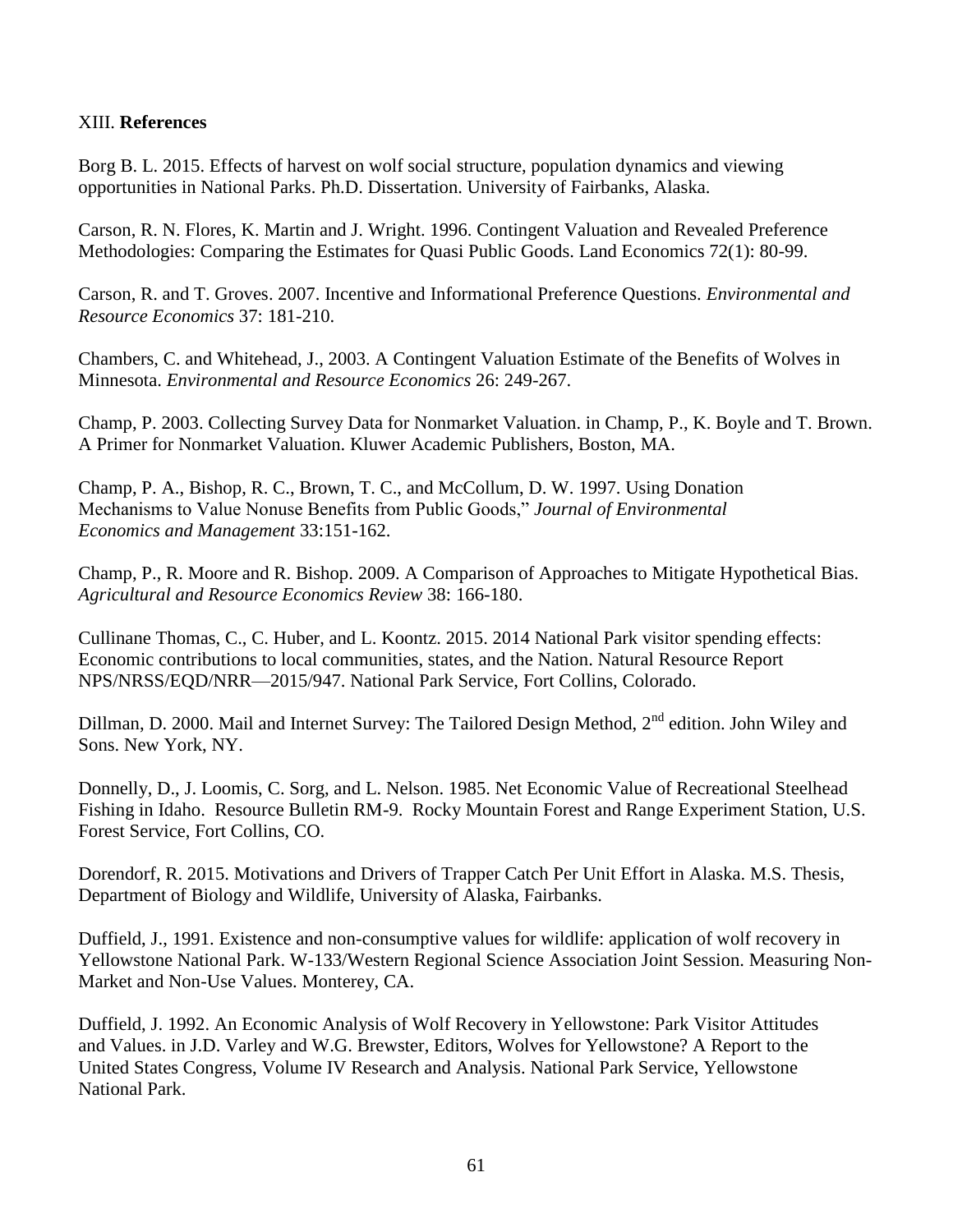## XIII. **References**

Borg B. L. 2015. Effects of harvest on wolf social structure, population dynamics and viewing opportunities in National Parks. Ph.D. Dissertation. University of Fairbanks, Alaska.

Carson, R. N. Flores, K. Martin and J. Wright. 1996. Contingent Valuation and Revealed Preference Methodologies: Comparing the Estimates for Quasi Public Goods. Land Economics 72(1): 80-99.

Carson, R. and T. Groves. 2007. Incentive and Informational Preference Questions. *Environmental and Resource Economics* 37: 181-210.

Chambers, C. and Whitehead, J., 2003. A Contingent Valuation Estimate of the Benefits of Wolves in Minnesota. *Environmental and Resource Economics* 26: 249-267.

Champ, P. 2003. Collecting Survey Data for Nonmarket Valuation. in Champ, P., K. Boyle and T. Brown. A Primer for Nonmarket Valuation. Kluwer Academic Publishers, Boston, MA.

Champ, P. A., Bishop, R. C., Brown, T. C., and McCollum, D. W. 1997. Using Donation Mechanisms to Value Nonuse Benefits from Public Goods," *Journal of Environmental Economics and Management* 33:151-162.

Champ, P., R. Moore and R. Bishop. 2009. A Comparison of Approaches to Mitigate Hypothetical Bias. *Agricultural and Resource Economics Review* 38: 166-180.

Cullinane Thomas, C., C. Huber, and L. Koontz. 2015. 2014 National Park visitor spending effects: Economic contributions to local communities, states, and the Nation. Natural Resource Report NPS/NRSS/EQD/NRR—2015/947. National Park Service, Fort Collins, Colorado.

Dillman, D. 2000. Mail and Internet Survey: The Tailored Design Method, 2nd edition. John Wiley and Sons. New York, NY.

Donnelly, D., J. Loomis, C. Sorg, and L. Nelson. 1985. Net Economic Value of Recreational Steelhead Fishing in Idaho. Resource Bulletin RM-9. Rocky Mountain Forest and Range Experiment Station, U.S. Forest Service, Fort Collins, CO.

Dorendorf, R. 2015. Motivations and Drivers of Trapper Catch Per Unit Effort in Alaska. M.S. Thesis, Department of Biology and Wildlife, University of Alaska, Fairbanks.

Duffield, J., 1991. Existence and non-consumptive values for wildlife: application of wolf recovery in Yellowstone National Park. W-133/Western Regional Science Association Joint Session. Measuring Non-Market and Non-Use Values. Monterey, CA.

Duffield, J. 1992. An Economic Analysis of Wolf Recovery in Yellowstone: Park Visitor Attitudes and Values. in J.D. Varley and W.G. Brewster, Editors, Wolves for Yellowstone? A Report to the United States Congress, Volume IV Research and Analysis. National Park Service, Yellowstone National Park.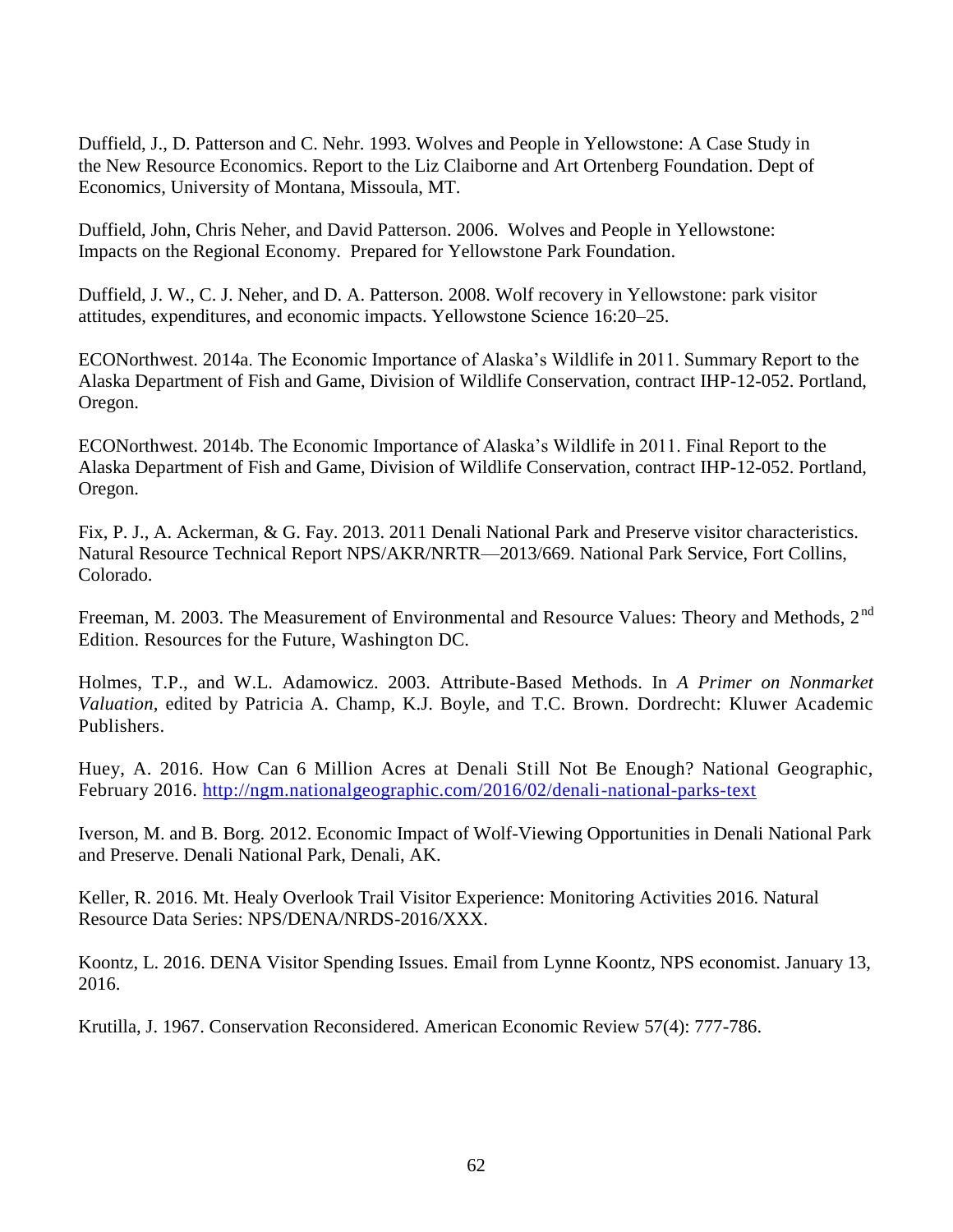Duffield, J., D. Patterson and C. Nehr. 1993. Wolves and People in Yellowstone: A Case Study in the New Resource Economics. Report to the Liz Claiborne and Art Ortenberg Foundation. Dept of Economics, University of Montana, Missoula, MT.

Duffield, John, Chris Neher, and David Patterson. 2006. Wolves and People in Yellowstone: Impacts on the Regional Economy. Prepared for Yellowstone Park Foundation.

Duffield, J. W., C. J. Neher, and D. A. Patterson. 2008. Wolf recovery in Yellowstone: park visitor attitudes, expenditures, and economic impacts. Yellowstone Science 16:20–25.

ECONorthwest. 2014a. The Economic Importance of Alaska's Wildlife in 2011. Summary Report to the Alaska Department of Fish and Game, Division of Wildlife Conservation, contract IHP-12-052. Portland, Oregon.

ECONorthwest. 2014b. The Economic Importance of Alaska's Wildlife in 2011. Final Report to the Alaska Department of Fish and Game, Division of Wildlife Conservation, contract IHP-12-052. Portland, Oregon.

Fix, P. J., A. Ackerman, & G. Fay. 2013. 2011 Denali National Park and Preserve visitor characteristics. Natural Resource Technical Report NPS/AKR/NRTR—2013/669. National Park Service, Fort Collins, Colorado.

Freeman, M. 2003. The Measurement of Environmental and Resource Values: Theory and Methods, 2nd Edition. Resources for the Future, Washington DC.

Holmes, T.P., and W.L. Adamowicz. 2003. Attribute-Based Methods. In *A Primer on Nonmarket Valuation*, edited by Patricia A. Champ, K.J. Boyle, and T.C. Brown. Dordrecht: Kluwer Academic Publishers.

Huey, A. 2016. How Can 6 Million Acres at Denali Still Not Be Enough? National Geographic, February 2016. http://ngm.nationalgeographic.com/2016/02/denali-national-parks-text

Iverson, M. and B. Borg. 2012. Economic Impact of Wolf-Viewing Opportunities in Denali National Park and Preserve. Denali National Park, Denali, AK.

Keller, R. 2016. Mt. Healy Overlook Trail Visitor Experience: Monitoring Activities 2016. Natural Resource Data Series: NPS/DENA/NRDS-2016/XXX.

Koontz, L. 2016. DENA Visitor Spending Issues. Email from Lynne Koontz, NPS economist. January 13, 2016.

Krutilla, J. 1967. Conservation Reconsidered. American Economic Review 57(4): 777-786.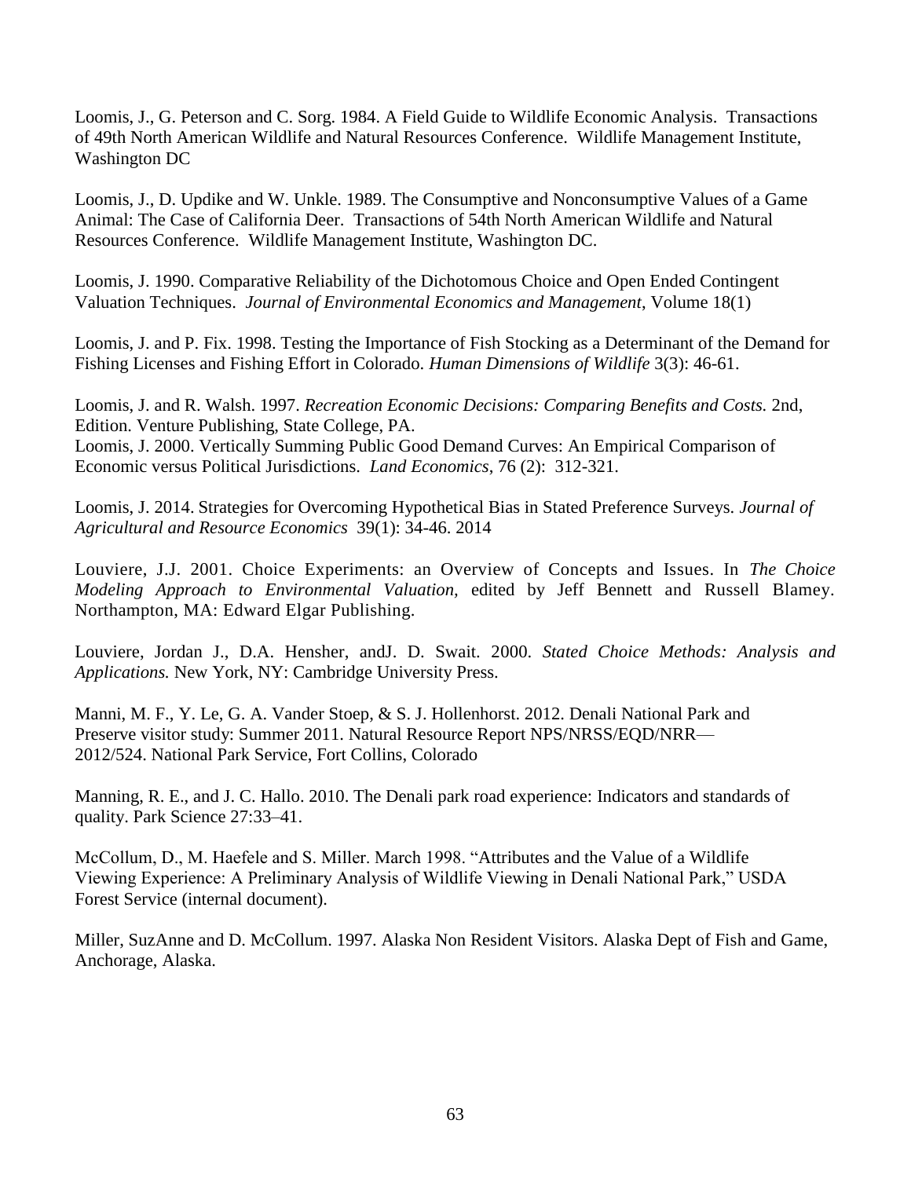Loomis, J., G. Peterson and C. Sorg. 1984. A Field Guide to Wildlife Economic Analysis. Transactions of 49th North American Wildlife and Natural Resources Conference. Wildlife Management Institute, Washington DC

Loomis, J., D. Updike and W. Unkle. 1989. The Consumptive and Nonconsumptive Values of a Game Animal: The Case of California Deer. Transactions of 54th North American Wildlife and Natural Resources Conference. Wildlife Management Institute, Washington DC.

Loomis, J. 1990. Comparative Reliability of the Dichotomous Choice and Open Ended Contingent Valuation Techniques. *Journal of Environmental Economics and Management*, Volume 18(1)

Loomis, J. and P. Fix. 1998. Testing the Importance of Fish Stocking as a Determinant of the Demand for Fishing Licenses and Fishing Effort in Colorado. *Human Dimensions of Wildlife* 3(3): 46-61.

Loomis, J. and R. Walsh. 1997. *Recreation Economic Decisions: Comparing Benefits and Costs.* 2nd, Edition. Venture Publishing, State College, PA.
Loomis, J. 2000. Vertically Summing Public Good Demand Curves: An Empirical Comparison of Economic versus Political Jurisdictions. *Land Economics*, 76 (2): 312-321.

Loomis, J. 2014. Strategies for Overcoming Hypothetical Bias in Stated Preference Surveys. *Journal of Agricultural and Resource Economics* 39(1): 34-46. 2014

Louviere, J.J. 2001. Choice Experiments: an Overview of Concepts and Issues. In *The Choice Modeling Approach to Environmental Valuation,* edited by Jeff Bennett and Russell Blamey. Northampton, MA: Edward Elgar Publishing.

Louviere, Jordan J., D.A. Hensher, andJ. D. Swait. 2000. *Stated Choice Methods: Analysis and Applications.* New York, NY: Cambridge University Press.

Manni, M. F., Y. Le, G. A. Vander Stoep, & S. J. Hollenhorst. 2012. Denali National Park and Preserve visitor study: Summer 2011. Natural Resource Report NPS/NRSS/EQD/NRR—2012/524. National Park Service, Fort Collins, Colorado

Manning, R. E., and J. C. Hallo. 2010. The Denali park road experience: Indicators and standards of quality. Park Science 27:33–41.

McCollum, D., M. Haefele and S. Miller. March 1998. "Attributes and the Value of a Wildlife Viewing Experience: A Preliminary Analysis of Wildlife Viewing in Denali National Park," USDA Forest Service (internal document).

Miller, SuzAnne and D. McCollum. 1997. Alaska Non Resident Visitors. Alaska Dept of Fish and Game, Anchorage, Alaska.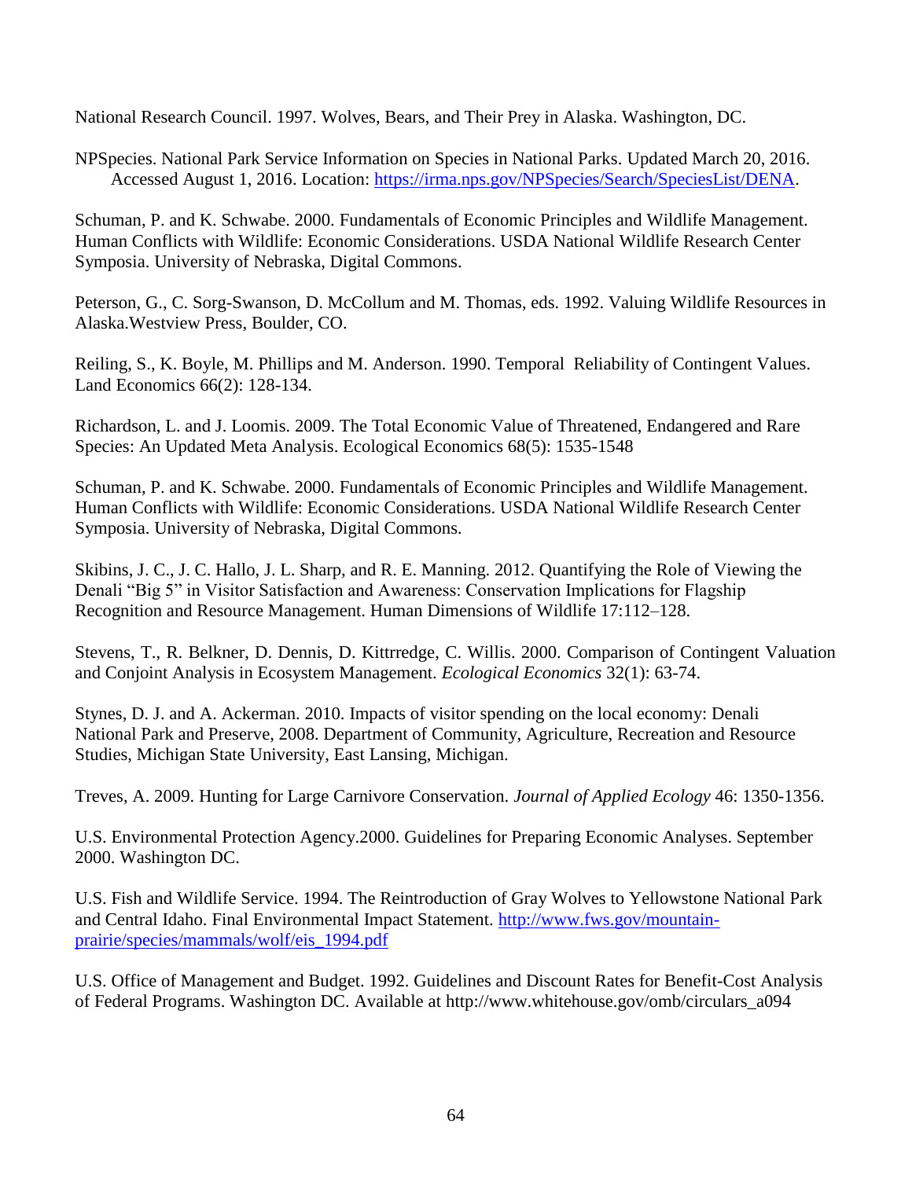National Research Council. 1997. Wolves, Bears, and Their Prey in Alaska. Washington, DC.

NPSpecies. National Park Service Information on Species in National Parks. Updated March 20, 2016. Accessed August 1, 2016. Location: [https://irma.nps.gov/NPSpecies/Search/SpeciesList/DENA](https://irma.nps.gov/NPSpecies/Search/SpeciesList/DENA).

Schuman, P. and K. Schwabe. 2000. Fundamentals of Economic Principles and Wildlife Management. Human Conflicts with Wildlife: Economic Considerations. USDA National Wildlife Research Center Symposia. University of Nebraska, Digital Commons.

Peterson, G., C. Sorg-Swanson, D. McCollum and M. Thomas, eds. 1992. Valuing Wildlife Resources in Alaska.Westview Press, Boulder, CO.

Reiling, S., K. Boyle, M. Phillips and M. Anderson. 1990. Temporal Reliability of Contingent Values. Land Economics 66(2): 128-134.

Richardson, L. and J. Loomis. 2009. The Total Economic Value of Threatened, Endangered and Rare Species: An Updated Meta Analysis. Ecological Economics 68(5): 1535-1548

Schuman, P. and K. Schwabe. 2000. Fundamentals of Economic Principles and Wildlife Management. Human Conflicts with Wildlife: Economic Considerations. USDA National Wildlife Research Center Symposia. University of Nebraska, Digital Commons.

Skibins, J. C., J. C. Hallo, J. L. Sharp, and R. E. Manning. 2012. Quantifying the Role of Viewing the Denali "Big 5" in Visitor Satisfaction and Awareness: Conservation Implications for Flagship Recognition and Resource Management. Human Dimensions of Wildlife 17:112–128.

Stevens, T., R. Belkner, D. Dennis, D. Kittrredge, C. Willis. 2000. Comparison of Contingent Valuation and Conjoint Analysis in Ecosystem Management. *Ecological Economics* 32(1): 63-74.

Stynes, D. J. and A. Ackerman. 2010. Impacts of visitor spending on the local economy: Denali National Park and Preserve, 2008. Department of Community, Agriculture, Recreation and Resource Studies, Michigan State University, East Lansing, Michigan.

Treves, A. 2009. Hunting for Large Carnivore Conservation. *Journal of Applied Ecology* 46: 1350-1356.

U.S. Environmental Protection Agency.2000. Guidelines for Preparing Economic Analyses. September 2000. Washington DC.

U.S. Fish and Wildlife Service. 1994. The Reintroduction of Gray Wolves to Yellowstone National Park and Central Idaho. Final Environmental Impact Statement. [http://www.fws.gov/mountain-prairie/species/mammals/wolf/eis_1994.pdf](http://www.fws.gov/mountain-prairie/species/mammals/wolf/eis_1994.pdf)

U.S. Office of Management and Budget. 1992. Guidelines and Discount Rates for Benefit-Cost Analysis of Federal Programs. Washington DC. Available at http://www.whitehouse.gov/omb/circulars_a094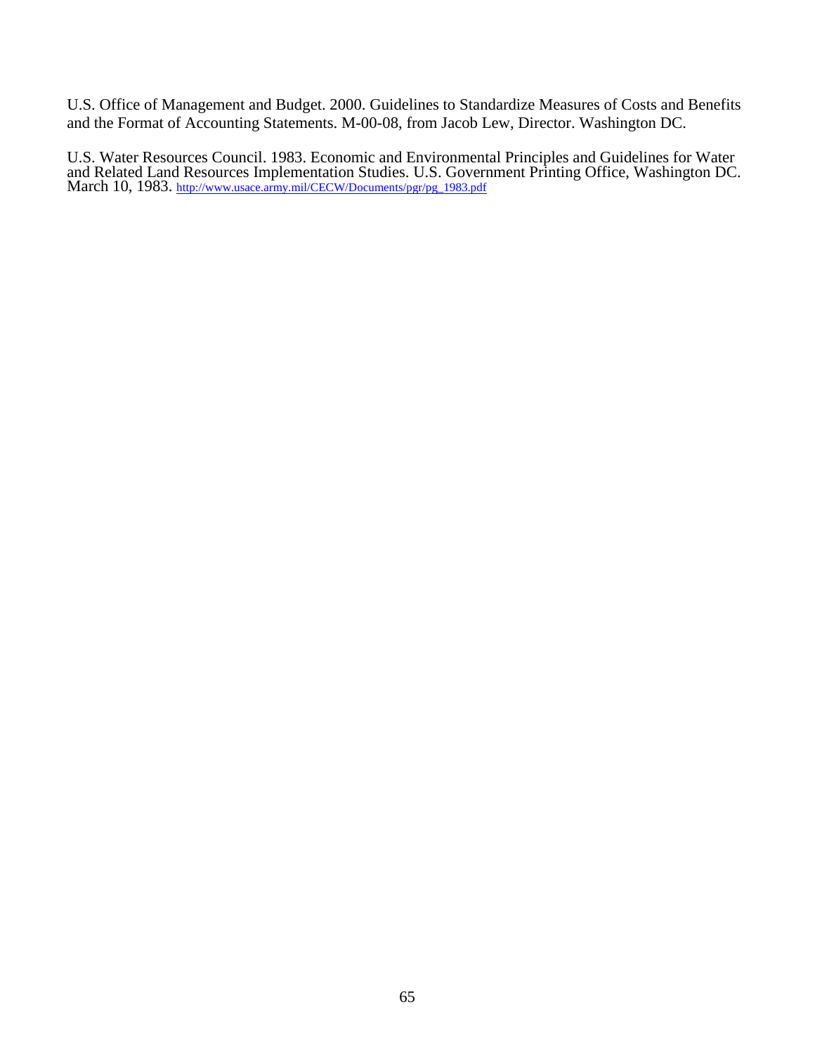U.S. Office of Management and Budget. 2000. Guidelines to Standardize Measures of Costs and Benefits and the Format of Accounting Statements. M-00-08, from Jacob Lew, Director. Washington DC.

U.S. Water Resources Council. 1983. Economic and Environmental Principles and Guidelines for Water and Related Land Resources Implementation Studies. U.S. Government Printing Office, Washington DC. March 10, 1983. http://www.usace.army.mil/CECW/Documents/pgr/pg_1983.pdf